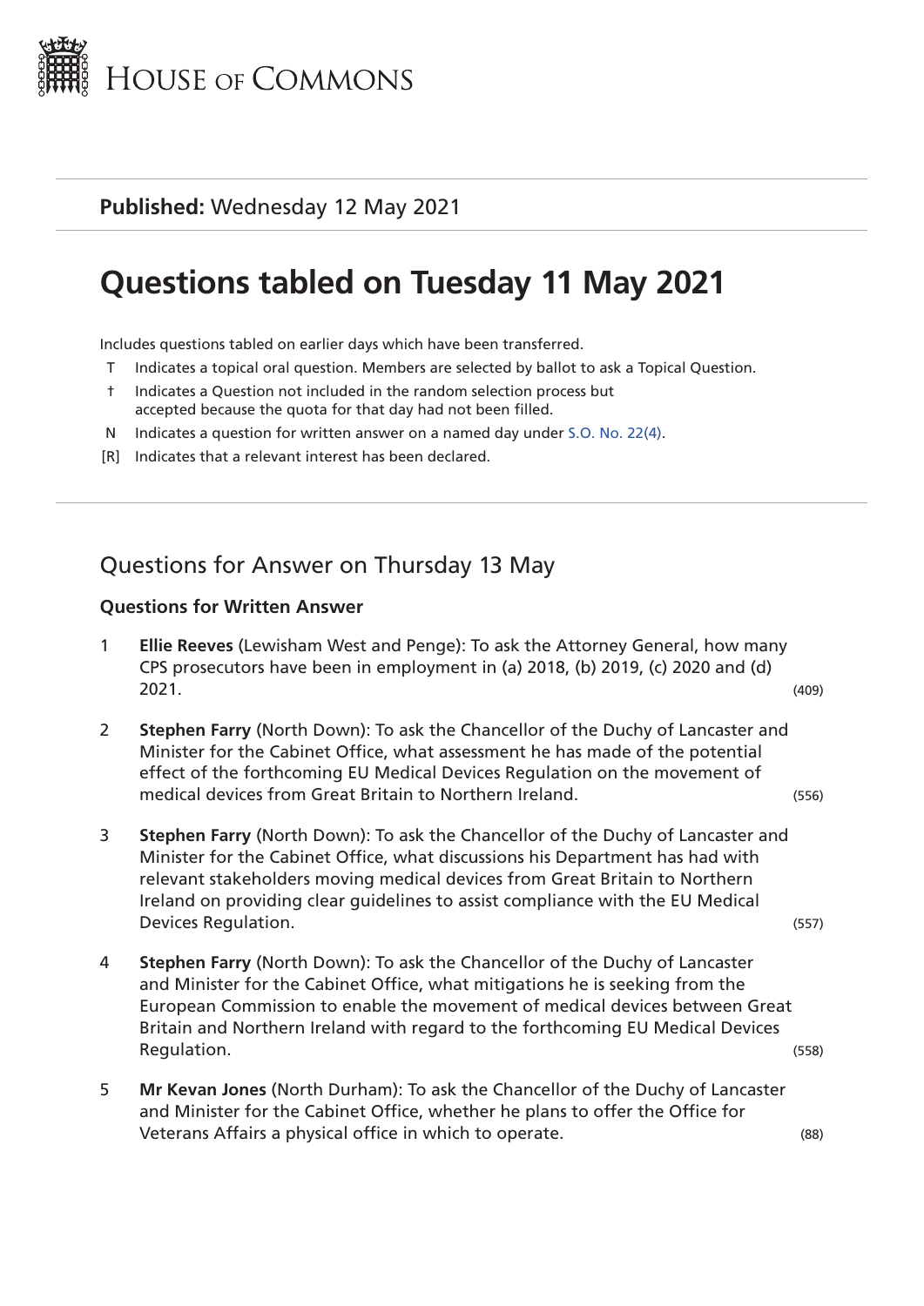# House of Commons

**Published:** Wednesday 12 May 2021

# Questions tabled on Tuesday 11 May 2021

Includes questions tabled on earlier days which have been transferred.

- T Indicates a topical oral question. Members are selected by ballot to ask a Topical Question.
- † Indicates a Question not included in the random selection process but accepted because the quota for that day had not been filled.
- N Indicates a question for written answer on a named day under S.O. No. 22(4).
- [R] Indicates that a relevant interest has been declared.

## Questions for Answer on Thursday 13 May

### Questions for Written Answer

1. **Ellie Reeves** (Lewisham West and Penge): To ask the Attorney General, how many CPS prosecutors have been in employment in (a) 2018, (b) 2019, (c) 2020 and (d) 2021. (409)

2. **Stephen Farry** (North Down): To ask the Chancellor of the Duchy of Lancaster and Minister for the Cabinet Office, what assessment he has made of the potential effect of the forthcoming EU Medical Devices Regulation on the movement of medical devices from Great Britain to Northern Ireland. (556)

3. **Stephen Farry** (North Down): To ask the Chancellor of the Duchy of Lancaster and Minister for the Cabinet Office, what discussions his Department has had with relevant stakeholders moving medical devices from Great Britain to Northern Ireland on providing clear guidelines to assist compliance with the EU Medical Devices Regulation. (557)

4. **Stephen Farry** (North Down): To ask the Chancellor of the Duchy of Lancaster and Minister for the Cabinet Office, what mitigations he is seeking from the European Commission to enable the movement of medical devices between Great Britain and Northern Ireland with regard to the forthcoming EU Medical Devices Regulation. (558)

5. **Mr Kevan Jones** (North Durham): To ask the Chancellor of the Duchy of Lancaster and Minister for the Cabinet Office, whether he plans to offer the Office for Veterans Affairs a physical office in which to operate. (88)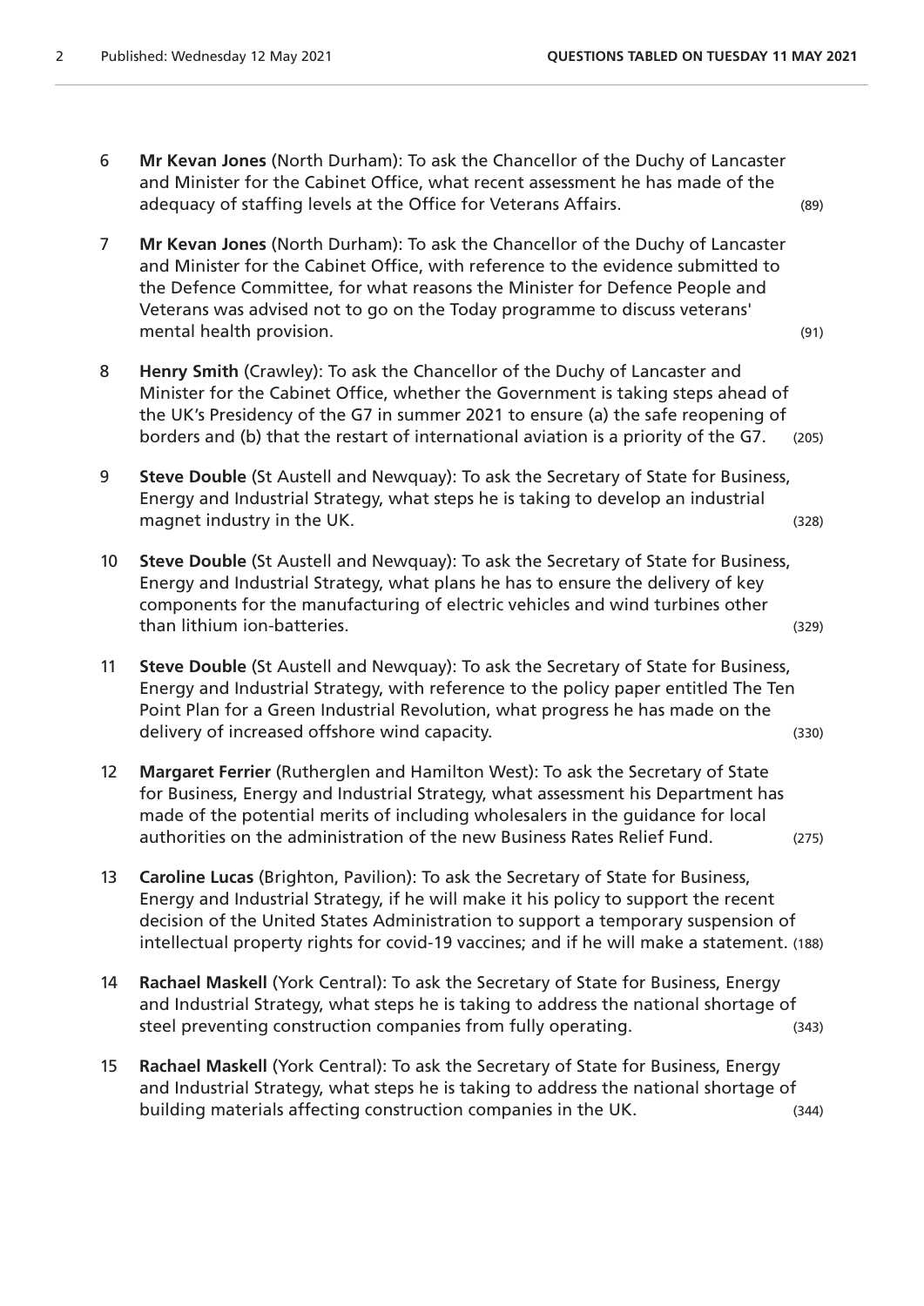6 **Mr Kevan Jones** (North Durham): To ask the Chancellor of the Duchy of Lancaster and Minister for the Cabinet Office, what recent assessment he has made of the adequacy of staffing levels at the Office for Veterans Affairs. (89)

7 **Mr Kevan Jones** (North Durham): To ask the Chancellor of the Duchy of Lancaster and Minister for the Cabinet Office, with reference to the evidence submitted to the Defence Committee, for what reasons the Minister for Defence People and Veterans was advised not to go on the Today programme to discuss veterans' mental health provision. (91)

8 **Henry Smith** (Crawley): To ask the Chancellor of the Duchy of Lancaster and Minister for the Cabinet Office, whether the Government is taking steps ahead of the UK's Presidency of the G7 in summer 2021 to ensure (a) the safe reopening of borders and (b) that the restart of international aviation is a priority of the G7. (205)

9 **Steve Double** (St Austell and Newquay): To ask the Secretary of State for Business, Energy and Industrial Strategy, what steps he is taking to develop an industrial magnet industry in the UK. (328)

10 **Steve Double** (St Austell and Newquay): To ask the Secretary of State for Business, Energy and Industrial Strategy, what plans he has to ensure the delivery of key components for the manufacturing of electric vehicles and wind turbines other than lithium ion-batteries. (329)

11 **Steve Double** (St Austell and Newquay): To ask the Secretary of State for Business, Energy and Industrial Strategy, with reference to the policy paper entitled The Ten Point Plan for a Green Industrial Revolution, what progress he has made on the delivery of increased offshore wind capacity. (330)

12 **Margaret Ferrier** (Rutherglen and Hamilton West): To ask the Secretary of State for Business, Energy and Industrial Strategy, what assessment his Department has made of the potential merits of including wholesalers in the guidance for local authorities on the administration of the new Business Rates Relief Fund. (275)

13 **Caroline Lucas** (Brighton, Pavilion): To ask the Secretary of State for Business, Energy and Industrial Strategy, if he will make it his policy to support the recent decision of the United States Administration to support a temporary suspension of intellectual property rights for covid-19 vaccines; and if he will make a statement. (188)

14 **Rachael Maskell** (York Central): To ask the Secretary of State for Business, Energy and Industrial Strategy, what steps he is taking to address the national shortage of steel preventing construction companies from fully operating. (343)

15 **Rachael Maskell** (York Central): To ask the Secretary of State for Business, Energy and Industrial Strategy, what steps he is taking to address the national shortage of building materials affecting construction companies in the UK. (344)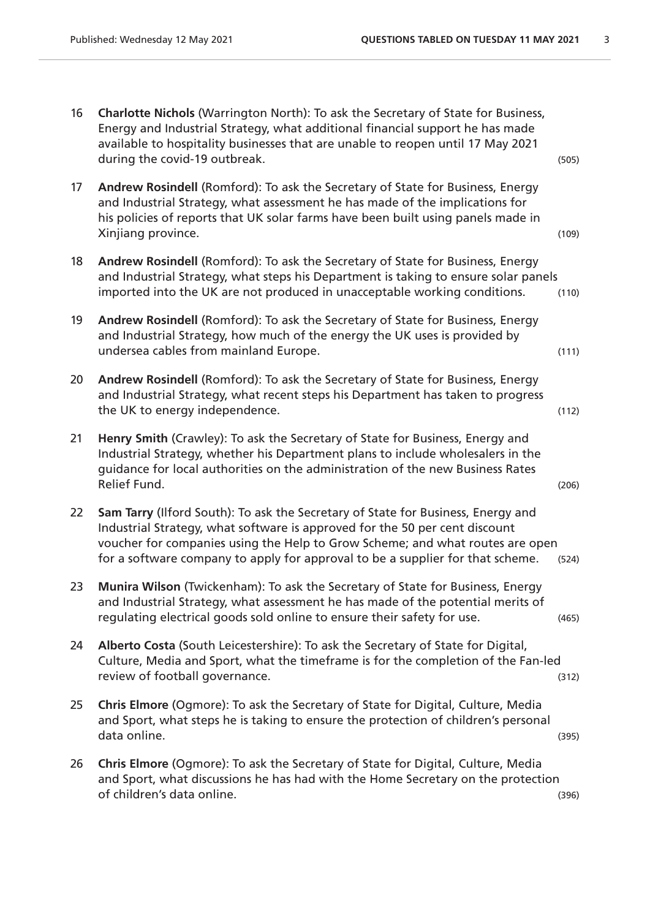16 **Charlotte Nichols** (Warrington North): To ask the Secretary of State for Business, Energy and Industrial Strategy, what additional financial support he has made available to hospitality businesses that are unable to reopen until 17 May 2021 during the covid-19 outbreak. (505)

17 **Andrew Rosindell** (Romford): To ask the Secretary of State for Business, Energy and Industrial Strategy, what assessment he has made of the implications for his policies of reports that UK solar farms have been built using panels made in Xinjiang province. (109)

18 **Andrew Rosindell** (Romford): To ask the Secretary of State for Business, Energy and Industrial Strategy, what steps his Department is taking to ensure solar panels imported into the UK are not produced in unacceptable working conditions. (110)

19 **Andrew Rosindell** (Romford): To ask the Secretary of State for Business, Energy and Industrial Strategy, how much of the energy the UK uses is provided by undersea cables from mainland Europe. (111)

20 **Andrew Rosindell** (Romford): To ask the Secretary of State for Business, Energy and Industrial Strategy, what recent steps his Department has taken to progress the UK to energy independence. (112)

21 **Henry Smith** (Crawley): To ask the Secretary of State for Business, Energy and Industrial Strategy, whether his Department plans to include wholesalers in the guidance for local authorities on the administration of the new Business Rates Relief Fund. (206)

22 **Sam Tarry** (Ilford South): To ask the Secretary of State for Business, Energy and Industrial Strategy, what software is approved for the 50 per cent discount voucher for companies using the Help to Grow Scheme; and what routes are open for a software company to apply for approval to be a supplier for that scheme. (524)

23 **Munira Wilson** (Twickenham): To ask the Secretary of State for Business, Energy and Industrial Strategy, what assessment he has made of the potential merits of regulating electrical goods sold online to ensure their safety for use. (465)

24 **Alberto Costa** (South Leicestershire): To ask the Secretary of State for Digital, Culture, Media and Sport, what the timeframe is for the completion of the Fan-led review of football governance. (312)

25 **Chris Elmore** (Ogmore): To ask the Secretary of State for Digital, Culture, Media and Sport, what steps he is taking to ensure the protection of children's personal data online. (395)

26 **Chris Elmore** (Ogmore): To ask the Secretary of State for Digital, Culture, Media and Sport, what discussions he has had with the Home Secretary on the protection of children's data online. (396)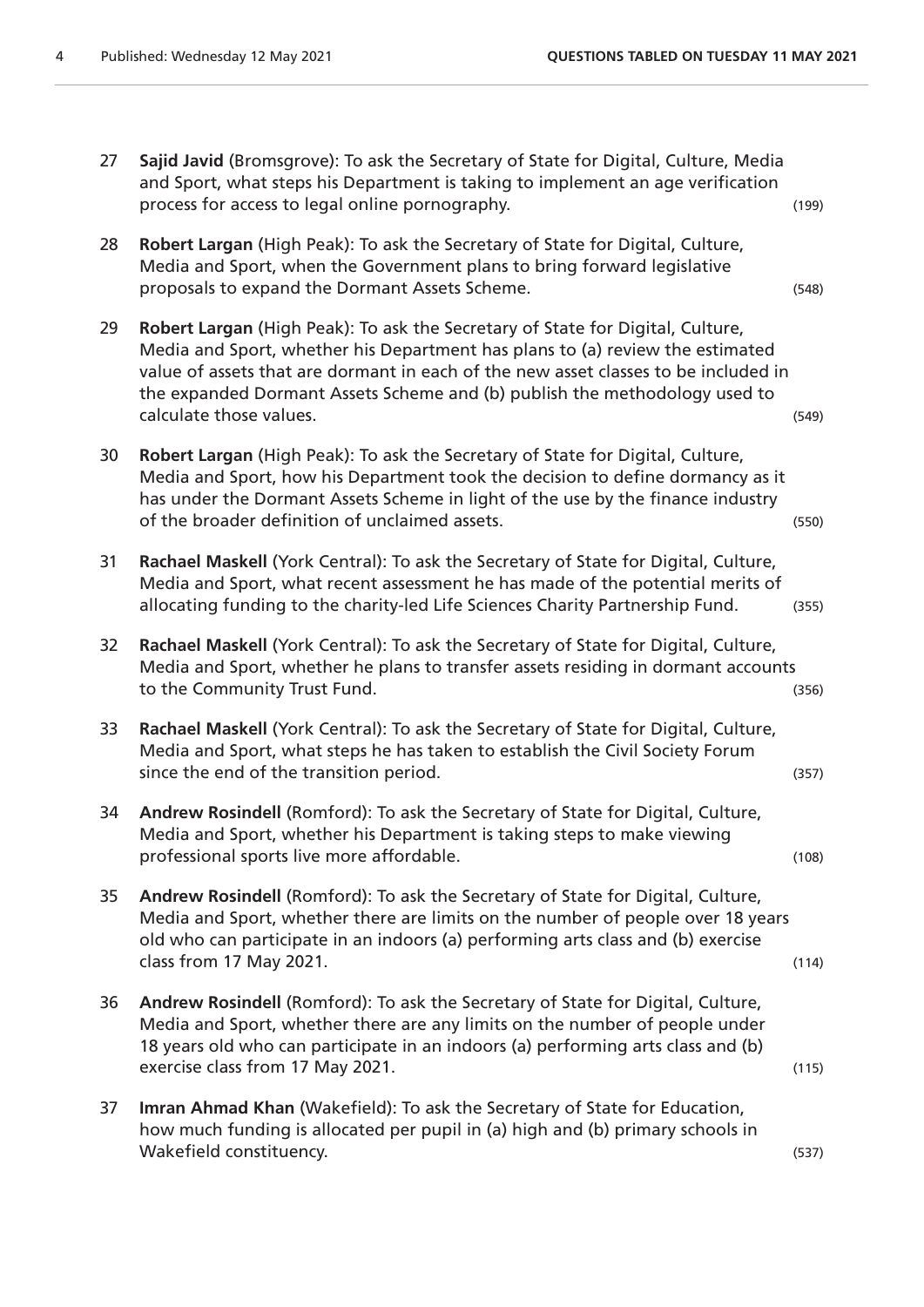27 **Sajid Javid** (Bromsgrove): To ask the Secretary of State for Digital, Culture, Media and Sport, what steps his Department is taking to implement an age verification process for access to legal online pornography. (199)

28 **Robert Largan** (High Peak): To ask the Secretary of State for Digital, Culture, Media and Sport, when the Government plans to bring forward legislative proposals to expand the Dormant Assets Scheme. (548)

29 **Robert Largan** (High Peak): To ask the Secretary of State for Digital, Culture, Media and Sport, whether his Department has plans to (a) review the estimated value of assets that are dormant in each of the new asset classes to be included in the expanded Dormant Assets Scheme and (b) publish the methodology used to calculate those values. (549)

30 **Robert Largan** (High Peak): To ask the Secretary of State for Digital, Culture, Media and Sport, how his Department took the decision to define dormancy as it has under the Dormant Assets Scheme in light of the use by the finance industry of the broader definition of unclaimed assets. (550)

31 **Rachael Maskell** (York Central): To ask the Secretary of State for Digital, Culture, Media and Sport, what recent assessment he has made of the potential merits of allocating funding to the charity-led Life Sciences Charity Partnership Fund. (355)

32 **Rachael Maskell** (York Central): To ask the Secretary of State for Digital, Culture, Media and Sport, whether he plans to transfer assets residing in dormant accounts to the Community Trust Fund. (356)

33 **Rachael Maskell** (York Central): To ask the Secretary of State for Digital, Culture, Media and Sport, what steps he has taken to establish the Civil Society Forum since the end of the transition period. (357)

34 **Andrew Rosindell** (Romford): To ask the Secretary of State for Digital, Culture, Media and Sport, whether his Department is taking steps to make viewing professional sports live more affordable. (108)

35 **Andrew Rosindell** (Romford): To ask the Secretary of State for Digital, Culture, Media and Sport, whether there are limits on the number of people over 18 years old who can participate in an indoors (a) performing arts class and (b) exercise class from 17 May 2021. (114)

36 **Andrew Rosindell** (Romford): To ask the Secretary of State for Digital, Culture, Media and Sport, whether there are any limits on the number of people under 18 years old who can participate in an indoors (a) performing arts class and (b) exercise class from 17 May 2021. (115)

37 **Imran Ahmad Khan** (Wakefield): To ask the Secretary of State for Education, how much funding is allocated per pupil in (a) high and (b) primary schools in Wakefield constituency. (537)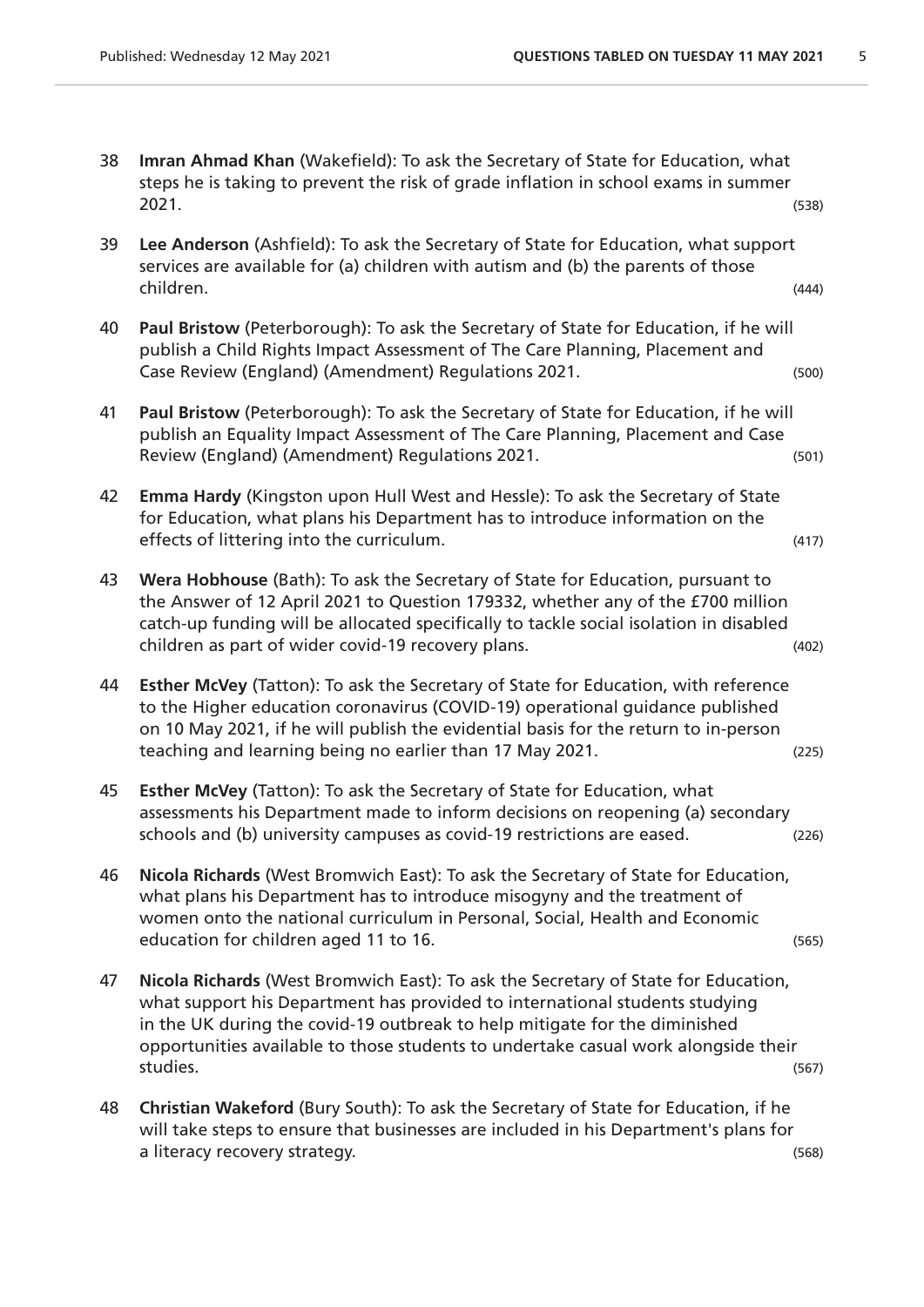38 **Imran Ahmad Khan** (Wakefield): To ask the Secretary of State for Education, what steps he is taking to prevent the risk of grade inflation in school exams in summer 2021. (538)

39 **Lee Anderson** (Ashfield): To ask the Secretary of State for Education, what support services are available for (a) children with autism and (b) the parents of those children. (444)

40 **Paul Bristow** (Peterborough): To ask the Secretary of State for Education, if he will publish a Child Rights Impact Assessment of The Care Planning, Placement and Case Review (England) (Amendment) Regulations 2021. (500)

41 **Paul Bristow** (Peterborough): To ask the Secretary of State for Education, if he will publish an Equality Impact Assessment of The Care Planning, Placement and Case Review (England) (Amendment) Regulations 2021. (501)

42 **Emma Hardy** (Kingston upon Hull West and Hessle): To ask the Secretary of State for Education, what plans his Department has to introduce information on the effects of littering into the curriculum. (417)

43 **Wera Hobhouse** (Bath): To ask the Secretary of State for Education, pursuant to the Answer of 12 April 2021 to Question 179332, whether any of the £700 million catch-up funding will be allocated specifically to tackle social isolation in disabled children as part of wider covid-19 recovery plans. (402)

44 **Esther McVey** (Tatton): To ask the Secretary of State for Education, with reference to the Higher education coronavirus (COVID-19) operational guidance published on 10 May 2021, if he will publish the evidential basis for the return to in-person teaching and learning being no earlier than 17 May 2021. (225)

45 **Esther McVey** (Tatton): To ask the Secretary of State for Education, what assessments his Department made to inform decisions on reopening (a) secondary schools and (b) university campuses as covid-19 restrictions are eased. (226)

46 **Nicola Richards** (West Bromwich East): To ask the Secretary of State for Education, what plans his Department has to introduce misogyny and the treatment of women onto the national curriculum in Personal, Social, Health and Economic education for children aged 11 to 16. (565)

47 **Nicola Richards** (West Bromwich East): To ask the Secretary of State for Education, what support his Department has provided to international students studying in the UK during the covid-19 outbreak to help mitigate for the diminished opportunities available to those students to undertake casual work alongside their studies. (567)

48 **Christian Wakeford** (Bury South): To ask the Secretary of State for Education, if he will take steps to ensure that businesses are included in his Department's plans for a literacy recovery strategy. (568)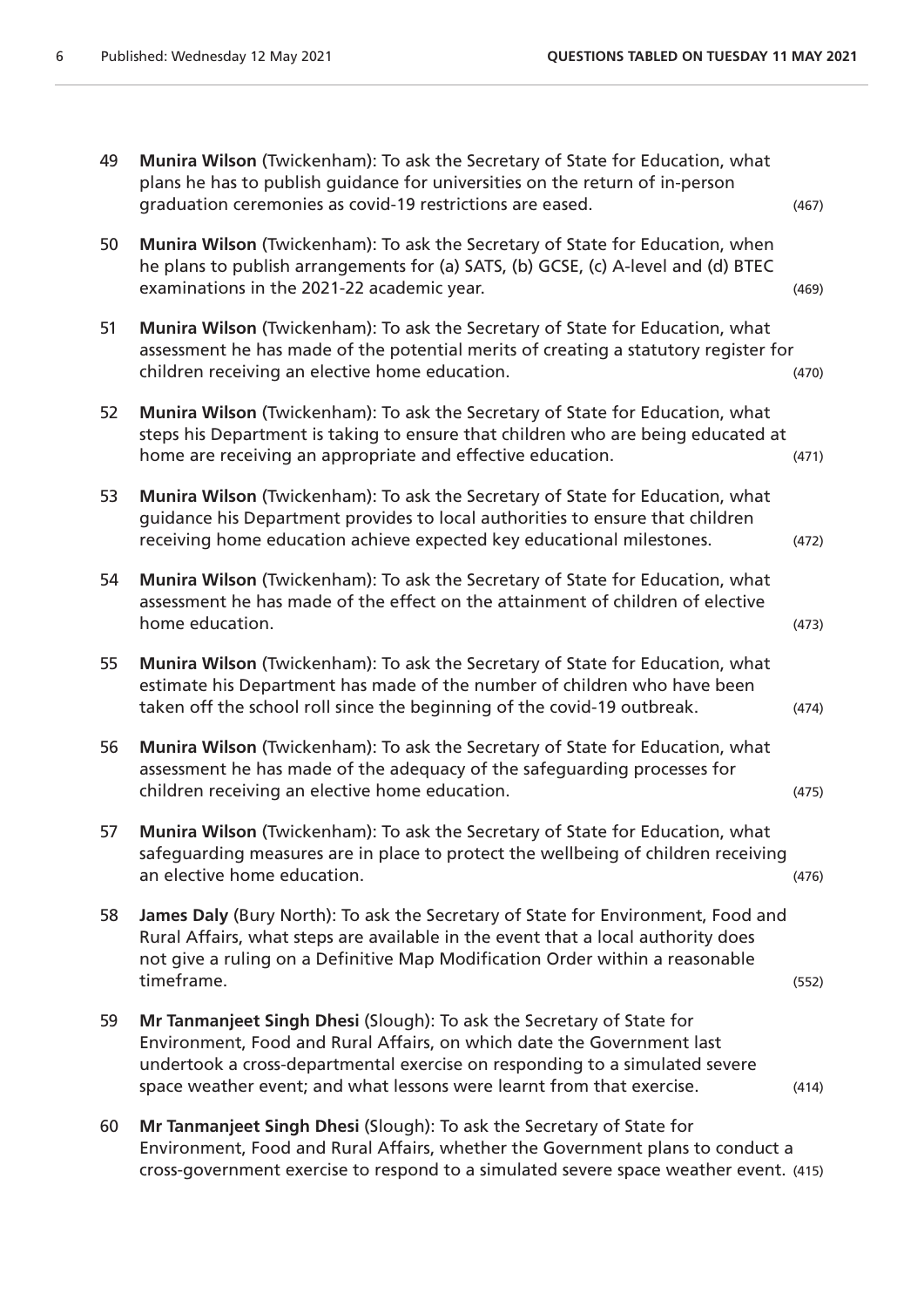49 **Munira Wilson** (Twickenham): To ask the Secretary of State for Education, what plans he has to publish guidance for universities on the return of in-person graduation ceremonies as covid-19 restrictions are eased. (467)

50 **Munira Wilson** (Twickenham): To ask the Secretary of State for Education, when he plans to publish arrangements for (a) SATS, (b) GCSE, (c) A-level and (d) BTEC examinations in the 2021-22 academic year. (469)

51 **Munira Wilson** (Twickenham): To ask the Secretary of State for Education, what assessment he has made of the potential merits of creating a statutory register for children receiving an elective home education. (470)

52 **Munira Wilson** (Twickenham): To ask the Secretary of State for Education, what steps his Department is taking to ensure that children who are being educated at home are receiving an appropriate and effective education. (471)

53 **Munira Wilson** (Twickenham): To ask the Secretary of State for Education, what guidance his Department provides to local authorities to ensure that children receiving home education achieve expected key educational milestones. (472)

54 **Munira Wilson** (Twickenham): To ask the Secretary of State for Education, what assessment he has made of the effect on the attainment of children of elective home education. (473)

55 **Munira Wilson** (Twickenham): To ask the Secretary of State for Education, what estimate his Department has made of the number of children who have been taken off the school roll since the beginning of the covid-19 outbreak. (474)

56 **Munira Wilson** (Twickenham): To ask the Secretary of State for Education, what assessment he has made of the adequacy of the safeguarding processes for children receiving an elective home education. (475)

57 **Munira Wilson** (Twickenham): To ask the Secretary of State for Education, what safeguarding measures are in place to protect the wellbeing of children receiving an elective home education. (476)

58 **James Daly** (Bury North): To ask the Secretary of State for Environment, Food and Rural Affairs, what steps are available in the event that a local authority does not give a ruling on a Definitive Map Modification Order within a reasonable timeframe. (552)

59 **Mr Tanmanjeet Singh Dhesi** (Slough): To ask the Secretary of State for Environment, Food and Rural Affairs, on which date the Government last undertook a cross-departmental exercise on responding to a simulated severe space weather event; and what lessons were learnt from that exercise. (414)

60 **Mr Tanmanjeet Singh Dhesi** (Slough): To ask the Secretary of State for Environment, Food and Rural Affairs, whether the Government plans to conduct a cross-government exercise to respond to a simulated severe space weather event. (415)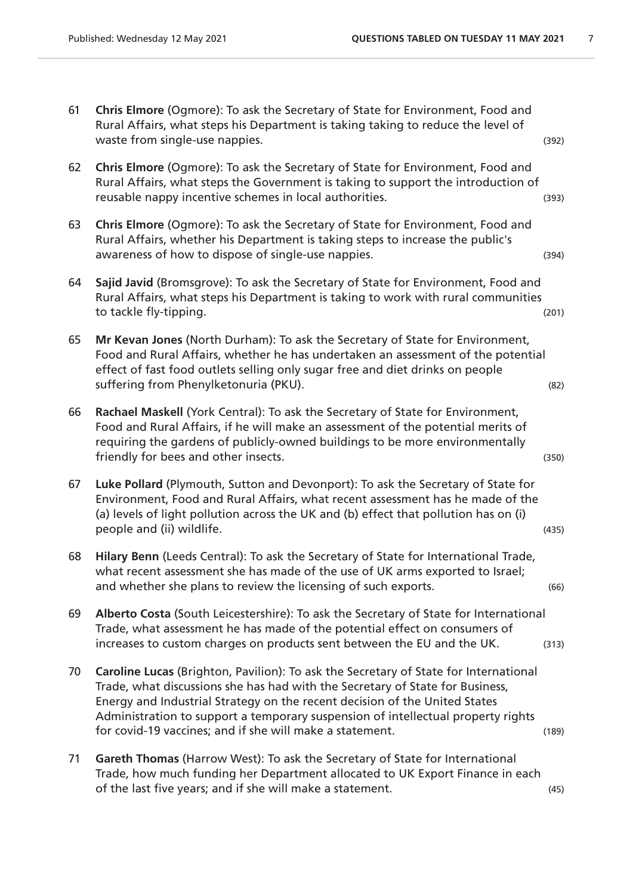61 **Chris Elmore** (Ogmore): To ask the Secretary of State for Environment, Food and Rural Affairs, what steps his Department is taking taking to reduce the level of waste from single-use nappies. (392)

62 **Chris Elmore** (Ogmore): To ask the Secretary of State for Environment, Food and Rural Affairs, what steps the Government is taking to support the introduction of reusable nappy incentive schemes in local authorities. (393)

63 **Chris Elmore** (Ogmore): To ask the Secretary of State for Environment, Food and Rural Affairs, whether his Department is taking steps to increase the public's awareness of how to dispose of single-use nappies. (394)

64 **Sajid Javid** (Bromsgrove): To ask the Secretary of State for Environment, Food and Rural Affairs, what steps his Department is taking to work with rural communities to tackle fly-tipping. (201)

65 **Mr Kevan Jones** (North Durham): To ask the Secretary of State for Environment, Food and Rural Affairs, whether he has undertaken an assessment of the potential effect of fast food outlets selling only sugar free and diet drinks on people suffering from Phenylketonuria (PKU). (82)

66 **Rachael Maskell** (York Central): To ask the Secretary of State for Environment, Food and Rural Affairs, if he will make an assessment of the potential merits of requiring the gardens of publicly-owned buildings to be more environmentally friendly for bees and other insects. (350)

67 **Luke Pollard** (Plymouth, Sutton and Devonport): To ask the Secretary of State for Environment, Food and Rural Affairs, what recent assessment has he made of the (a) levels of light pollution across the UK and (b) effect that pollution has on (i) people and (ii) wildlife. (435)

68 **Hilary Benn** (Leeds Central): To ask the Secretary of State for International Trade, what recent assessment she has made of the use of UK arms exported to Israel; and whether she plans to review the licensing of such exports. (66)

69 **Alberto Costa** (South Leicestershire): To ask the Secretary of State for International Trade, what assessment he has made of the potential effect on consumers of increases to custom charges on products sent between the EU and the UK. (313)

70 **Caroline Lucas** (Brighton, Pavilion): To ask the Secretary of State for International Trade, what discussions she has had with the Secretary of State for Business, Energy and Industrial Strategy on the recent decision of the United States Administration to support a temporary suspension of intellectual property rights for covid-19 vaccines; and if she will make a statement. (189)

71 **Gareth Thomas** (Harrow West): To ask the Secretary of State for International Trade, how much funding her Department allocated to UK Export Finance in each of the last five years; and if she will make a statement. (45)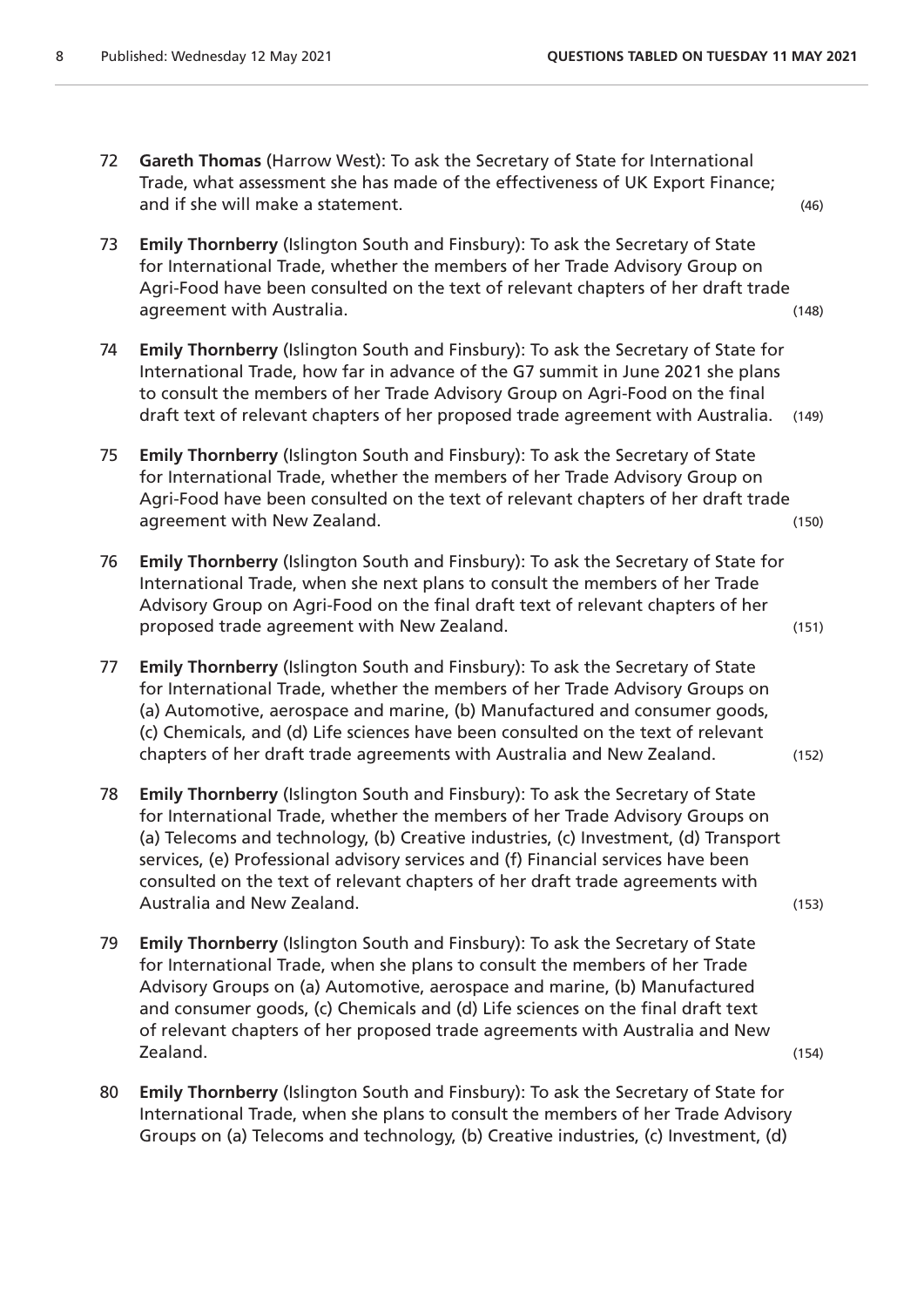72 **Gareth Thomas** (Harrow West): To ask the Secretary of State for International Trade, what assessment she has made of the effectiveness of UK Export Finance; and if she will make a statement. (46)

73 **Emily Thornberry** (Islington South and Finsbury): To ask the Secretary of State for International Trade, whether the members of her Trade Advisory Group on Agri-Food have been consulted on the text of relevant chapters of her draft trade agreement with Australia. (148)

74 **Emily Thornberry** (Islington South and Finsbury): To ask the Secretary of State for International Trade, how far in advance of the G7 summit in June 2021 she plans to consult the members of her Trade Advisory Group on Agri-Food on the final draft text of relevant chapters of her proposed trade agreement with Australia. (149)

75 **Emily Thornberry** (Islington South and Finsbury): To ask the Secretary of State for International Trade, whether the members of her Trade Advisory Group on Agri-Food have been consulted on the text of relevant chapters of her draft trade agreement with New Zealand. (150)

76 **Emily Thornberry** (Islington South and Finsbury): To ask the Secretary of State for International Trade, when she next plans to consult the members of her Trade Advisory Group on Agri-Food on the final draft text of relevant chapters of her proposed trade agreement with New Zealand. (151)

77 **Emily Thornberry** (Islington South and Finsbury): To ask the Secretary of State for International Trade, whether the members of her Trade Advisory Groups on (a) Automotive, aerospace and marine, (b) Manufactured and consumer goods, (c) Chemicals, and (d) Life sciences have been consulted on the text of relevant chapters of her draft trade agreements with Australia and New Zealand. (152)

78 **Emily Thornberry** (Islington South and Finsbury): To ask the Secretary of State for International Trade, whether the members of her Trade Advisory Groups on (a) Telecoms and technology, (b) Creative industries, (c) Investment, (d) Transport services, (e) Professional advisory services and (f) Financial services have been consulted on the text of relevant chapters of her draft trade agreements with Australia and New Zealand. (153)

79 **Emily Thornberry** (Islington South and Finsbury): To ask the Secretary of State for International Trade, when she plans to consult the members of her Trade Advisory Groups on (a) Automotive, aerospace and marine, (b) Manufactured and consumer goods, (c) Chemicals and (d) Life sciences on the final draft text of relevant chapters of her proposed trade agreements with Australia and New Zealand. (154)

80 **Emily Thornberry** (Islington South and Finsbury): To ask the Secretary of State for International Trade, when she plans to consult the members of her Trade Advisory Groups on (a) Telecoms and technology, (b) Creative industries, (c) Investment, (d)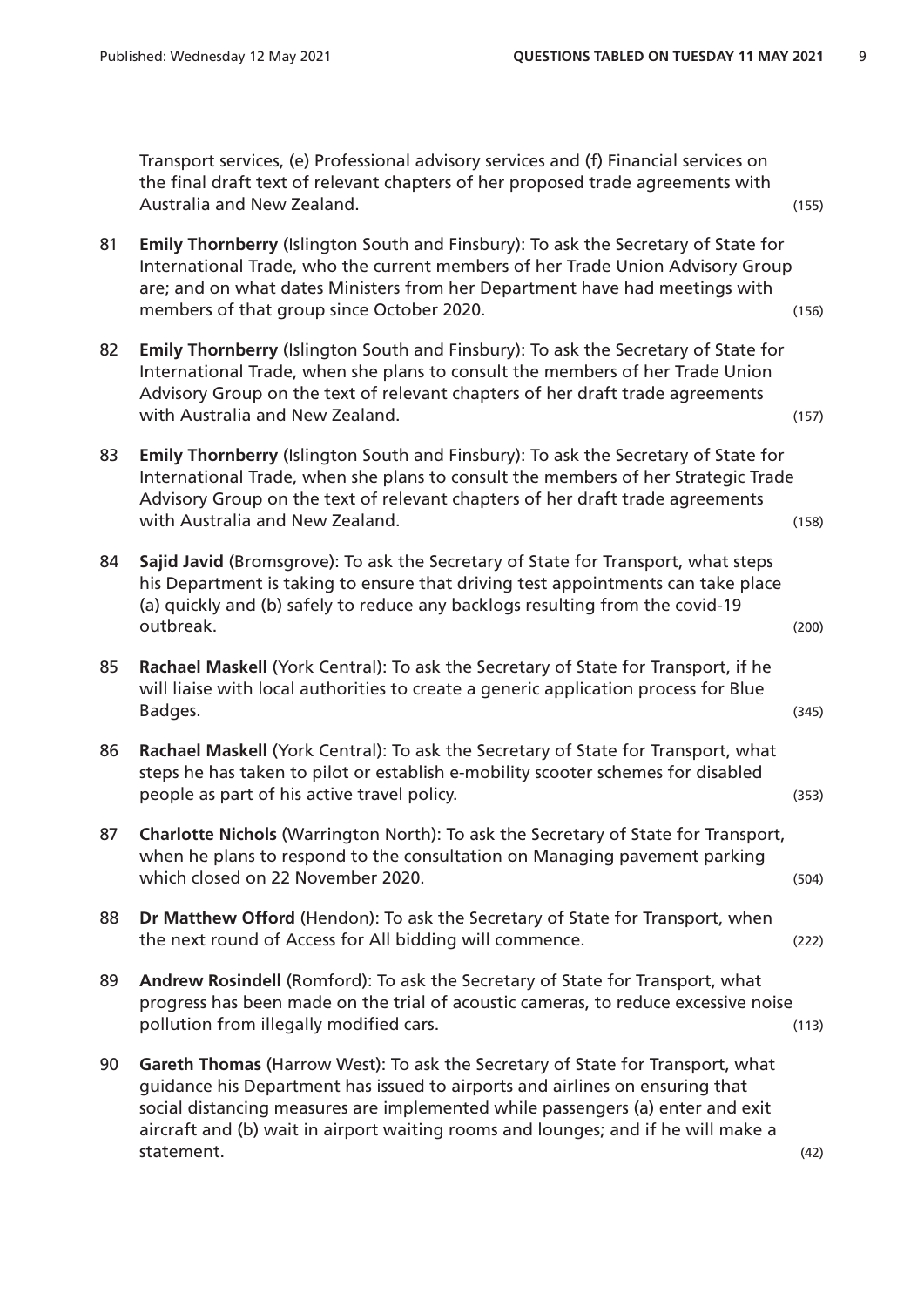Transport services, (e) Professional advisory services and (f) Financial services on the final draft text of relevant chapters of her proposed trade agreements with Australia and New Zealand. (155)

81 **Emily Thornberry** (Islington South and Finsbury): To ask the Secretary of State for International Trade, who the current members of her Trade Union Advisory Group are; and on what dates Ministers from her Department have had meetings with members of that group since October 2020. (156)

82 **Emily Thornberry** (Islington South and Finsbury): To ask the Secretary of State for International Trade, when she plans to consult the members of her Trade Union Advisory Group on the text of relevant chapters of her draft trade agreements with Australia and New Zealand. (157)

83 **Emily Thornberry** (Islington South and Finsbury): To ask the Secretary of State for International Trade, when she plans to consult the members of her Strategic Trade Advisory Group on the text of relevant chapters of her draft trade agreements with Australia and New Zealand. (158)

84 **Sajid Javid** (Bromsgrove): To ask the Secretary of State for Transport, what steps his Department is taking to ensure that driving test appointments can take place (a) quickly and (b) safely to reduce any backlogs resulting from the covid-19 outbreak. (200)

85 **Rachael Maskell** (York Central): To ask the Secretary of State for Transport, if he will liaise with local authorities to create a generic application process for Blue Badges. (345)

86 **Rachael Maskell** (York Central): To ask the Secretary of State for Transport, what steps he has taken to pilot or establish e-mobility scooter schemes for disabled people as part of his active travel policy. (353)

87 **Charlotte Nichols** (Warrington North): To ask the Secretary of State for Transport, when he plans to respond to the consultation on Managing pavement parking which closed on 22 November 2020. (504)

88 **Dr Matthew Offord** (Hendon): To ask the Secretary of State for Transport, when the next round of Access for All bidding will commence. (222)

89 **Andrew Rosindell** (Romford): To ask the Secretary of State for Transport, what progress has been made on the trial of acoustic cameras, to reduce excessive noise pollution from illegally modified cars. (113)

90 **Gareth Thomas** (Harrow West): To ask the Secretary of State for Transport, what guidance his Department has issued to airports and airlines on ensuring that social distancing measures are implemented while passengers (a) enter and exit aircraft and (b) wait in airport waiting rooms and lounges; and if he will make a statement. (42)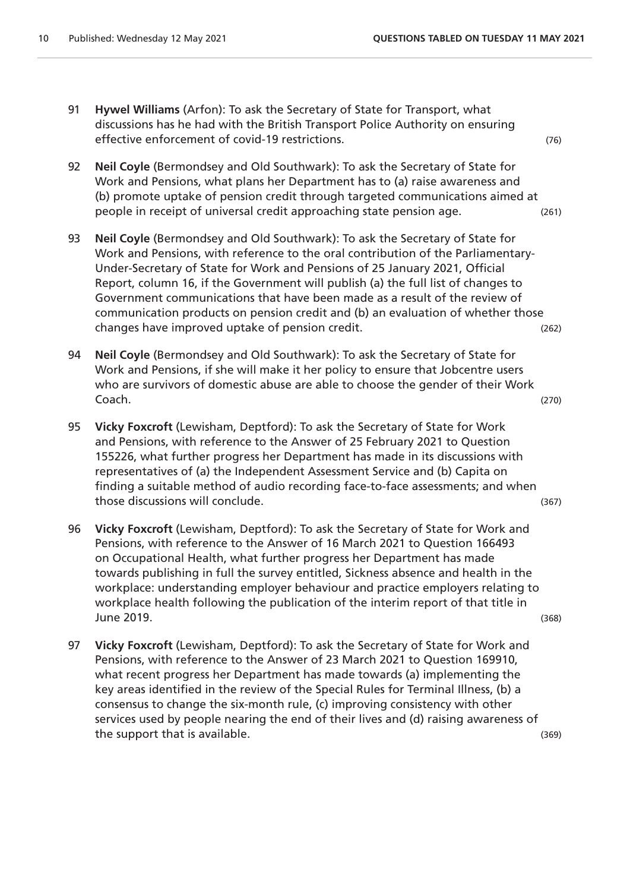91 **Hywel Williams** (Arfon): To ask the Secretary of State for Transport, what discussions has he had with the British Transport Police Authority on ensuring effective enforcement of covid-19 restrictions. (76)

92 **Neil Coyle** (Bermondsey and Old Southwark): To ask the Secretary of State for Work and Pensions, what plans her Department has to (a) raise awareness and (b) promote uptake of pension credit through targeted communications aimed at people in receipt of universal credit approaching state pension age. (261)

93 **Neil Coyle** (Bermondsey and Old Southwark): To ask the Secretary of State for Work and Pensions, with reference to the oral contribution of the Parliamentary-Under-Secretary of State for Work and Pensions of 25 January 2021, Official Report, column 16, if the Government will publish (a) the full list of changes to Government communications that have been made as a result of the review of communication products on pension credit and (b) an evaluation of whether those changes have improved uptake of pension credit. (262)

94 **Neil Coyle** (Bermondsey and Old Southwark): To ask the Secretary of State for Work and Pensions, if she will make it her policy to ensure that Jobcentre users who are survivors of domestic abuse are able to choose the gender of their Work Coach. (270)

95 **Vicky Foxcroft** (Lewisham, Deptford): To ask the Secretary of State for Work and Pensions, with reference to the Answer of 25 February 2021 to Question 155226, what further progress her Department has made in its discussions with representatives of (a) the Independent Assessment Service and (b) Capita on finding a suitable method of audio recording face-to-face assessments; and when those discussions will conclude. (367)

96 **Vicky Foxcroft** (Lewisham, Deptford): To ask the Secretary of State for Work and Pensions, with reference to the Answer of 16 March 2021 to Question 166493 on Occupational Health, what further progress her Department has made towards publishing in full the survey entitled, Sickness absence and health in the workplace: understanding employer behaviour and practice employers relating to workplace health following the publication of the interim report of that title in June 2019. (368)

97 **Vicky Foxcroft** (Lewisham, Deptford): To ask the Secretary of State for Work and Pensions, with reference to the Answer of 23 March 2021 to Question 169910, what recent progress her Department has made towards (a) implementing the key areas identified in the review of the Special Rules for Terminal Illness, (b) a consensus to change the six-month rule, (c) improving consistency with other services used by people nearing the end of their lives and (d) raising awareness of the support that is available. (369)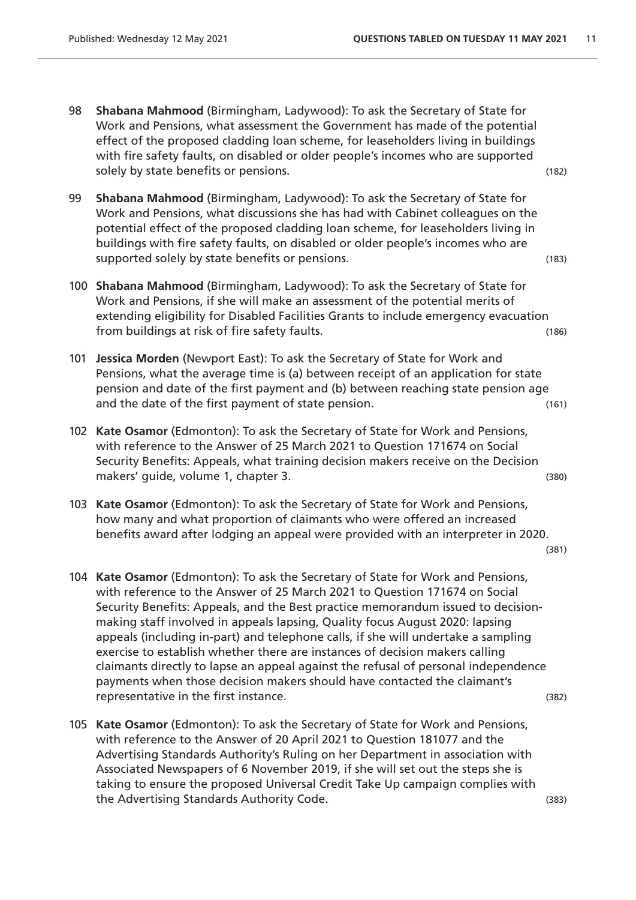98 **Shabana Mahmood** (Birmingham, Ladywood): To ask the Secretary of State for Work and Pensions, what assessment the Government has made of the potential effect of the proposed cladding loan scheme, for leaseholders living in buildings with fire safety faults, on disabled or older people's incomes who are supported solely by state benefits or pensions. (182)

99 **Shabana Mahmood** (Birmingham, Ladywood): To ask the Secretary of State for Work and Pensions, what discussions she has had with Cabinet colleagues on the potential effect of the proposed cladding loan scheme, for leaseholders living in buildings with fire safety faults, on disabled or older people's incomes who are supported solely by state benefits or pensions. (183)

100 **Shabana Mahmood** (Birmingham, Ladywood): To ask the Secretary of State for Work and Pensions, if she will make an assessment of the potential merits of extending eligibility for Disabled Facilities Grants to include emergency evacuation from buildings at risk of fire safety faults. (186)

101 **Jessica Morden** (Newport East): To ask the Secretary of State for Work and Pensions, what the average time is (a) between receipt of an application for state pension and date of the first payment and (b) between reaching state pension age and the date of the first payment of state pension. (161)

102 **Kate Osamor** (Edmonton): To ask the Secretary of State for Work and Pensions, with reference to the Answer of 25 March 2021 to Question 171674 on Social Security Benefits: Appeals, what training decision makers receive on the Decision makers' guide, volume 1, chapter 3. (380)

103 **Kate Osamor** (Edmonton): To ask the Secretary of State for Work and Pensions, how many and what proportion of claimants who were offered an increased benefits award after lodging an appeal were provided with an interpreter in 2020. (381)

104 **Kate Osamor** (Edmonton): To ask the Secretary of State for Work and Pensions, with reference to the Answer of 25 March 2021 to Question 171674 on Social Security Benefits: Appeals, and the Best practice memorandum issued to decision-making staff involved in appeals lapsing, Quality focus August 2020: lapsing appeals (including in-part) and telephone calls, if she will undertake a sampling exercise to establish whether there are instances of decision makers calling claimants directly to lapse an appeal against the refusal of personal independence payments when those decision makers should have contacted the claimant's representative in the first instance. (382)

105 **Kate Osamor** (Edmonton): To ask the Secretary of State for Work and Pensions, with reference to the Answer of 20 April 2021 to Question 181077 and the Advertising Standards Authority's Ruling on her Department in association with Associated Newspapers of 6 November 2019, if she will set out the steps she is taking to ensure the proposed Universal Credit Take Up campaign complies with the Advertising Standards Authority Code. (383)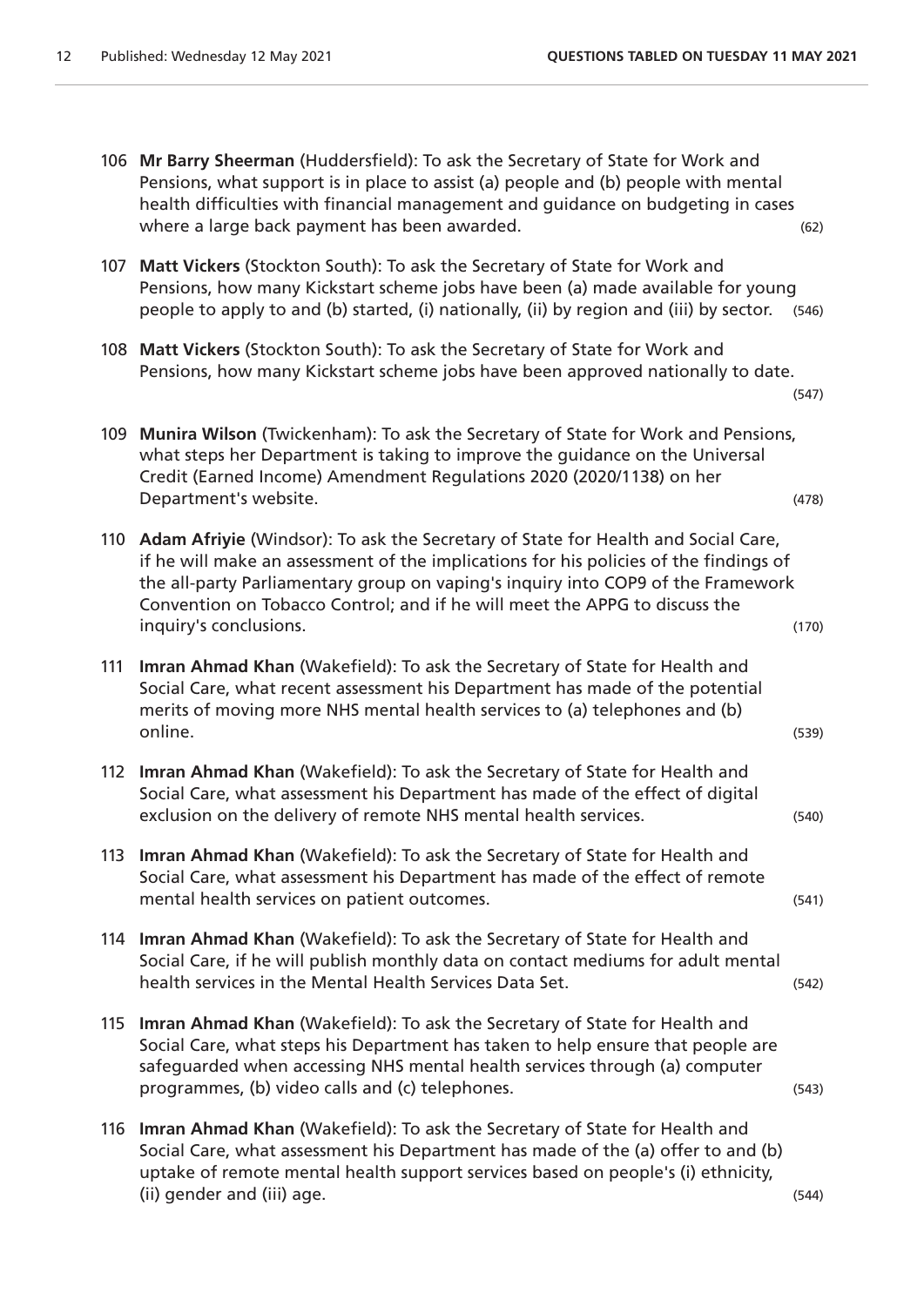106 **Mr Barry Sheerman** (Huddersfield): To ask the Secretary of State for Work and Pensions, what support is in place to assist (a) people and (b) people with mental health difficulties with financial management and guidance on budgeting in cases where a large back payment has been awarded. (62)

107 **Matt Vickers** (Stockton South): To ask the Secretary of State for Work and Pensions, how many Kickstart scheme jobs have been (a) made available for young people to apply to and (b) started, (i) nationally, (ii) by region and (iii) by sector. (546)

108 **Matt Vickers** (Stockton South): To ask the Secretary of State for Work and Pensions, how many Kickstart scheme jobs have been approved nationally to date. (547)

109 **Munira Wilson** (Twickenham): To ask the Secretary of State for Work and Pensions, what steps her Department is taking to improve the guidance on the Universal Credit (Earned Income) Amendment Regulations 2020 (2020/1138) on her Department's website. (478)

110 **Adam Afriyie** (Windsor): To ask the Secretary of State for Health and Social Care, if he will make an assessment of the implications for his policies of the findings of the all-party Parliamentary group on vaping's inquiry into COP9 of the Framework Convention on Tobacco Control; and if he will meet the APPG to discuss the inquiry's conclusions. (170)

111 **Imran Ahmad Khan** (Wakefield): To ask the Secretary of State for Health and Social Care, what recent assessment his Department has made of the potential merits of moving more NHS mental health services to (a) telephones and (b) online. (539)

112 **Imran Ahmad Khan** (Wakefield): To ask the Secretary of State for Health and Social Care, what assessment his Department has made of the effect of digital exclusion on the delivery of remote NHS mental health services. (540)

113 **Imran Ahmad Khan** (Wakefield): To ask the Secretary of State for Health and Social Care, what assessment his Department has made of the effect of remote mental health services on patient outcomes. (541)

114 **Imran Ahmad Khan** (Wakefield): To ask the Secretary of State for Health and Social Care, if he will publish monthly data on contact mediums for adult mental health services in the Mental Health Services Data Set. (542)

115 **Imran Ahmad Khan** (Wakefield): To ask the Secretary of State for Health and Social Care, what steps his Department has taken to help ensure that people are safeguarded when accessing NHS mental health services through (a) computer programmes, (b) video calls and (c) telephones. (543)

116 **Imran Ahmad Khan** (Wakefield): To ask the Secretary of State for Health and Social Care, what assessment his Department has made of the (a) offer to and (b) uptake of remote mental health support services based on people's (i) ethnicity, (ii) gender and (iii) age. (544)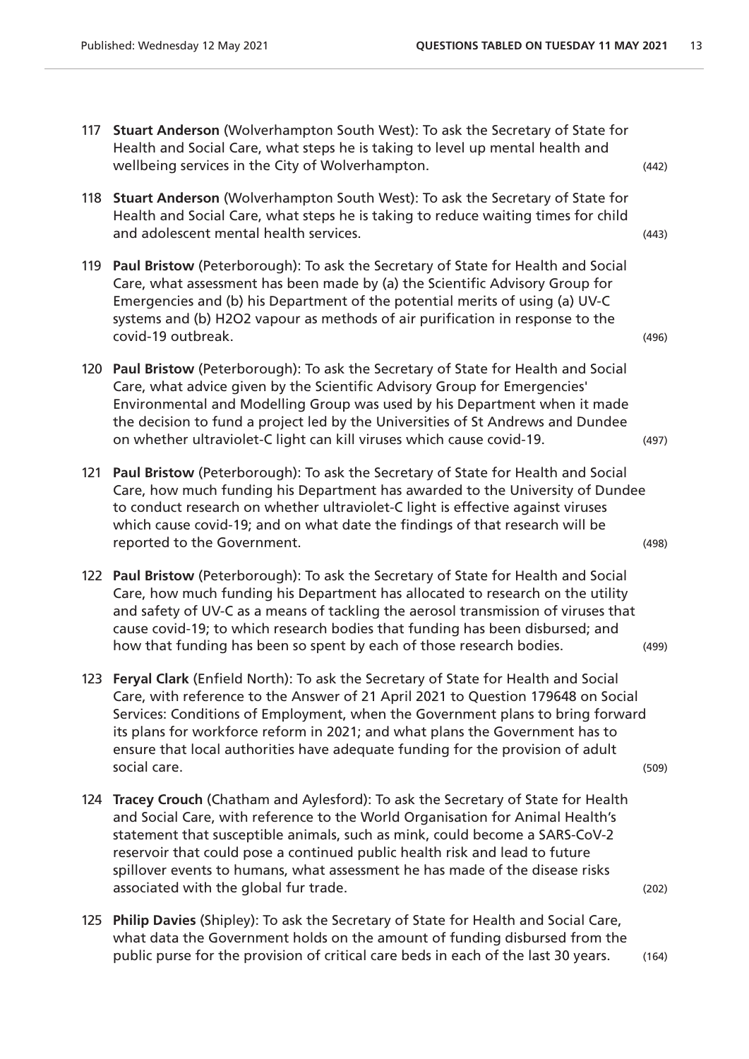117 **Stuart Anderson** (Wolverhampton South West): To ask the Secretary of State for Health and Social Care, what steps he is taking to level up mental health and wellbeing services in the City of Wolverhampton. (442)

118 **Stuart Anderson** (Wolverhampton South West): To ask the Secretary of State for Health and Social Care, what steps he is taking to reduce waiting times for child and adolescent mental health services. (443)

119 **Paul Bristow** (Peterborough): To ask the Secretary of State for Health and Social Care, what assessment has been made by (a) the Scientific Advisory Group for Emergencies and (b) his Department of the potential merits of using (a) UV-C systems and (b) $H_2O_2$ vapour as methods of air purification in response to the covid-19 outbreak. (496)

120 **Paul Bristow** (Peterborough): To ask the Secretary of State for Health and Social Care, what advice given by the Scientific Advisory Group for Emergencies' Environmental and Modelling Group was used by his Department when it made the decision to fund a project led by the Universities of St Andrews and Dundee on whether ultraviolet-C light can kill viruses which cause covid-19. (497)

121 **Paul Bristow** (Peterborough): To ask the Secretary of State for Health and Social Care, how much funding his Department has awarded to the University of Dundee to conduct research on whether ultraviolet-C light is effective against viruses which cause covid-19; and on what date the findings of that research will be reported to the Government. (498)

122 **Paul Bristow** (Peterborough): To ask the Secretary of State for Health and Social Care, how much funding his Department has allocated to research on the utility and safety of UV-C as a means of tackling the aerosol transmission of viruses that cause covid-19; to which research bodies that funding has been disbursed; and how that funding has been so spent by each of those research bodies. (499)

123 **Feryal Clark** (Enfield North): To ask the Secretary of State for Health and Social Care, with reference to the Answer of 21 April 2021 to Question 179648 on Social Services: Conditions of Employment, when the Government plans to bring forward its plans for workforce reform in 2021; and what plans the Government has to ensure that local authorities have adequate funding for the provision of adult social care. (509)

124 **Tracey Crouch** (Chatham and Aylesford): To ask the Secretary of State for Health and Social Care, with reference to the World Organisation for Animal Health's statement that susceptible animals, such as mink, could become a SARS-CoV-2 reservoir that could pose a continued public health risk and lead to future spillover events to humans, what assessment he has made of the disease risks associated with the global fur trade. (202)

125 **Philip Davies** (Shipley): To ask the Secretary of State for Health and Social Care, what data the Government holds on the amount of funding disbursed from the public purse for the provision of critical care beds in each of the last 30 years. (164)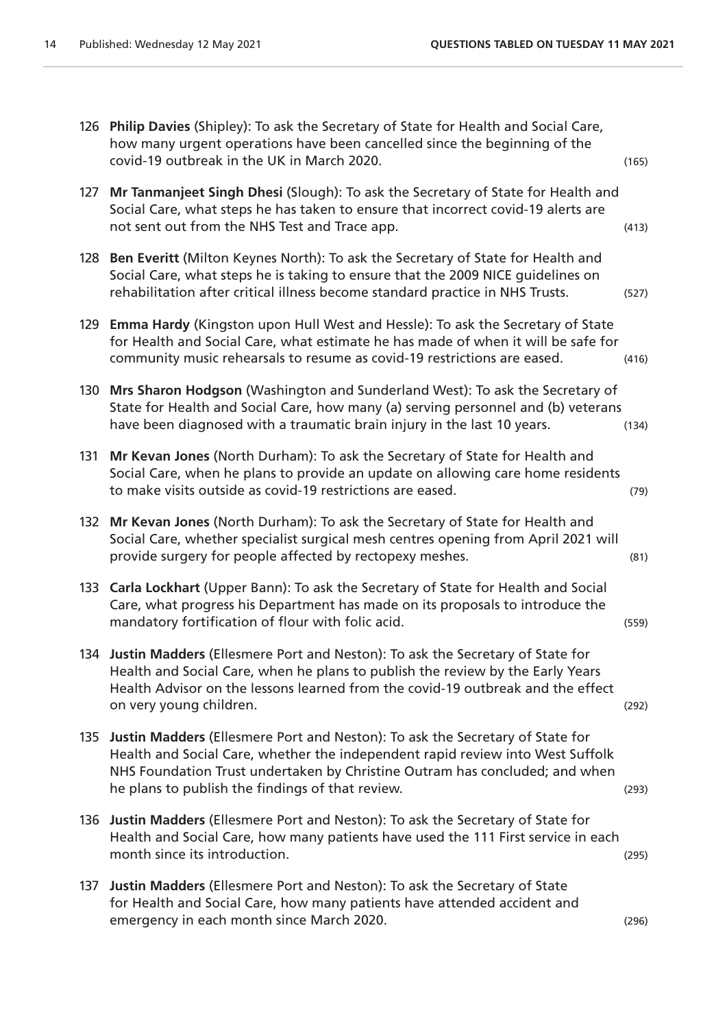126 **Philip Davies** (Shipley): To ask the Secretary of State for Health and Social Care, how many urgent operations have been cancelled since the beginning of the covid-19 outbreak in the UK in March 2020. (165)

127 **Mr Tanmanjeet Singh Dhesi** (Slough): To ask the Secretary of State for Health and Social Care, what steps he has taken to ensure that incorrect covid-19 alerts are not sent out from the NHS Test and Trace app. (413)

128 **Ben Everitt** (Milton Keynes North): To ask the Secretary of State for Health and Social Care, what steps he is taking to ensure that the 2009 NICE guidelines on rehabilitation after critical illness become standard practice in NHS Trusts. (527)

129 **Emma Hardy** (Kingston upon Hull West and Hessle): To ask the Secretary of State for Health and Social Care, what estimate he has made of when it will be safe for community music rehearsals to resume as covid-19 restrictions are eased. (416)

130 **Mrs Sharon Hodgson** (Washington and Sunderland West): To ask the Secretary of State for Health and Social Care, how many (a) serving personnel and (b) veterans have been diagnosed with a traumatic brain injury in the last 10 years. (134)

131 **Mr Kevan Jones** (North Durham): To ask the Secretary of State for Health and Social Care, when he plans to provide an update on allowing care home residents to make visits outside as covid-19 restrictions are eased. (79)

132 **Mr Kevan Jones** (North Durham): To ask the Secretary of State for Health and Social Care, whether specialist surgical mesh centres opening from April 2021 will provide surgery for people affected by rectopexy meshes. (81)

133 **Carla Lockhart** (Upper Bann): To ask the Secretary of State for Health and Social Care, what progress his Department has made on its proposals to introduce the mandatory fortification of flour with folic acid. (559)

134 **Justin Madders** (Ellesmere Port and Neston): To ask the Secretary of State for Health and Social Care, when he plans to publish the review by the Early Years Health Advisor on the lessons learned from the covid-19 outbreak and the effect on very young children. (292)

135 **Justin Madders** (Ellesmere Port and Neston): To ask the Secretary of State for Health and Social Care, whether the independent rapid review into West Suffolk NHS Foundation Trust undertaken by Christine Outram has concluded; and when he plans to publish the findings of that review. (293)

136 **Justin Madders** (Ellesmere Port and Neston): To ask the Secretary of State for Health and Social Care, how many patients have used the 111 First service in each month since its introduction. (295)

137 **Justin Madders** (Ellesmere Port and Neston): To ask the Secretary of State for Health and Social Care, how many patients have attended accident and emergency in each month since March 2020. (296)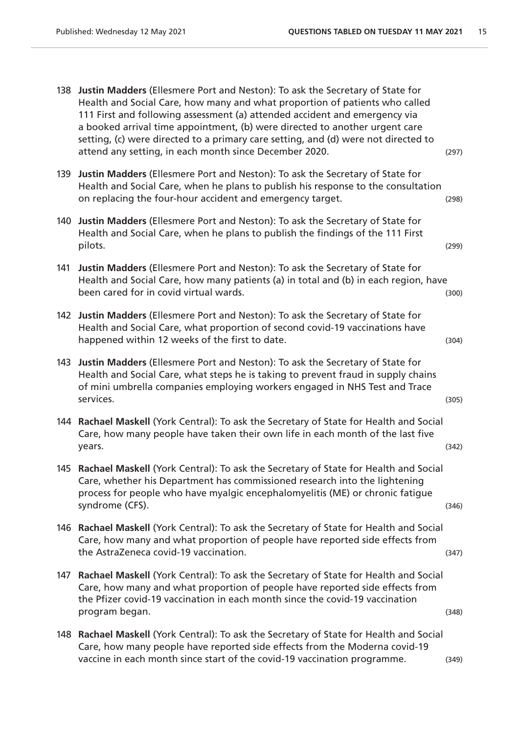138 **Justin Madders** (Ellesmere Port and Neston): To ask the Secretary of State for Health and Social Care, how many and what proportion of patients who called 111 First and following assessment (a) attended accident and emergency via a booked arrival time appointment, (b) were directed to another urgent care setting, (c) were directed to a primary care setting, and (d) were not directed to attend any setting, in each month since December 2020. (297)

139 **Justin Madders** (Ellesmere Port and Neston): To ask the Secretary of State for Health and Social Care, when he plans to publish his response to the consultation on replacing the four-hour accident and emergency target. (298)

140 **Justin Madders** (Ellesmere Port and Neston): To ask the Secretary of State for Health and Social Care, when he plans to publish the findings of the 111 First pilots. (299)

141 **Justin Madders** (Ellesmere Port and Neston): To ask the Secretary of State for Health and Social Care, how many patients (a) in total and (b) in each region, have been cared for in covid virtual wards. (300)

142 **Justin Madders** (Ellesmere Port and Neston): To ask the Secretary of State for Health and Social Care, what proportion of second covid-19 vaccinations have happened within 12 weeks of the first to date. (304)

143 **Justin Madders** (Ellesmere Port and Neston): To ask the Secretary of State for Health and Social Care, what steps he is taking to prevent fraud in supply chains of mini umbrella companies employing workers engaged in NHS Test and Trace services. (305)

144 **Rachael Maskell** (York Central): To ask the Secretary of State for Health and Social Care, how many people have taken their own life in each month of the last five years. (342)

145 **Rachael Maskell** (York Central): To ask the Secretary of State for Health and Social Care, whether his Department has commissioned research into the lightening process for people who have myalgic encephalomyelitis (ME) or chronic fatigue syndrome (CFS). (346)

146 **Rachael Maskell** (York Central): To ask the Secretary of State for Health and Social Care, how many and what proportion of people have reported side effects from the AstraZeneca covid-19 vaccination. (347)

147 **Rachael Maskell** (York Central): To ask the Secretary of State for Health and Social Care, how many and what proportion of people have reported side effects from the Pfizer covid-19 vaccination in each month since the covid-19 vaccination program began. (348)

148 **Rachael Maskell** (York Central): To ask the Secretary of State for Health and Social Care, how many people have reported side effects from the Moderna covid-19 vaccine in each month since start of the covid-19 vaccination programme. (349)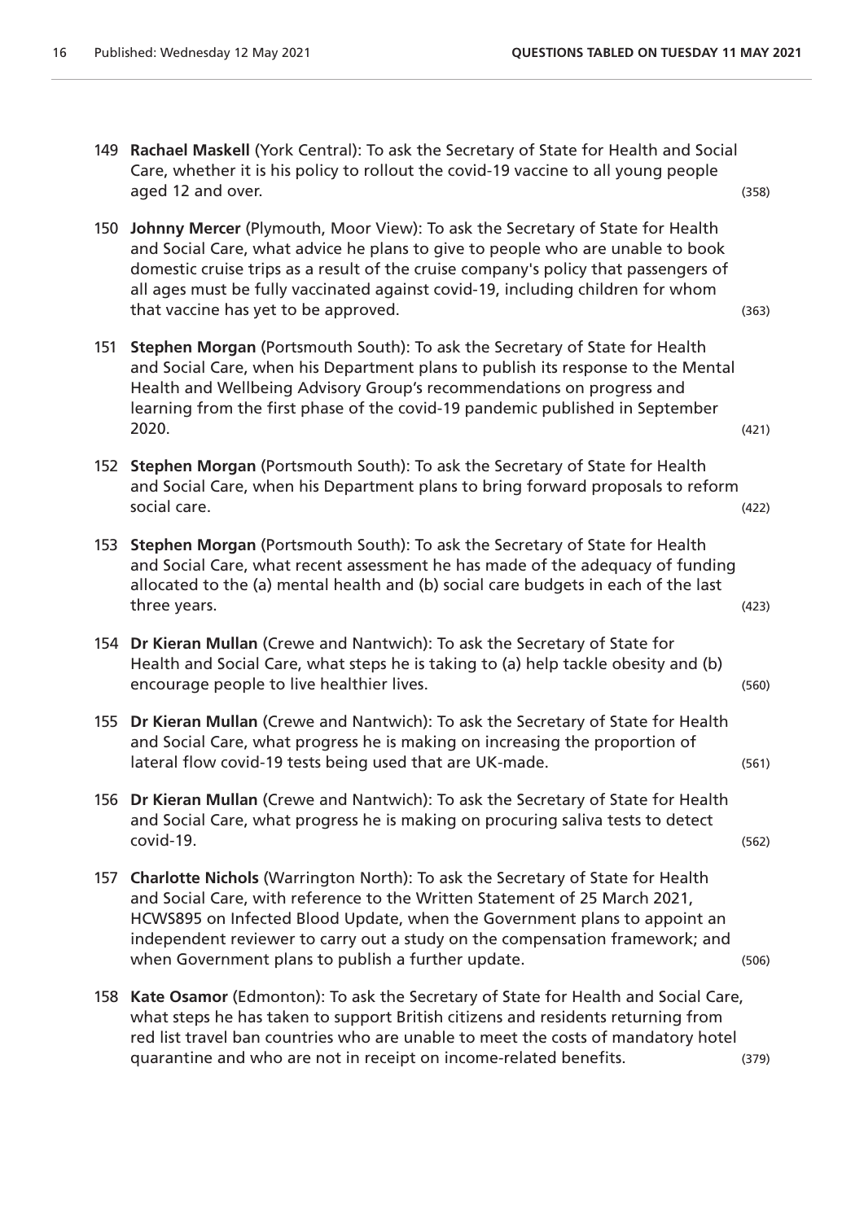149 **Rachael Maskell** (York Central): To ask the Secretary of State for Health and Social Care, whether it is his policy to rollout the covid-19 vaccine to all young people aged 12 and over. (358)

150 **Johnny Mercer** (Plymouth, Moor View): To ask the Secretary of State for Health and Social Care, what advice he plans to give to people who are unable to book domestic cruise trips as a result of the cruise company's policy that passengers of all ages must be fully vaccinated against covid-19, including children for whom that vaccine has yet to be approved. (363)

151 **Stephen Morgan** (Portsmouth South): To ask the Secretary of State for Health and Social Care, when his Department plans to publish its response to the Mental Health and Wellbeing Advisory Group's recommendations on progress and learning from the first phase of the covid-19 pandemic published in September 2020. (421)

152 **Stephen Morgan** (Portsmouth South): To ask the Secretary of State for Health and Social Care, when his Department plans to bring forward proposals to reform social care. (422)

153 **Stephen Morgan** (Portsmouth South): To ask the Secretary of State for Health and Social Care, what recent assessment he has made of the adequacy of funding allocated to the (a) mental health and (b) social care budgets in each of the last three years. (423)

154 **Dr Kieran Mullan** (Crewe and Nantwich): To ask the Secretary of State for Health and Social Care, what steps he is taking to (a) help tackle obesity and (b) encourage people to live healthier lives. (560)

155 **Dr Kieran Mullan** (Crewe and Nantwich): To ask the Secretary of State for Health and Social Care, what progress he is making on increasing the proportion of lateral flow covid-19 tests being used that are UK-made. (561)

156 **Dr Kieran Mullan** (Crewe and Nantwich): To ask the Secretary of State for Health and Social Care, what progress he is making on procuring saliva tests to detect covid-19. (562)

157 **Charlotte Nichols** (Warrington North): To ask the Secretary of State for Health and Social Care, with reference to the Written Statement of 25 March 2021, HCWS895 on Infected Blood Update, when the Government plans to appoint an independent reviewer to carry out a study on the compensation framework; and when Government plans to publish a further update. (506)

158 **Kate Osamor** (Edmonton): To ask the Secretary of State for Health and Social Care, what steps he has taken to support British citizens and residents returning from red list travel ban countries who are unable to meet the costs of mandatory hotel quarantine and who are not in receipt on income-related benefits. (379)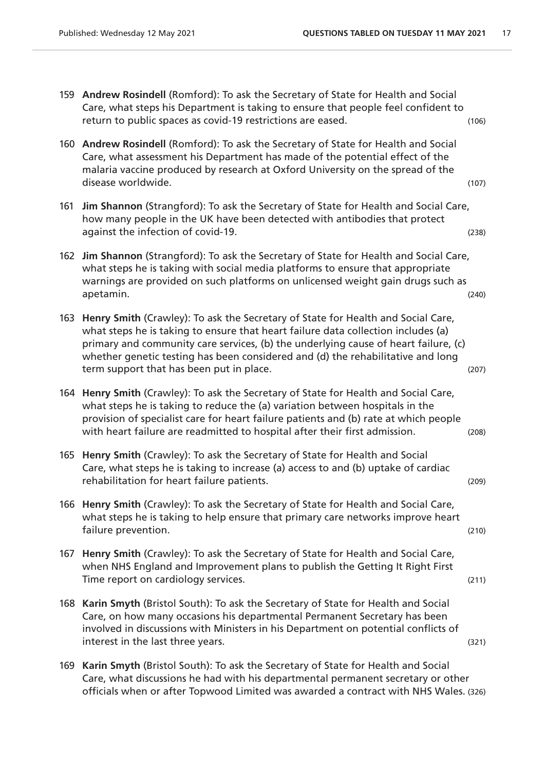159 **Andrew Rosindell** (Romford): To ask the Secretary of State for Health and Social Care, what steps his Department is taking to ensure that people feel confident to return to public spaces as covid-19 restrictions are eased. (106)

160 **Andrew Rosindell** (Romford): To ask the Secretary of State for Health and Social Care, what assessment his Department has made of the potential effect of the malaria vaccine produced by research at Oxford University on the spread of the disease worldwide. (107)

161 **Jim Shannon** (Strangford): To ask the Secretary of State for Health and Social Care, how many people in the UK have been detected with antibodies that protect against the infection of covid-19. (238)

162 **Jim Shannon** (Strangford): To ask the Secretary of State for Health and Social Care, what steps he is taking with social media platforms to ensure that appropriate warnings are provided on such platforms on unlicensed weight gain drugs such as apetamin. (240)

163 **Henry Smith** (Crawley): To ask the Secretary of State for Health and Social Care, what steps he is taking to ensure that heart failure data collection includes (a) primary and community care services, (b) the underlying cause of heart failure, (c) whether genetic testing has been considered and (d) the rehabilitative and long term support that has been put in place. (207)

164 **Henry Smith** (Crawley): To ask the Secretary of State for Health and Social Care, what steps he is taking to reduce the (a) variation between hospitals in the provision of specialist care for heart failure patients and (b) rate at which people with heart failure are readmitted to hospital after their first admission. (208)

165 **Henry Smith** (Crawley): To ask the Secretary of State for Health and Social Care, what steps he is taking to increase (a) access to and (b) uptake of cardiac rehabilitation for heart failure patients. (209)

166 **Henry Smith** (Crawley): To ask the Secretary of State for Health and Social Care, what steps he is taking to help ensure that primary care networks improve heart failure prevention. (210)

167 **Henry Smith** (Crawley): To ask the Secretary of State for Health and Social Care, when NHS England and Improvement plans to publish the Getting It Right First Time report on cardiology services. (211)

168 **Karin Smyth** (Bristol South): To ask the Secretary of State for Health and Social Care, on how many occasions his departmental Permanent Secretary has been involved in discussions with Ministers in his Department on potential conflicts of interest in the last three years. (321)

169 **Karin Smyth** (Bristol South): To ask the Secretary of State for Health and Social Care, what discussions he had with his departmental permanent secretary or other officials when or after Topwood Limited was awarded a contract with NHS Wales. (326)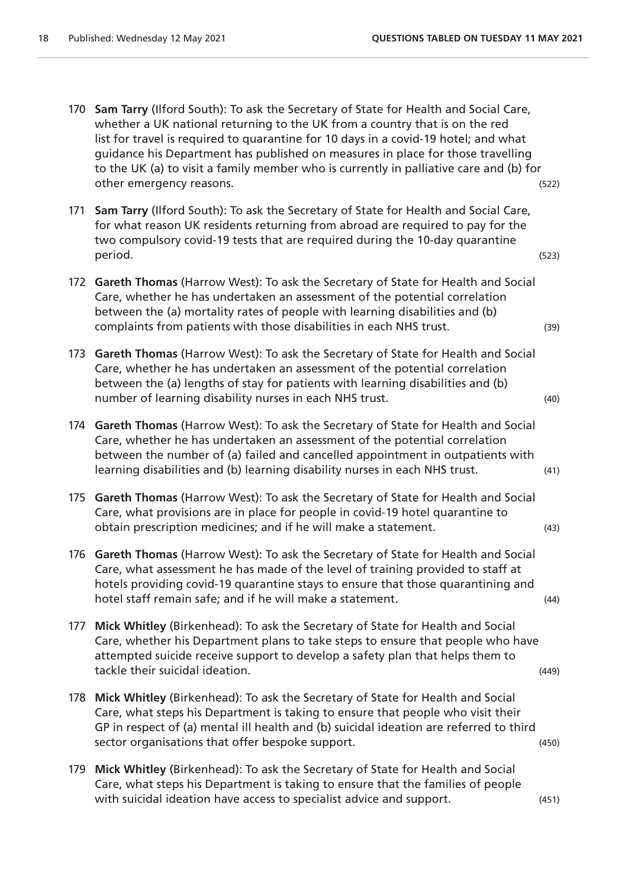170 **Sam Tarry** (Ilford South): To ask the Secretary of State for Health and Social Care, whether a UK national returning to the UK from a country that is on the red list for travel is required to quarantine for 10 days in a covid-19 hotel; and what guidance his Department has published on measures in place for those travelling to the UK (a) to visit a family member who is currently in palliative care and (b) for other emergency reasons. (522)

171 **Sam Tarry** (Ilford South): To ask the Secretary of State for Health and Social Care, for what reason UK residents returning from abroad are required to pay for the two compulsory covid-19 tests that are required during the 10-day quarantine period. (523)

172 **Gareth Thomas** (Harrow West): To ask the Secretary of State for Health and Social Care, whether he has undertaken an assessment of the potential correlation between the (a) mortality rates of people with learning disabilities and (b) complaints from patients with those disabilities in each NHS trust. (39)

173 **Gareth Thomas** (Harrow West): To ask the Secretary of State for Health and Social Care, whether he has undertaken an assessment of the potential correlation between the (a) lengths of stay for patients with learning disabilities and (b) number of learning disability nurses in each NHS trust. (40)

174 **Gareth Thomas** (Harrow West): To ask the Secretary of State for Health and Social Care, whether he has undertaken an assessment of the potential correlation between the number of (a) failed and cancelled appointment in outpatients with learning disabilities and (b) learning disability nurses in each NHS trust. (41)

175 **Gareth Thomas** (Harrow West): To ask the Secretary of State for Health and Social Care, what provisions are in place for people in covid-19 hotel quarantine to obtain prescription medicines; and if he will make a statement. (43)

176 **Gareth Thomas** (Harrow West): To ask the Secretary of State for Health and Social Care, what assessment he has made of the level of training provided to staff at hotels providing covid-19 quarantine stays to ensure that those quarantining and hotel staff remain safe; and if he will make a statement. (44)

177 **Mick Whitley** (Birkenhead): To ask the Secretary of State for Health and Social Care, whether his Department plans to take steps to ensure that people who have attempted suicide receive support to develop a safety plan that helps them to tackle their suicidal ideation. (449)

178 **Mick Whitley** (Birkenhead): To ask the Secretary of State for Health and Social Care, what steps his Department is taking to ensure that people who visit their GP in respect of (a) mental ill health and (b) suicidal ideation are referred to third sector organisations that offer bespoke support. (450)

179 **Mick Whitley** (Birkenhead): To ask the Secretary of State for Health and Social Care, what steps his Department is taking to ensure that the families of people with suicidal ideation have access to specialist advice and support. (451)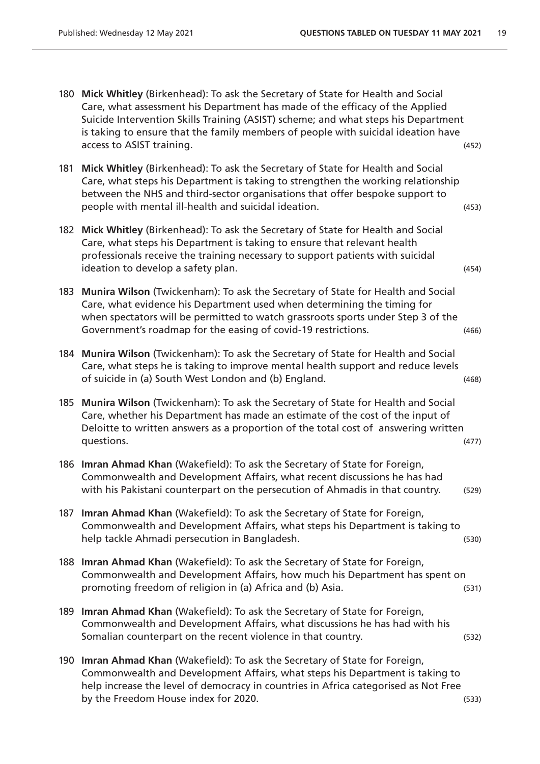180 **Mick Whitley** (Birkenhead): To ask the Secretary of State for Health and Social Care, what assessment his Department has made of the efficacy of the Applied Suicide Intervention Skills Training (ASIST) scheme; and what steps his Department is taking to ensure that the family members of people with suicidal ideation have access to ASIST training. (452)

181 **Mick Whitley** (Birkenhead): To ask the Secretary of State for Health and Social Care, what steps his Department is taking to strengthen the working relationship between the NHS and third-sector organisations that offer bespoke support to people with mental ill-health and suicidal ideation. (453)

182 **Mick Whitley** (Birkenhead): To ask the Secretary of State for Health and Social Care, what steps his Department is taking to ensure that relevant health professionals receive the training necessary to support patients with suicidal ideation to develop a safety plan. (454)

183 **Munira Wilson** (Twickenham): To ask the Secretary of State for Health and Social Care, what evidence his Department used when determining the timing for when spectators will be permitted to watch grassroots sports under Step 3 of the Government's roadmap for the easing of covid-19 restrictions. (466)

184 **Munira Wilson** (Twickenham): To ask the Secretary of State for Health and Social Care, what steps he is taking to improve mental health support and reduce levels of suicide in (a) South West London and (b) England. (468)

185 **Munira Wilson** (Twickenham): To ask the Secretary of State for Health and Social Care, whether his Department has made an estimate of the cost of the input of Deloitte to written answers as a proportion of the total cost of answering written questions. (477)

186 **Imran Ahmad Khan** (Wakefield): To ask the Secretary of State for Foreign, Commonwealth and Development Affairs, what recent discussions he has had with his Pakistani counterpart on the persecution of Ahmadis in that country. (529)

187 **Imran Ahmad Khan** (Wakefield): To ask the Secretary of State for Foreign, Commonwealth and Development Affairs, what steps his Department is taking to help tackle Ahmadi persecution in Bangladesh. (530)

188 **Imran Ahmad Khan** (Wakefield): To ask the Secretary of State for Foreign, Commonwealth and Development Affairs, how much his Department has spent on promoting freedom of religion in (a) Africa and (b) Asia. (531)

189 **Imran Ahmad Khan** (Wakefield): To ask the Secretary of State for Foreign, Commonwealth and Development Affairs, what discussions he has had with his Somalian counterpart on the recent violence in that country. (532)

190 **Imran Ahmad Khan** (Wakefield): To ask the Secretary of State for Foreign, Commonwealth and Development Affairs, what steps his Department is taking to help increase the level of democracy in countries in Africa categorised as Not Free by the Freedom House index for 2020. (533)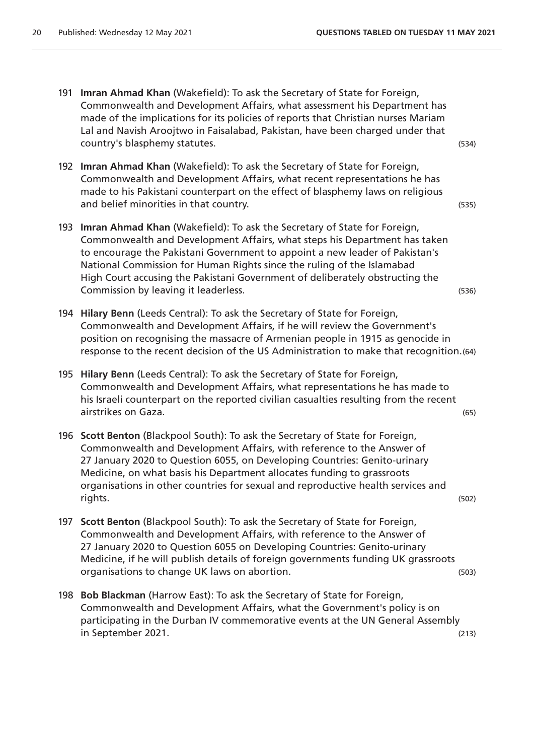191 **Imran Ahmad Khan** (Wakefield): To ask the Secretary of State for Foreign, Commonwealth and Development Affairs, what assessment his Department has made of the implications for its policies of reports that Christian nurses Mariam Lal and Navish Aroojtwo in Faisalabad, Pakistan, have been charged under that country's blasphemy statutes. (534)

192 **Imran Ahmad Khan** (Wakefield): To ask the Secretary of State for Foreign, Commonwealth and Development Affairs, what recent representations he has made to his Pakistani counterpart on the effect of blasphemy laws on religious and belief minorities in that country. (535)

193 **Imran Ahmad Khan** (Wakefield): To ask the Secretary of State for Foreign, Commonwealth and Development Affairs, what steps his Department has taken to encourage the Pakistani Government to appoint a new leader of Pakistan's National Commission for Human Rights since the ruling of the Islamabad High Court accusing the Pakistani Government of deliberately obstructing the Commission by leaving it leaderless. (536)

194 **Hilary Benn** (Leeds Central): To ask the Secretary of State for Foreign, Commonwealth and Development Affairs, if he will review the Government's position on recognising the massacre of Armenian people in 1915 as genocide in response to the recent decision of the US Administration to make that recognition. (64)

195 **Hilary Benn** (Leeds Central): To ask the Secretary of State for Foreign, Commonwealth and Development Affairs, what representations he has made to his Israeli counterpart on the reported civilian casualties resulting from the recent airstrikes on Gaza. (65)

196 **Scott Benton** (Blackpool South): To ask the Secretary of State for Foreign, Commonwealth and Development Affairs, with reference to the Answer of 27 January 2020 to Question 6055, on Developing Countries: Genito-urinary Medicine, on what basis his Department allocates funding to grassroots organisations in other countries for sexual and reproductive health services and rights. (502)

197 **Scott Benton** (Blackpool South): To ask the Secretary of State for Foreign, Commonwealth and Development Affairs, with reference to the Answer of 27 January 2020 to Question 6055 on Developing Countries: Genito-urinary Medicine, if he will publish details of foreign governments funding UK grassroots organisations to change UK laws on abortion. (503)

198 **Bob Blackman** (Harrow East): To ask the Secretary of State for Foreign, Commonwealth and Development Affairs, what the Government's policy is on participating in the Durban IV commemorative events at the UN General Assembly in September 2021. (213)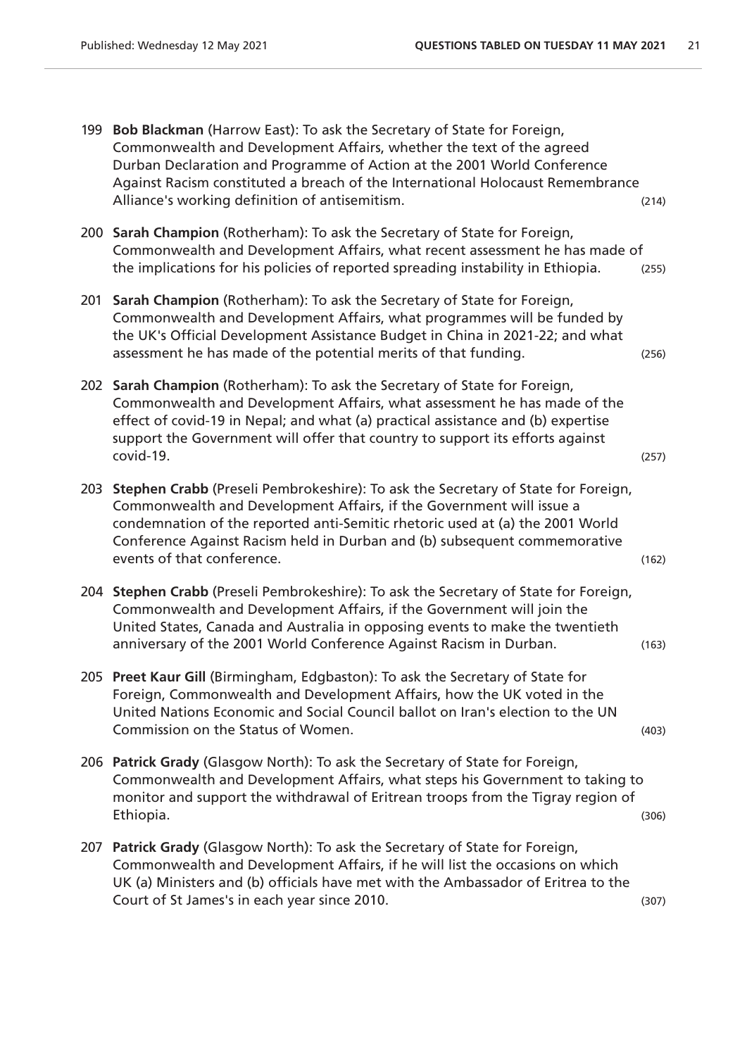199 **Bob Blackman** (Harrow East): To ask the Secretary of State for Foreign, Commonwealth and Development Affairs, whether the text of the agreed Durban Declaration and Programme of Action at the 2001 World Conference Against Racism constituted a breach of the International Holocaust Remembrance Alliance's working definition of antisemitism. (214)

200 **Sarah Champion** (Rotherham): To ask the Secretary of State for Foreign, Commonwealth and Development Affairs, what recent assessment he has made of the implications for his policies of reported spreading instability in Ethiopia. (255)

201 **Sarah Champion** (Rotherham): To ask the Secretary of State for Foreign, Commonwealth and Development Affairs, what programmes will be funded by the UK's Official Development Assistance Budget in China in 2021-22; and what assessment he has made of the potential merits of that funding. (256)

202 **Sarah Champion** (Rotherham): To ask the Secretary of State for Foreign, Commonwealth and Development Affairs, what assessment he has made of the effect of covid-19 in Nepal; and what (a) practical assistance and (b) expertise support the Government will offer that country to support its efforts against covid-19. (257)

203 **Stephen Crabb** (Preseli Pembrokeshire): To ask the Secretary of State for Foreign, Commonwealth and Development Affairs, if the Government will issue a condemnation of the reported anti-Semitic rhetoric used at (a) the 2001 World Conference Against Racism held in Durban and (b) subsequent commemorative events of that conference. (162)

204 **Stephen Crabb** (Preseli Pembrokeshire): To ask the Secretary of State for Foreign, Commonwealth and Development Affairs, if the Government will join the United States, Canada and Australia in opposing events to make the twentieth anniversary of the 2001 World Conference Against Racism in Durban. (163)

205 **Preet Kaur Gill** (Birmingham, Edgbaston): To ask the Secretary of State for Foreign, Commonwealth and Development Affairs, how the UK voted in the United Nations Economic and Social Council ballot on Iran's election to the UN Commission on the Status of Women. (403)

206 **Patrick Grady** (Glasgow North): To ask the Secretary of State for Foreign, Commonwealth and Development Affairs, what steps his Government to taking to monitor and support the withdrawal of Eritrean troops from the Tigray region of Ethiopia. (306)

207 **Patrick Grady** (Glasgow North): To ask the Secretary of State for Foreign, Commonwealth and Development Affairs, if he will list the occasions on which UK (a) Ministers and (b) officials have met with the Ambassador of Eritrea to the Court of St James's in each year since 2010. (307)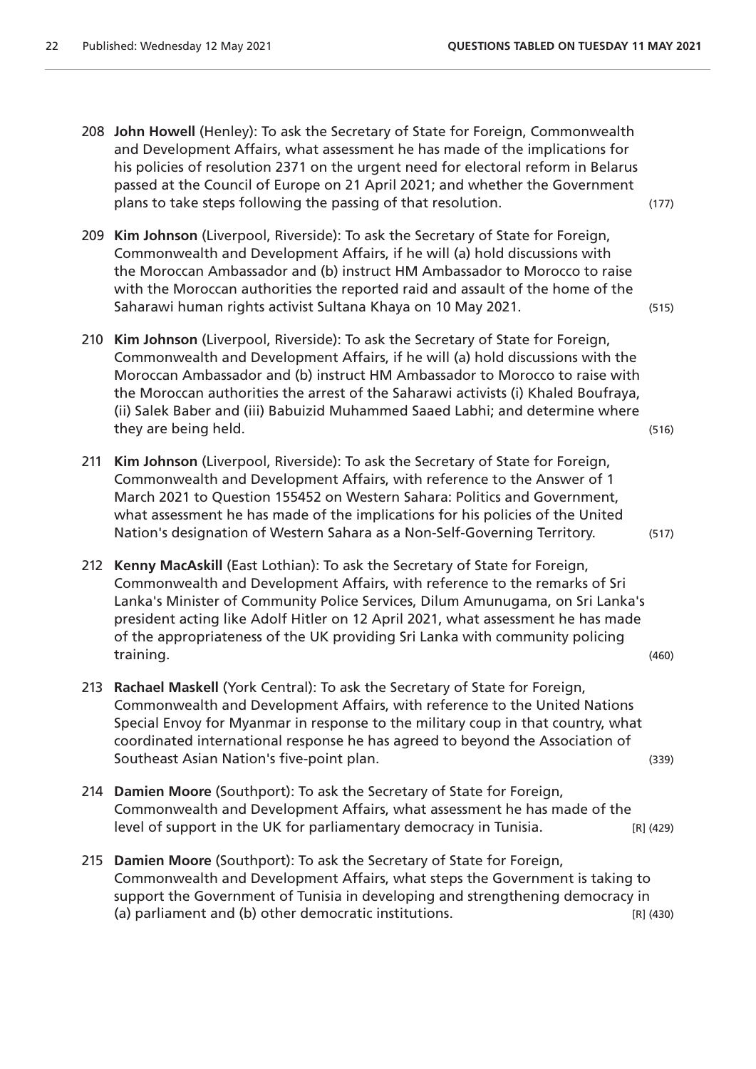208 **John Howell** (Henley): To ask the Secretary of State for Foreign, Commonwealth and Development Affairs, what assessment he has made of the implications for his policies of resolution 2371 on the urgent need for electoral reform in Belarus passed at the Council of Europe on 21 April 2021; and whether the Government plans to take steps following the passing of that resolution. (177)

209 **Kim Johnson** (Liverpool, Riverside): To ask the Secretary of State for Foreign, Commonwealth and Development Affairs, if he will (a) hold discussions with the Moroccan Ambassador and (b) instruct HM Ambassador to Morocco to raise with the Moroccan authorities the reported raid and assault of the home of the Saharawi human rights activist Sultana Khaya on 10 May 2021. (515)

210 **Kim Johnson** (Liverpool, Riverside): To ask the Secretary of State for Foreign, Commonwealth and Development Affairs, if he will (a) hold discussions with the Moroccan Ambassador and (b) instruct HM Ambassador to Morocco to raise with the Moroccan authorities the arrest of the Saharawi activists (i) Khaled Boufraya, (ii) Salek Baber and (iii) Babuizid Muhammed Saaed Labhi; and determine where they are being held. (516)

211 **Kim Johnson** (Liverpool, Riverside): To ask the Secretary of State for Foreign, Commonwealth and Development Affairs, with reference to the Answer of 1 March 2021 to Question 155452 on Western Sahara: Politics and Government, what assessment he has made of the implications for his policies of the United Nation's designation of Western Sahara as a Non-Self-Governing Territory. (517)

212 **Kenny MacAskill** (East Lothian): To ask the Secretary of State for Foreign, Commonwealth and Development Affairs, with reference to the remarks of Sri Lanka's Minister of Community Police Services, Dilum Amunugama, on Sri Lanka's president acting like Adolf Hitler on 12 April 2021, what assessment he has made of the appropriateness of the UK providing Sri Lanka with community policing training. (460)

213 **Rachael Maskell** (York Central): To ask the Secretary of State for Foreign, Commonwealth and Development Affairs, with reference to the United Nations Special Envoy for Myanmar in response to the military coup in that country, what coordinated international response he has agreed to beyond the Association of Southeast Asian Nation's five-point plan. (339)

214 **Damien Moore** (Southport): To ask the Secretary of State for Foreign, Commonwealth and Development Affairs, what assessment he has made of the level of support in the UK for parliamentary democracy in Tunisia. [R] (429)

215 **Damien Moore** (Southport): To ask the Secretary of State for Foreign, Commonwealth and Development Affairs, what steps the Government is taking to support the Government of Tunisia in developing and strengthening democracy in (a) parliament and (b) other democratic institutions. [R] (430)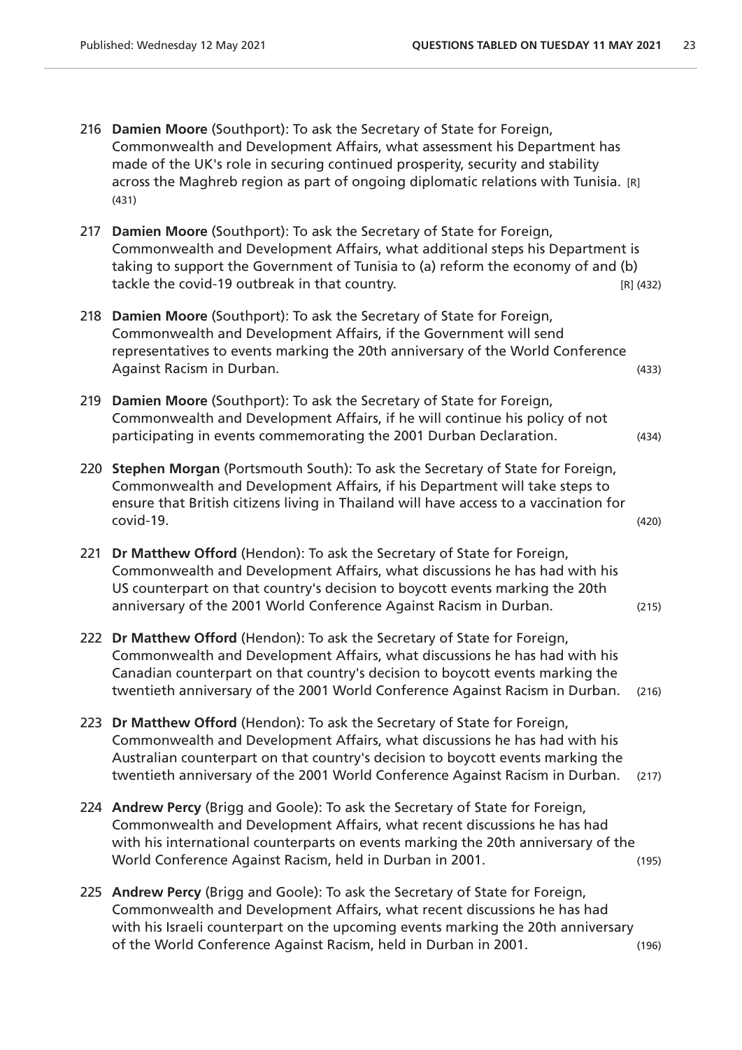216 **Damien Moore** (Southport): To ask the Secretary of State for Foreign, Commonwealth and Development Affairs, what assessment his Department has made of the UK's role in securing continued prosperity, security and stability across the Maghreb region as part of ongoing diplomatic relations with Tunisia. [R] (431)

217 **Damien Moore** (Southport): To ask the Secretary of State for Foreign, Commonwealth and Development Affairs, what additional steps his Department is taking to support the Government of Tunisia to (a) reform the economy of and (b) tackle the covid-19 outbreak in that country. [R] (432)

218 **Damien Moore** (Southport): To ask the Secretary of State for Foreign, Commonwealth and Development Affairs, if the Government will send representatives to events marking the 20th anniversary of the World Conference Against Racism in Durban. (433)

219 **Damien Moore** (Southport): To ask the Secretary of State for Foreign, Commonwealth and Development Affairs, if he will continue his policy of not participating in events commemorating the 2001 Durban Declaration. (434)

220 **Stephen Morgan** (Portsmouth South): To ask the Secretary of State for Foreign, Commonwealth and Development Affairs, if his Department will take steps to ensure that British citizens living in Thailand will have access to a vaccination for covid-19. (420)

221 **Dr Matthew Offord** (Hendon): To ask the Secretary of State for Foreign, Commonwealth and Development Affairs, what discussions he has had with his US counterpart on that country's decision to boycott events marking the 20th anniversary of the 2001 World Conference Against Racism in Durban. (215)

222 **Dr Matthew Offord** (Hendon): To ask the Secretary of State for Foreign, Commonwealth and Development Affairs, what discussions he has had with his Canadian counterpart on that country's decision to boycott events marking the twentieth anniversary of the 2001 World Conference Against Racism in Durban. (216)

223 **Dr Matthew Offord** (Hendon): To ask the Secretary of State for Foreign, Commonwealth and Development Affairs, what discussions he has had with his Australian counterpart on that country's decision to boycott events marking the twentieth anniversary of the 2001 World Conference Against Racism in Durban. (217)

224 **Andrew Percy** (Brigg and Goole): To ask the Secretary of State for Foreign, Commonwealth and Development Affairs, what recent discussions he has had with his international counterparts on events marking the 20th anniversary of the World Conference Against Racism, held in Durban in 2001. (195)

225 **Andrew Percy** (Brigg and Goole): To ask the Secretary of State for Foreign, Commonwealth and Development Affairs, what recent discussions he has had with his Israeli counterpart on the upcoming events marking the 20th anniversary of the World Conference Against Racism, held in Durban in 2001. (196)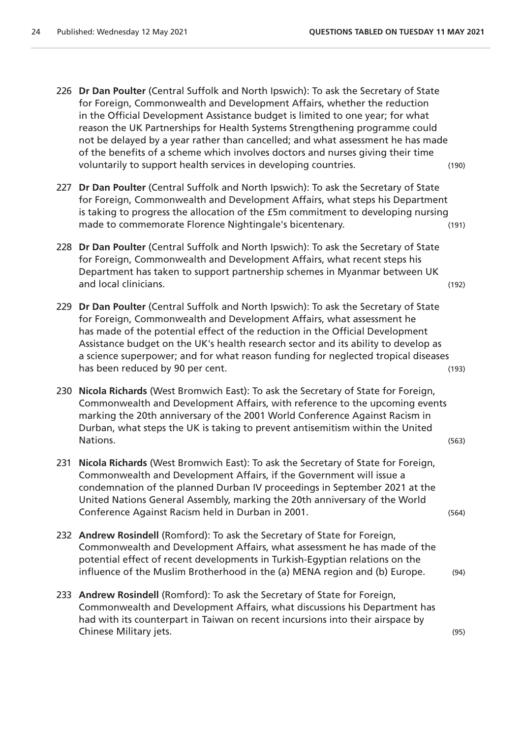226 **Dr Dan Poulter** (Central Suffolk and North Ipswich): To ask the Secretary of State for Foreign, Commonwealth and Development Affairs, whether the reduction in the Official Development Assistance budget is limited to one year; for what reason the UK Partnerships for Health Systems Strengthening programme could not be delayed by a year rather than cancelled; and what assessment he has made of the benefits of a scheme which involves doctors and nurses giving their time voluntarily to support health services in developing countries. (190)

227 **Dr Dan Poulter** (Central Suffolk and North Ipswich): To ask the Secretary of State for Foreign, Commonwealth and Development Affairs, what steps his Department is taking to progress the allocation of the £5m commitment to developing nursing made to commemorate Florence Nightingale's bicentenary. (191)

228 **Dr Dan Poulter** (Central Suffolk and North Ipswich): To ask the Secretary of State for Foreign, Commonwealth and Development Affairs, what recent steps his Department has taken to support partnership schemes in Myanmar between UK and local clinicians. (192)

229 **Dr Dan Poulter** (Central Suffolk and North Ipswich): To ask the Secretary of State for Foreign, Commonwealth and Development Affairs, what assessment he has made of the potential effect of the reduction in the Official Development Assistance budget on the UK's health research sector and its ability to develop as a science superpower; and for what reason funding for neglected tropical diseases has been reduced by 90 per cent. (193)

230 **Nicola Richards** (West Bromwich East): To ask the Secretary of State for Foreign, Commonwealth and Development Affairs, with reference to the upcoming events marking the 20th anniversary of the 2001 World Conference Against Racism in Durban, what steps the UK is taking to prevent antisemitism within the United Nations. (563)

231 **Nicola Richards** (West Bromwich East): To ask the Secretary of State for Foreign, Commonwealth and Development Affairs, if the Government will issue a condemnation of the planned Durban IV proceedings in September 2021 at the United Nations General Assembly, marking the 20th anniversary of the World Conference Against Racism held in Durban in 2001. (564)

232 **Andrew Rosindell** (Romford): To ask the Secretary of State for Foreign, Commonwealth and Development Affairs, what assessment he has made of the potential effect of recent developments in Turkish-Egyptian relations on the influence of the Muslim Brotherhood in the (a) MENA region and (b) Europe. (94)

233 **Andrew Rosindell** (Romford): To ask the Secretary of State for Foreign, Commonwealth and Development Affairs, what discussions his Department has had with its counterpart in Taiwan on recent incursions into their airspace by Chinese Military jets. (95)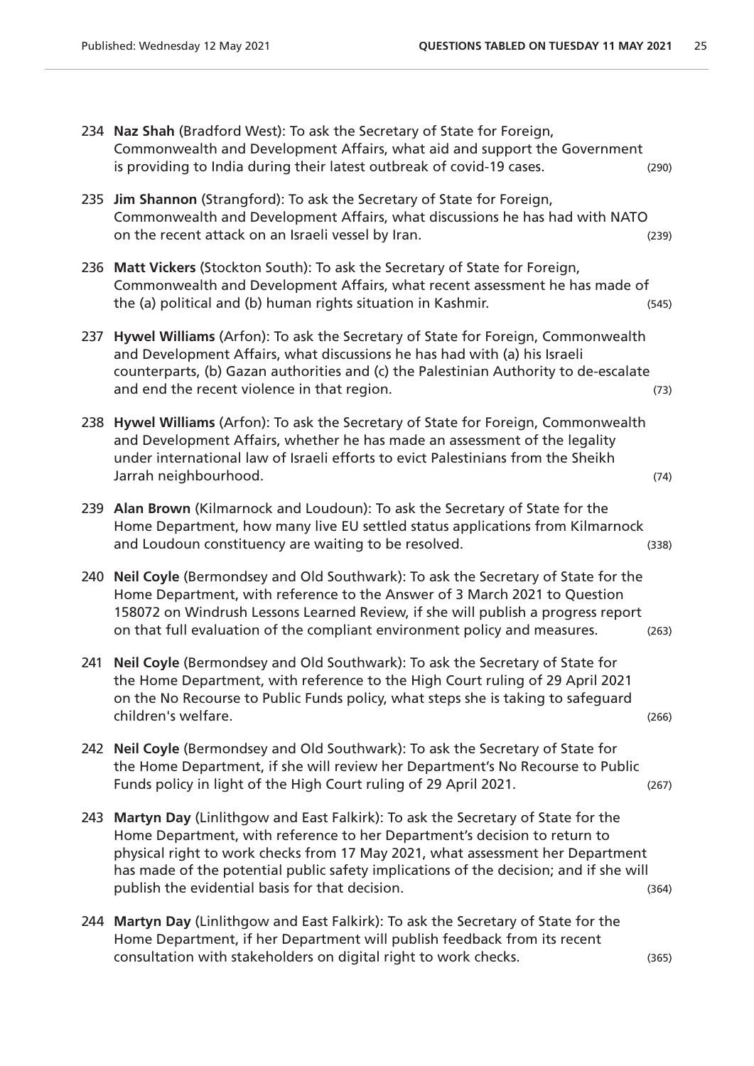234 **Naz Shah** (Bradford West): To ask the Secretary of State for Foreign, Commonwealth and Development Affairs, what aid and support the Government is providing to India during their latest outbreak of covid-19 cases. (290)

235 **Jim Shannon** (Strangford): To ask the Secretary of State for Foreign, Commonwealth and Development Affairs, what discussions he has had with NATO on the recent attack on an Israeli vessel by Iran. (239)

236 **Matt Vickers** (Stockton South): To ask the Secretary of State for Foreign, Commonwealth and Development Affairs, what recent assessment he has made of the (a) political and (b) human rights situation in Kashmir. (545)

237 **Hywel Williams** (Arfon): To ask the Secretary of State for Foreign, Commonwealth and Development Affairs, what discussions he has had with (a) his Israeli counterparts, (b) Gazan authorities and (c) the Palestinian Authority to de-escalate and end the recent violence in that region. (73)

238 **Hywel Williams** (Arfon): To ask the Secretary of State for Foreign, Commonwealth and Development Affairs, whether he has made an assessment of the legality under international law of Israeli efforts to evict Palestinians from the Sheikh Jarrah neighbourhood. (74)

239 **Alan Brown** (Kilmarnock and Loudoun): To ask the Secretary of State for the Home Department, how many live EU settled status applications from Kilmarnock and Loudoun constituency are waiting to be resolved. (338)

240 **Neil Coyle** (Bermondsey and Old Southwark): To ask the Secretary of State for the Home Department, with reference to the Answer of 3 March 2021 to Question 158072 on Windrush Lessons Learned Review, if she will publish a progress report on that full evaluation of the compliant environment policy and measures. (263)

241 **Neil Coyle** (Bermondsey and Old Southwark): To ask the Secretary of State for the Home Department, with reference to the High Court ruling of 29 April 2021 on the No Recourse to Public Funds policy, what steps she is taking to safeguard children's welfare. (266)

242 **Neil Coyle** (Bermondsey and Old Southwark): To ask the Secretary of State for the Home Department, if she will review her Department's No Recourse to Public Funds policy in light of the High Court ruling of 29 April 2021. (267)

243 **Martyn Day** (Linlithgow and East Falkirk): To ask the Secretary of State for the Home Department, with reference to her Department's decision to return to physical right to work checks from 17 May 2021, what assessment her Department has made of the potential public safety implications of the decision; and if she will publish the evidential basis for that decision. (364)

244 **Martyn Day** (Linlithgow and East Falkirk): To ask the Secretary of State for the Home Department, if her Department will publish feedback from its recent consultation with stakeholders on digital right to work checks. (365)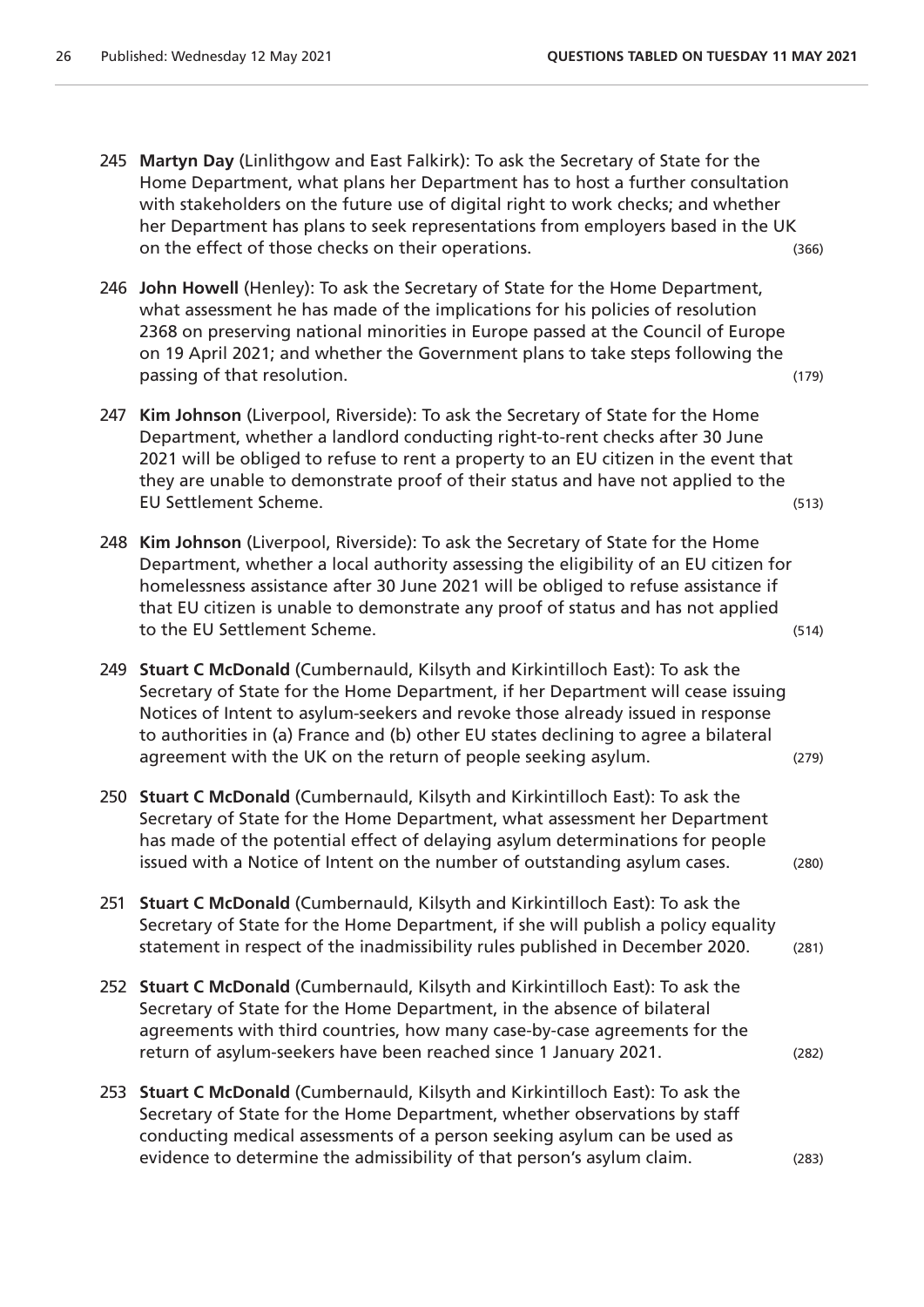245 **Martyn Day** (Linlithgow and East Falkirk): To ask the Secretary of State for the Home Department, what plans her Department has to host a further consultation with stakeholders on the future use of digital right to work checks; and whether her Department has plans to seek representations from employers based in the UK on the effect of those checks on their operations. (366)

246 **John Howell** (Henley): To ask the Secretary of State for the Home Department, what assessment he has made of the implications for his policies of resolution 2368 on preserving national minorities in Europe passed at the Council of Europe on 19 April 2021; and whether the Government plans to take steps following the passing of that resolution. (179)

247 **Kim Johnson** (Liverpool, Riverside): To ask the Secretary of State for the Home Department, whether a landlord conducting right-to-rent checks after 30 June 2021 will be obliged to refuse to rent a property to an EU citizen in the event that they are unable to demonstrate proof of their status and have not applied to the EU Settlement Scheme. (513)

248 **Kim Johnson** (Liverpool, Riverside): To ask the Secretary of State for the Home Department, whether a local authority assessing the eligibility of an EU citizen for homelessness assistance after 30 June 2021 will be obliged to refuse assistance if that EU citizen is unable to demonstrate any proof of status and has not applied to the EU Settlement Scheme. (514)

249 **Stuart C McDonald** (Cumbernauld, Kilsyth and Kirkintilloch East): To ask the Secretary of State for the Home Department, if her Department will cease issuing Notices of Intent to asylum-seekers and revoke those already issued in response to authorities in (a) France and (b) other EU states declining to agree a bilateral agreement with the UK on the return of people seeking asylum. (279)

250 **Stuart C McDonald** (Cumbernauld, Kilsyth and Kirkintilloch East): To ask the Secretary of State for the Home Department, what assessment her Department has made of the potential effect of delaying asylum determinations for people issued with a Notice of Intent on the number of outstanding asylum cases. (280)

251 **Stuart C McDonald** (Cumbernauld, Kilsyth and Kirkintilloch East): To ask the Secretary of State for the Home Department, if she will publish a policy equality statement in respect of the inadmissibility rules published in December 2020. (281)

252 **Stuart C McDonald** (Cumbernauld, Kilsyth and Kirkintilloch East): To ask the Secretary of State for the Home Department, in the absence of bilateral agreements with third countries, how many case-by-case agreements for the return of asylum-seekers have been reached since 1 January 2021. (282)

253 **Stuart C McDonald** (Cumbernauld, Kilsyth and Kirkintilloch East): To ask the Secretary of State for the Home Department, whether observations by staff conducting medical assessments of a person seeking asylum can be used as evidence to determine the admissibility of that person's asylum claim. (283)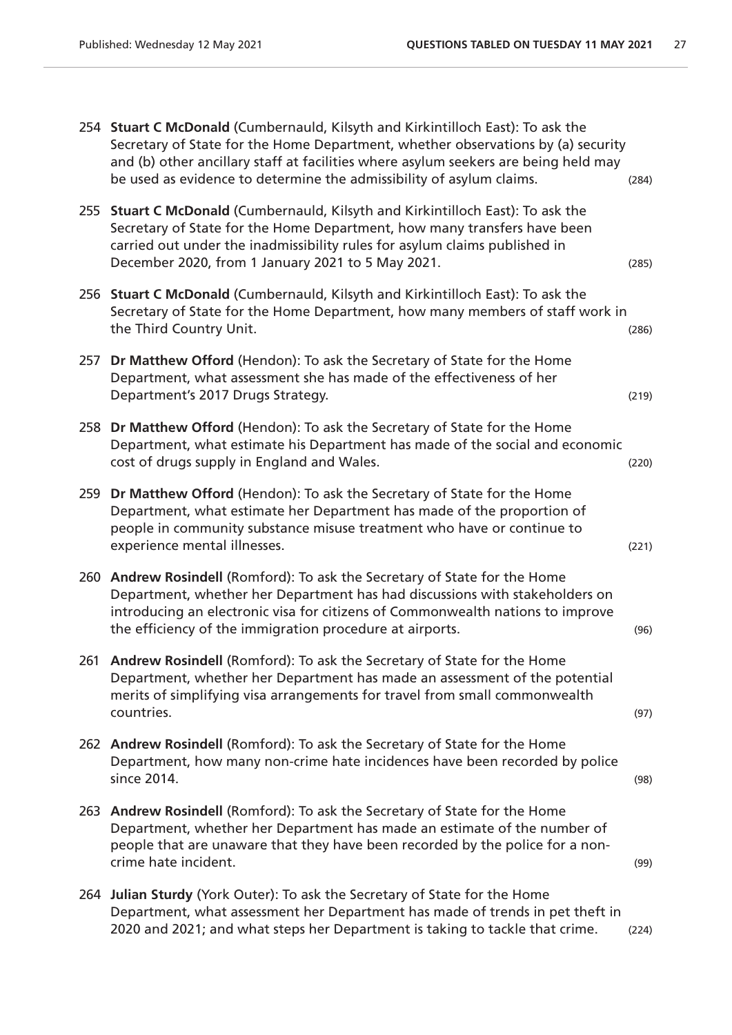254 **Stuart C McDonald** (Cumbernauld, Kilsyth and Kirkintilloch East): To ask the Secretary of State for the Home Department, whether observations by (a) security and (b) other ancillary staff at facilities where asylum seekers are being held may be used as evidence to determine the admissibility of asylum claims. (284)

255 **Stuart C McDonald** (Cumbernauld, Kilsyth and Kirkintilloch East): To ask the Secretary of State for the Home Department, how many transfers have been carried out under the inadmissibility rules for asylum claims published in December 2020, from 1 January 2021 to 5 May 2021. (285)

256 **Stuart C McDonald** (Cumbernauld, Kilsyth and Kirkintilloch East): To ask the Secretary of State for the Home Department, how many members of staff work in the Third Country Unit. (286)

257 **Dr Matthew Offord** (Hendon): To ask the Secretary of State for the Home Department, what assessment she has made of the effectiveness of her Department's 2017 Drugs Strategy. (219)

258 **Dr Matthew Offord** (Hendon): To ask the Secretary of State for the Home Department, what estimate his Department has made of the social and economic cost of drugs supply in England and Wales. (220)

259 **Dr Matthew Offord** (Hendon): To ask the Secretary of State for the Home Department, what estimate her Department has made of the proportion of people in community substance misuse treatment who have or continue to experience mental illnesses. (221)

260 **Andrew Rosindell** (Romford): To ask the Secretary of State for the Home Department, whether her Department has had discussions with stakeholders on introducing an electronic visa for citizens of Commonwealth nations to improve the efficiency of the immigration procedure at airports. (96)

261 **Andrew Rosindell** (Romford): To ask the Secretary of State for the Home Department, whether her Department has made an assessment of the potential merits of simplifying visa arrangements for travel from small commonwealth countries. (97)

262 **Andrew Rosindell** (Romford): To ask the Secretary of State for the Home Department, how many non-crime hate incidences have been recorded by police since 2014. (98)

263 **Andrew Rosindell** (Romford): To ask the Secretary of State for the Home Department, whether her Department has made an estimate of the number of people that are unaware that they have been recorded by the police for a non-crime hate incident. (99)

264 **Julian Sturdy** (York Outer): To ask the Secretary of State for the Home Department, what assessment her Department has made of trends in pet theft in 2020 and 2021; and what steps her Department is taking to tackle that crime. (224)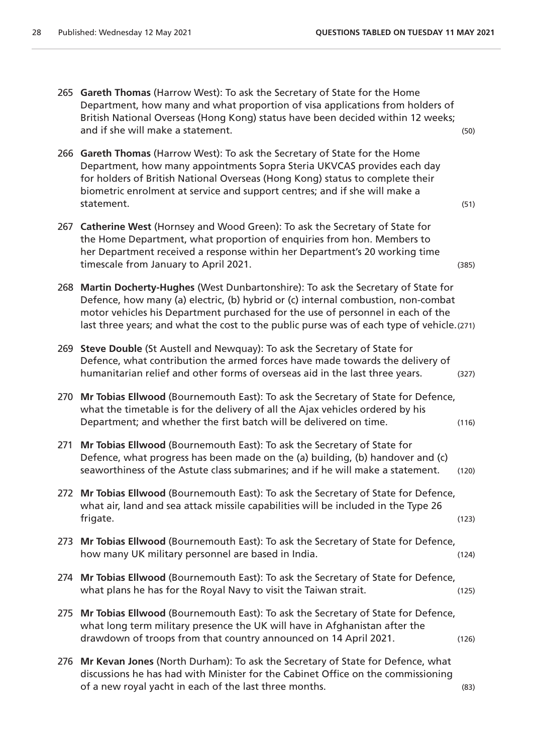265 **Gareth Thomas** (Harrow West): To ask the Secretary of State for the Home Department, how many and what proportion of visa applications from holders of British National Overseas (Hong Kong) status have been decided within 12 weeks; and if she will make a statement. (50)

266 **Gareth Thomas** (Harrow West): To ask the Secretary of State for the Home Department, how many appointments Sopra Steria UKVCAS provides each day for holders of British National Overseas (Hong Kong) status to complete their biometric enrolment at service and support centres; and if she will make a statement. (51)

267 **Catherine West** (Hornsey and Wood Green): To ask the Secretary of State for the Home Department, what proportion of enquiries from hon. Members to her Department received a response within her Department's 20 working time timescale from January to April 2021. (385)

268 **Martin Docherty-Hughes** (West Dunbartonshire): To ask the Secretary of State for Defence, how many (a) electric, (b) hybrid or (c) internal combustion, non-combat motor vehicles his Department purchased for the use of personnel in each of the last three years; and what the cost to the public purse was of each type of vehicle. (271)

269 **Steve Double** (St Austell and Newquay): To ask the Secretary of State for Defence, what contribution the armed forces have made towards the delivery of humanitarian relief and other forms of overseas aid in the last three years. (327)

270 **Mr Tobias Ellwood** (Bournemouth East): To ask the Secretary of State for Defence, what the timetable is for the delivery of all the Ajax vehicles ordered by his Department; and whether the first batch will be delivered on time. (116)

271 **Mr Tobias Ellwood** (Bournemouth East): To ask the Secretary of State for Defence, what progress has been made on the (a) building, (b) handover and (c) seaworthiness of the Astute class submarines; and if he will make a statement. (120)

272 **Mr Tobias Ellwood** (Bournemouth East): To ask the Secretary of State for Defence, what air, land and sea attack missile capabilities will be included in the Type 26 frigate. (123)

273 **Mr Tobias Ellwood** (Bournemouth East): To ask the Secretary of State for Defence, how many UK military personnel are based in India. (124)

274 **Mr Tobias Ellwood** (Bournemouth East): To ask the Secretary of State for Defence, what plans he has for the Royal Navy to visit the Taiwan strait. (125)

275 **Mr Tobias Ellwood** (Bournemouth East): To ask the Secretary of State for Defence, what long term military presence the UK will have in Afghanistan after the drawdown of troops from that country announced on 14 April 2021. (126)

276 **Mr Kevan Jones** (North Durham): To ask the Secretary of State for Defence, what discussions he has had with Minister for the Cabinet Office on the commissioning of a new royal yacht in each of the last three months. (83)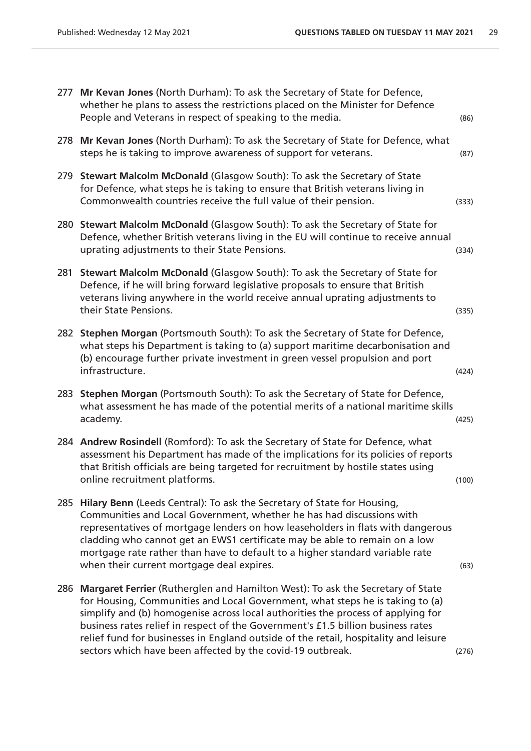277 **Mr Kevan Jones** (North Durham): To ask the Secretary of State for Defence, whether he plans to assess the restrictions placed on the Minister for Defence People and Veterans in respect of speaking to the media. (86)

278 **Mr Kevan Jones** (North Durham): To ask the Secretary of State for Defence, what steps he is taking to improve awareness of support for veterans. (87)

279 **Stewart Malcolm McDonald** (Glasgow South): To ask the Secretary of State for Defence, what steps he is taking to ensure that British veterans living in Commonwealth countries receive the full value of their pension. (333)

280 **Stewart Malcolm McDonald** (Glasgow South): To ask the Secretary of State for Defence, whether British veterans living in the EU will continue to receive annual uprating adjustments to their State Pensions. (334)

281 **Stewart Malcolm McDonald** (Glasgow South): To ask the Secretary of State for Defence, if he will bring forward legislative proposals to ensure that British veterans living anywhere in the world receive annual uprating adjustments to their State Pensions. (335)

282 **Stephen Morgan** (Portsmouth South): To ask the Secretary of State for Defence, what steps his Department is taking to (a) support maritime decarbonisation and (b) encourage further private investment in green vessel propulsion and port infrastructure. (424)

283 **Stephen Morgan** (Portsmouth South): To ask the Secretary of State for Defence, what assessment he has made of the potential merits of a national maritime skills academy. (425)

284 **Andrew Rosindell** (Romford): To ask the Secretary of State for Defence, what assessment his Department has made of the implications for its policies of reports that British officials are being targeted for recruitment by hostile states using online recruitment platforms. (100)

285 **Hilary Benn** (Leeds Central): To ask the Secretary of State for Housing, Communities and Local Government, whether he has had discussions with representatives of mortgage lenders on how leaseholders in flats with dangerous cladding who cannot get an EWS1 certificate may be able to remain on a low mortgage rate rather than have to default to a higher standard variable rate when their current mortgage deal expires. (63)

286 **Margaret Ferrier** (Rutherglen and Hamilton West): To ask the Secretary of State for Housing, Communities and Local Government, what steps he is taking to (a) simplify and (b) homogenise across local authorities the process of applying for business rates relief in respect of the Government's £1.5 billion business rates relief fund for businesses in England outside of the retail, hospitality and leisure sectors which have been affected by the covid-19 outbreak. (276)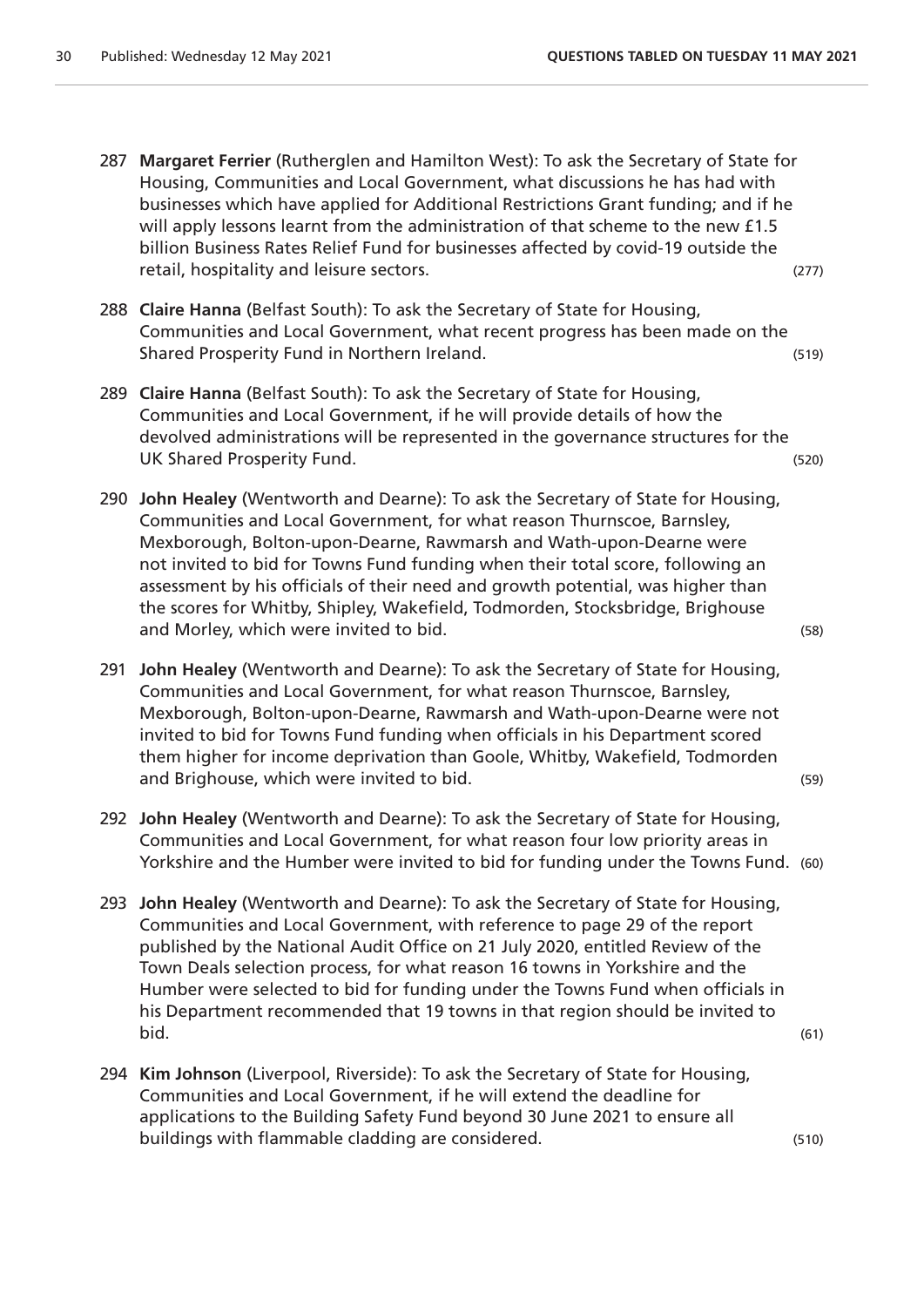287 **Margaret Ferrier** (Rutherglen and Hamilton West): To ask the Secretary of State for Housing, Communities and Local Government, what discussions he has had with businesses which have applied for Additional Restrictions Grant funding; and if he will apply lessons learnt from the administration of that scheme to the new £1.5 billion Business Rates Relief Fund for businesses affected by covid-19 outside the retail, hospitality and leisure sectors. (277)

288 **Claire Hanna** (Belfast South): To ask the Secretary of State for Housing, Communities and Local Government, what recent progress has been made on the Shared Prosperity Fund in Northern Ireland. (519)

289 **Claire Hanna** (Belfast South): To ask the Secretary of State for Housing, Communities and Local Government, if he will provide details of how the devolved administrations will be represented in the governance structures for the UK Shared Prosperity Fund. (520)

290 **John Healey** (Wentworth and Dearne): To ask the Secretary of State for Housing, Communities and Local Government, for what reason Thurnscoe, Barnsley, Mexborough, Bolton-upon-Dearne, Rawmarsh and Wath-upon-Dearne were not invited to bid for Towns Fund funding when their total score, following an assessment by his officials of their need and growth potential, was higher than the scores for Whitby, Shipley, Wakefield, Todmorden, Stocksbridge, Brighouse and Morley, which were invited to bid. (58)

291 **John Healey** (Wentworth and Dearne): To ask the Secretary of State for Housing, Communities and Local Government, for what reason Thurnscoe, Barnsley, Mexborough, Bolton-upon-Dearne, Rawmarsh and Wath-upon-Dearne were not invited to bid for Towns Fund funding when officials in his Department scored them higher for income deprivation than Goole, Whitby, Wakefield, Todmorden and Brighouse, which were invited to bid. (59)

292 **John Healey** (Wentworth and Dearne): To ask the Secretary of State for Housing, Communities and Local Government, for what reason four low priority areas in Yorkshire and the Humber were invited to bid for funding under the Towns Fund. (60)

293 **John Healey** (Wentworth and Dearne): To ask the Secretary of State for Housing, Communities and Local Government, with reference to page 29 of the report published by the National Audit Office on 21 July 2020, entitled Review of the Town Deals selection process, for what reason 16 towns in Yorkshire and the Humber were selected to bid for funding under the Towns Fund when officials in his Department recommended that 19 towns in that region should be invited to bid. (61)

294 **Kim Johnson** (Liverpool, Riverside): To ask the Secretary of State for Housing, Communities and Local Government, if he will extend the deadline for applications to the Building Safety Fund beyond 30 June 2021 to ensure all buildings with flammable cladding are considered. (510)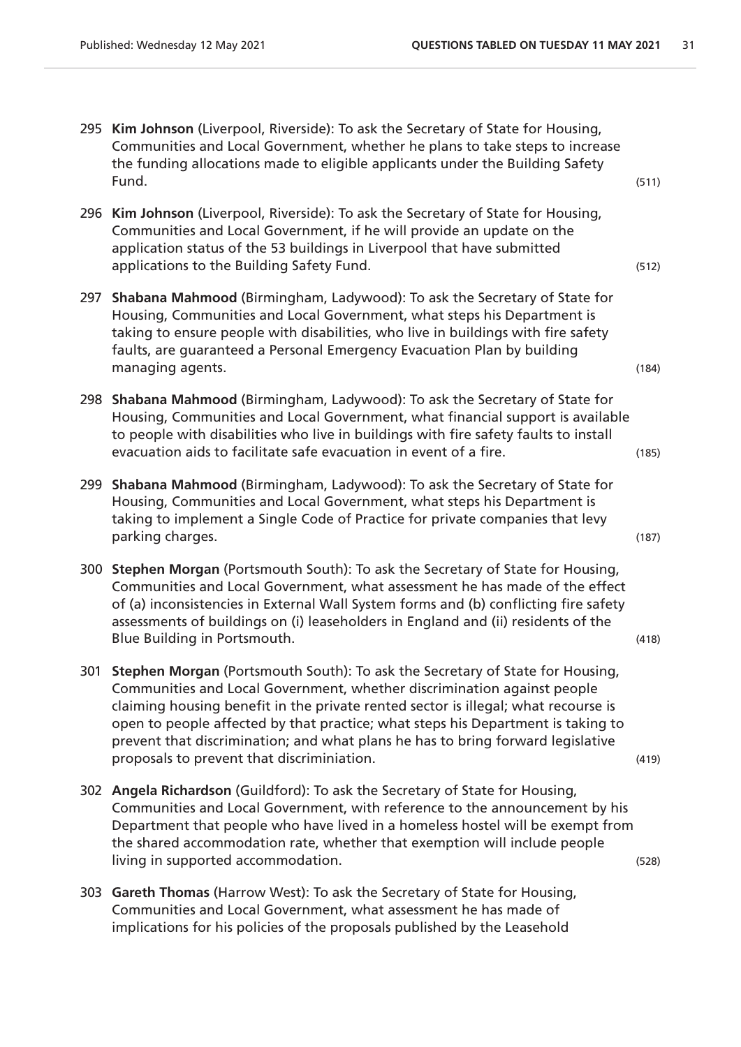295 **Kim Johnson** (Liverpool, Riverside): To ask the Secretary of State for Housing, Communities and Local Government, whether he plans to take steps to increase the funding allocations made to eligible applicants under the Building Safety Fund. (511)

296 **Kim Johnson** (Liverpool, Riverside): To ask the Secretary of State for Housing, Communities and Local Government, if he will provide an update on the application status of the 53 buildings in Liverpool that have submitted applications to the Building Safety Fund. (512)

297 **Shabana Mahmood** (Birmingham, Ladywood): To ask the Secretary of State for Housing, Communities and Local Government, what steps his Department is taking to ensure people with disabilities, who live in buildings with fire safety faults, are guaranteed a Personal Emergency Evacuation Plan by building managing agents. (184)

298 **Shabana Mahmood** (Birmingham, Ladywood): To ask the Secretary of State for Housing, Communities and Local Government, what financial support is available to people with disabilities who live in buildings with fire safety faults to install evacuation aids to facilitate safe evacuation in event of a fire. (185)

299 **Shabana Mahmood** (Birmingham, Ladywood): To ask the Secretary of State for Housing, Communities and Local Government, what steps his Department is taking to implement a Single Code of Practice for private companies that levy parking charges. (187)

300 **Stephen Morgan** (Portsmouth South): To ask the Secretary of State for Housing, Communities and Local Government, what assessment he has made of the effect of (a) inconsistencies in External Wall System forms and (b) conflicting fire safety assessments of buildings on (i) leaseholders in England and (ii) residents of the Blue Building in Portsmouth. (418)

301 **Stephen Morgan** (Portsmouth South): To ask the Secretary of State for Housing, Communities and Local Government, whether discrimination against people claiming housing benefit in the private rented sector is illegal; what recourse is open to people affected by that practice; what steps his Department is taking to prevent that discrimination; and what plans he has to bring forward legislative proposals to prevent that discrimininiation. (419)

302 **Angela Richardson** (Guildford): To ask the Secretary of State for Housing, Communities and Local Government, with reference to the announcement by his Department that people who have lived in a homeless hostel will be exempt from the shared accommodation rate, whether that exemption will include people living in supported accommodation. (528)

303 **Gareth Thomas** (Harrow West): To ask the Secretary of State for Housing, Communities and Local Government, what assessment he has made of implications for his policies of the proposals published by the Leasehold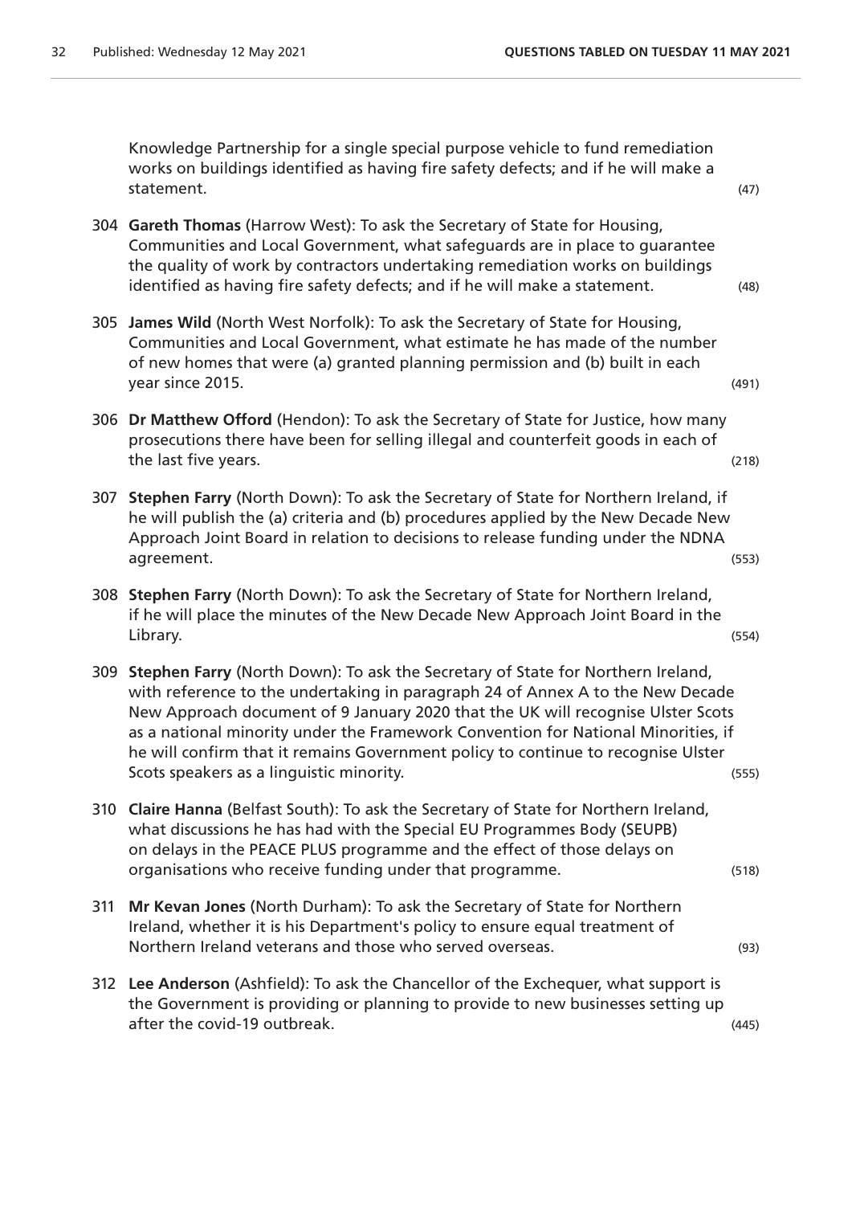Knowledge Partnership for a single special purpose vehicle to fund remediation works on buildings identified as having fire safety defects; and if he will make a statement. (47)

304 **Gareth Thomas** (Harrow West): To ask the Secretary of State for Housing, Communities and Local Government, what safeguards are in place to guarantee the quality of work by contractors undertaking remediation works on buildings identified as having fire safety defects; and if he will make a statement. (48)

305 **James Wild** (North West Norfolk): To ask the Secretary of State for Housing, Communities and Local Government, what estimate he has made of the number of new homes that were (a) granted planning permission and (b) built in each year since 2015. (491)

306 **Dr Matthew Offord** (Hendon): To ask the Secretary of State for Justice, how many prosecutions there have been for selling illegal and counterfeit goods in each of the last five years. (218)

307 **Stephen Farry** (North Down): To ask the Secretary of State for Northern Ireland, if he will publish the (a) criteria and (b) procedures applied by the New Decade New Approach Joint Board in relation to decisions to release funding under the NDNA agreement. (553)

308 **Stephen Farry** (North Down): To ask the Secretary of State for Northern Ireland, if he will place the minutes of the New Decade New Approach Joint Board in the Library. (554)

309 **Stephen Farry** (North Down): To ask the Secretary of State for Northern Ireland, with reference to the undertaking in paragraph 24 of Annex A to the New Decade New Approach document of 9 January 2020 that the UK will recognise Ulster Scots as a national minority under the Framework Convention for National Minorities, if he will confirm that it remains Government policy to continue to recognise Ulster Scots speakers as a linguistic minority. (555)

310 **Claire Hanna** (Belfast South): To ask the Secretary of State for Northern Ireland, what discussions he has had with the Special EU Programmes Body (SEUPB) on delays in the PEACE PLUS programme and the effect of those delays on organisations who receive funding under that programme. (518)

311 **Mr Kevan Jones** (North Durham): To ask the Secretary of State for Northern Ireland, whether it is his Department's policy to ensure equal treatment of Northern Ireland veterans and those who served overseas. (93)

312 **Lee Anderson** (Ashfield): To ask the Chancellor of the Exchequer, what support is the Government is providing or planning to provide to new businesses setting up after the covid-19 outbreak. (445)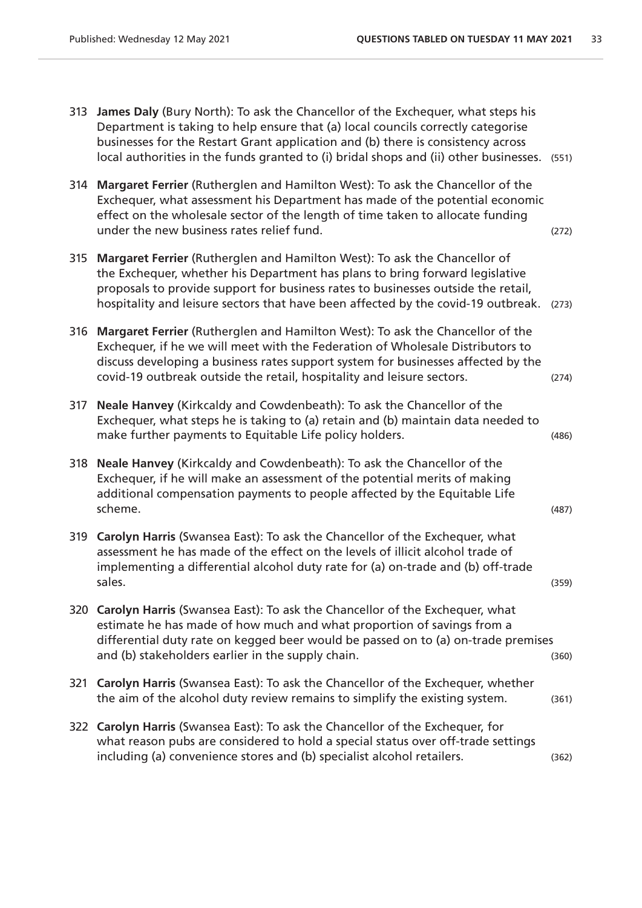313 **James Daly** (Bury North): To ask the Chancellor of the Exchequer, what steps his Department is taking to help ensure that (a) local councils correctly categorise businesses for the Restart Grant application and (b) there is consistency across local authorities in the funds granted to (i) bridal shops and (ii) other businesses. (551)

314 **Margaret Ferrier** (Rutherglen and Hamilton West): To ask the Chancellor of the Exchequer, what assessment his Department has made of the potential economic effect on the wholesale sector of the length of time taken to allocate funding under the new business rates relief fund. (272)

315 **Margaret Ferrier** (Rutherglen and Hamilton West): To ask the Chancellor of the Exchequer, whether his Department has plans to bring forward legislative proposals to provide support for business rates to businesses outside the retail, hospitality and leisure sectors that have been affected by the covid-19 outbreak. (273)

316 **Margaret Ferrier** (Rutherglen and Hamilton West): To ask the Chancellor of the Exchequer, if he we will meet with the Federation of Wholesale Distributors to discuss developing a business rates support system for businesses affected by the covid-19 outbreak outside the retail, hospitality and leisure sectors. (274)

317 **Neale Hanvey** (Kirkcaldy and Cowdenbeath): To ask the Chancellor of the Exchequer, what steps he is taking to (a) retain and (b) maintain data needed to make further payments to Equitable Life policy holders. (486)

318 **Neale Hanvey** (Kirkcaldy and Cowdenbeath): To ask the Chancellor of the Exchequer, if he will make an assessment of the potential merits of making additional compensation payments to people affected by the Equitable Life scheme. (487)

319 **Carolyn Harris** (Swansea East): To ask the Chancellor of the Exchequer, what assessment he has made of the effect on the levels of illicit alcohol trade of implementing a differential alcohol duty rate for (a) on-trade and (b) off-trade sales. (359)

320 **Carolyn Harris** (Swansea East): To ask the Chancellor of the Exchequer, what estimate he has made of how much and what proportion of savings from a differential duty rate on kegged beer would be passed on to (a) on-trade premises and (b) stakeholders earlier in the supply chain. (360)

321 **Carolyn Harris** (Swansea East): To ask the Chancellor of the Exchequer, whether the aim of the alcohol duty review remains to simplify the existing system. (361)

322 **Carolyn Harris** (Swansea East): To ask the Chancellor of the Exchequer, for what reason pubs are considered to hold a special status over off-trade settings including (a) convenience stores and (b) specialist alcohol retailers. (362)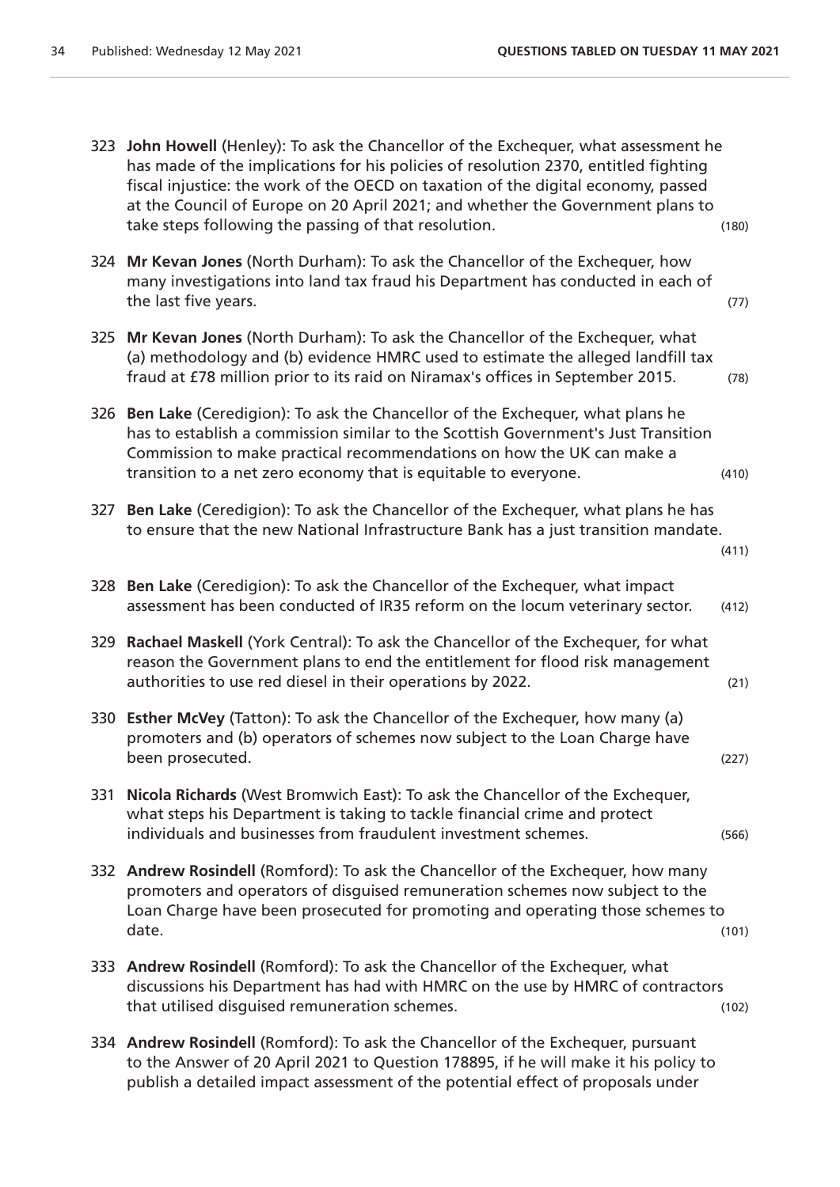323 **John Howell** (Henley): To ask the Chancellor of the Exchequer, what assessment he has made of the implications for his policies of resolution 2370, entitled fighting fiscal injustice: the work of the OECD on taxation of the digital economy, passed at the Council of Europe on 20 April 2021; and whether the Government plans to take steps following the passing of that resolution. (180)

324 **Mr Kevan Jones** (North Durham): To ask the Chancellor of the Exchequer, how many investigations into land tax fraud his Department has conducted in each of the last five years. (77)

325 **Mr Kevan Jones** (North Durham): To ask the Chancellor of the Exchequer, what (a) methodology and (b) evidence HMRC used to estimate the alleged landfill tax fraud at £78 million prior to its raid on Niramax's offices in September 2015. (78)

326 **Ben Lake** (Ceredigion): To ask the Chancellor of the Exchequer, what plans he has to establish a commission similar to the Scottish Government's Just Transition Commission to make practical recommendations on how the UK can make a transition to a net zero economy that is equitable to everyone. (410)

327 **Ben Lake** (Ceredigion): To ask the Chancellor of the Exchequer, what plans he has to ensure that the new National Infrastructure Bank has a just transition mandate. (411)

328 **Ben Lake** (Ceredigion): To ask the Chancellor of the Exchequer, what impact assessment has been conducted of IR35 reform on the locum veterinary sector. (412)

329 **Rachael Maskell** (York Central): To ask the Chancellor of the Exchequer, for what reason the Government plans to end the entitlement for flood risk management authorities to use red diesel in their operations by 2022. (21)

330 **Esther McVey** (Tatton): To ask the Chancellor of the Exchequer, how many (a) promoters and (b) operators of schemes now subject to the Loan Charge have been prosecuted. (227)

331 **Nicola Richards** (West Bromwich East): To ask the Chancellor of the Exchequer, what steps his Department is taking to tackle financial crime and protect individuals and businesses from fraudulent investment schemes. (566)

332 **Andrew Rosindell** (Romford): To ask the Chancellor of the Exchequer, how many promoters and operators of disguised remuneration schemes now subject to the Loan Charge have been prosecuted for promoting and operating those schemes to date. (101)

333 **Andrew Rosindell** (Romford): To ask the Chancellor of the Exchequer, what discussions his Department has had with HMRC on the use by HMRC of contractors that utilised disguised remuneration schemes. (102)

334 **Andrew Rosindell** (Romford): To ask the Chancellor of the Exchequer, pursuant to the Answer of 20 April 2021 to Question 178895, if he will make it his policy to publish a detailed impact assessment of the potential effect of proposals under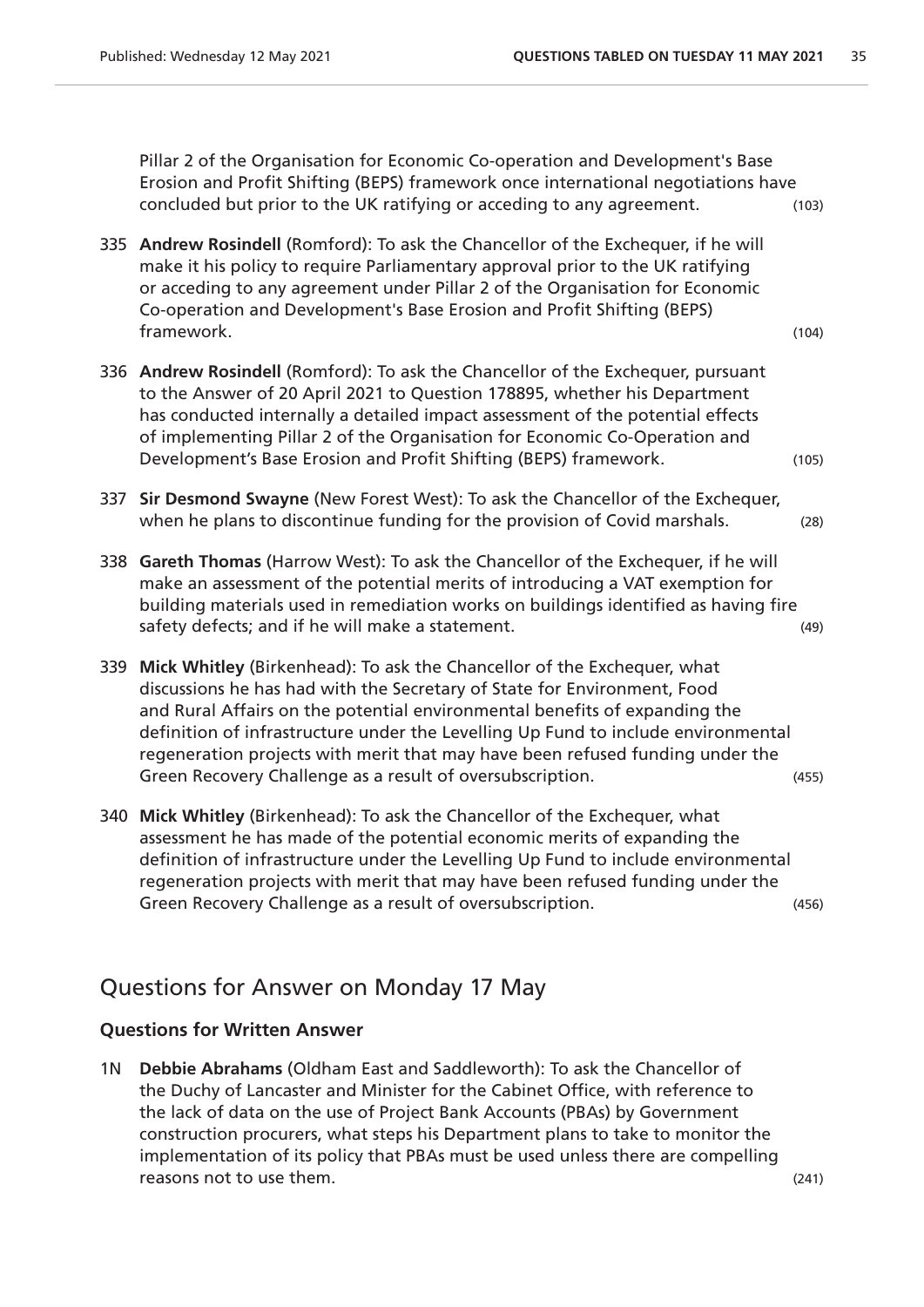Pillar 2 of the Organisation for Economic Co-operation and Development's Base Erosion and Profit Shifting (BEPS) framework once international negotiations have concluded but prior to the UK ratifying or acceding to any agreement. (103)

335 **Andrew Rosindell** (Romford): To ask the Chancellor of the Exchequer, if he will make it his policy to require Parliamentary approval prior to the UK ratifying or acceding to any agreement under Pillar 2 of the Organisation for Economic Co-operation and Development's Base Erosion and Profit Shifting (BEPS) framework. (104)

336 **Andrew Rosindell** (Romford): To ask the Chancellor of the Exchequer, pursuant to the Answer of 20 April 2021 to Question 178895, whether his Department has conducted internally a detailed impact assessment of the potential effects of implementing Pillar 2 of the Organisation for Economic Co-Operation and Development's Base Erosion and Profit Shifting (BEPS) framework. (105)

337 **Sir Desmond Swayne** (New Forest West): To ask the Chancellor of the Exchequer, when he plans to discontinue funding for the provision of Covid marshals. (28)

338 **Gareth Thomas** (Harrow West): To ask the Chancellor of the Exchequer, if he will make an assessment of the potential merits of introducing a VAT exemption for building materials used in remediation works on buildings identified as having fire safety defects; and if he will make a statement. (49)

339 **Mick Whitley** (Birkenhead): To ask the Chancellor of the Exchequer, what discussions he has had with the Secretary of State for Environment, Food and Rural Affairs on the potential environmental benefits of expanding the definition of infrastructure under the Levelling Up Fund to include environmental regeneration projects with merit that may have been refused funding under the Green Recovery Challenge as a result of oversubscription. (455)

340 **Mick Whitley** (Birkenhead): To ask the Chancellor of the Exchequer, what assessment he has made of the potential economic merits of expanding the definition of infrastructure under the Levelling Up Fund to include environmental regeneration projects with merit that may have been refused funding under the Green Recovery Challenge as a result of oversubscription. (456)

## Questions for Answer on Monday 17 May

### Questions for Written Answer

1N **Debbie Abrahams** (Oldham East and Saddleworth): To ask the Chancellor of the Duchy of Lancaster and Minister for the Cabinet Office, with reference to the lack of data on the use of Project Bank Accounts (PBAs) by Government construction procurers, what steps his Department plans to take to monitor the implementation of its policy that PBAs must be used unless there are compelling reasons not to use them. (241)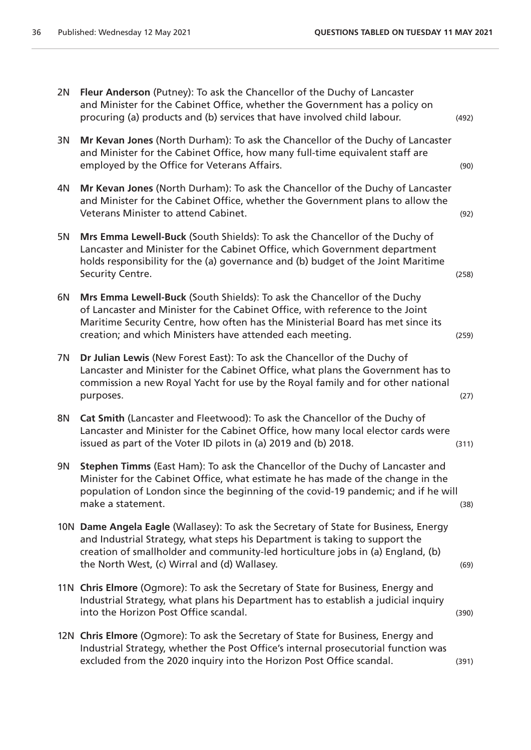2N **Fleur Anderson** (Putney): To ask the Chancellor of the Duchy of Lancaster and Minister for the Cabinet Office, whether the Government has a policy on procuring (a) products and (b) services that have involved child labour. (492)

3N **Mr Kevan Jones** (North Durham): To ask the Chancellor of the Duchy of Lancaster and Minister for the Cabinet Office, how many full-time equivalent staff are employed by the Office for Veterans Affairs. (90)

4N **Mr Kevan Jones** (North Durham): To ask the Chancellor of the Duchy of Lancaster and Minister for the Cabinet Office, whether the Government plans to allow the Veterans Minister to attend Cabinet. (92)

5N **Mrs Emma Lewell-Buck** (South Shields): To ask the Chancellor of the Duchy of Lancaster and Minister for the Cabinet Office, which Government department holds responsibility for the (a) governance and (b) budget of the Joint Maritime Security Centre. (258)

6N **Mrs Emma Lewell-Buck** (South Shields): To ask the Chancellor of the Duchy of Lancaster and Minister for the Cabinet Office, with reference to the Joint Maritime Security Centre, how often has the Ministerial Board has met since its creation; and which Ministers have attended each meeting. (259)

7N **Dr Julian Lewis** (New Forest East): To ask the Chancellor of the Duchy of Lancaster and Minister for the Cabinet Office, what plans the Government has to commission a new Royal Yacht for use by the Royal family and for other national purposes. (27)

8N **Cat Smith** (Lancaster and Fleetwood): To ask the Chancellor of the Duchy of Lancaster and Minister for the Cabinet Office, how many local elector cards were issued as part of the Voter ID pilots in (a) 2019 and (b) 2018. (311)

9N **Stephen Timms** (East Ham): To ask the Chancellor of the Duchy of Lancaster and Minister for the Cabinet Office, what estimate he has made of the change in the population of London since the beginning of the covid-19 pandemic; and if he will make a statement. (38)

10N **Dame Angela Eagle** (Wallasey): To ask the Secretary of State for Business, Energy and Industrial Strategy, what steps his Department is taking to support the creation of smallholder and community-led horticulture jobs in (a) England, (b) the North West, (c) Wirral and (d) Wallasey. (69)

11N **Chris Elmore** (Ogmore): To ask the Secretary of State for Business, Energy and Industrial Strategy, what plans his Department has to establish a judicial inquiry into the Horizon Post Office scandal. (390)

12N **Chris Elmore** (Ogmore): To ask the Secretary of State for Business, Energy and Industrial Strategy, whether the Post Office's internal prosecutorial function was excluded from the 2020 inquiry into the Horizon Post Office scandal. (391)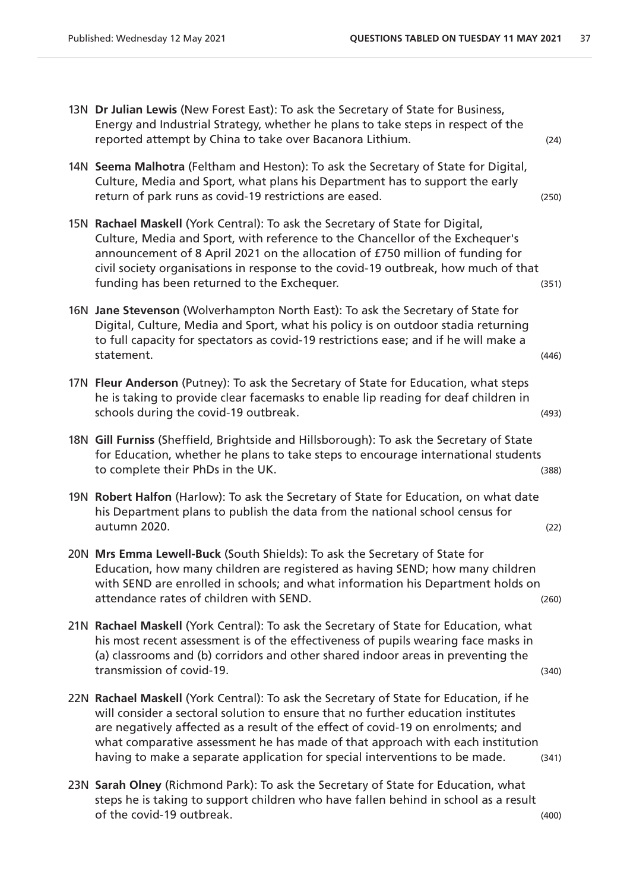13N **Dr Julian Lewis** (New Forest East): To ask the Secretary of State for Business, Energy and Industrial Strategy, whether he plans to take steps in respect of the reported attempt by China to take over Bacanora Lithium. (24)

14N **Seema Malhotra** (Feltham and Heston): To ask the Secretary of State for Digital, Culture, Media and Sport, what plans his Department has to support the early return of park runs as covid-19 restrictions are eased. (250)

15N **Rachael Maskell** (York Central): To ask the Secretary of State for Digital, Culture, Media and Sport, with reference to the Chancellor of the Exchequer's announcement of 8 April 2021 on the allocation of £750 million of funding for civil society organisations in response to the covid-19 outbreak, how much of that funding has been returned to the Exchequer. (351)

16N **Jane Stevenson** (Wolverhampton North East): To ask the Secretary of State for Digital, Culture, Media and Sport, what his policy is on outdoor stadia returning to full capacity for spectators as covid-19 restrictions ease; and if he will make a statement. (446)

17N **Fleur Anderson** (Putney): To ask the Secretary of State for Education, what steps he is taking to provide clear facemasks to enable lip reading for deaf children in schools during the covid-19 outbreak. (493)

18N **Gill Furniss** (Sheffield, Brightside and Hillsborough): To ask the Secretary of State for Education, whether he plans to take steps to encourage international students to complete their PhDs in the UK. (388)

19N **Robert Halfon** (Harlow): To ask the Secretary of State for Education, on what date his Department plans to publish the data from the national school census for autumn 2020. (22)

20N **Mrs Emma Lewell-Buck** (South Shields): To ask the Secretary of State for Education, how many children are registered as having SEND; how many children with SEND are enrolled in schools; and what information his Department holds on attendance rates of children with SEND. (260)

21N **Rachael Maskell** (York Central): To ask the Secretary of State for Education, what his most recent assessment is of the effectiveness of pupils wearing face masks in (a) classrooms and (b) corridors and other shared indoor areas in preventing the transmission of covid-19. (340)

22N **Rachael Maskell** (York Central): To ask the Secretary of State for Education, if he will consider a sectoral solution to ensure that no further education institutes are negatively affected as a result of the effect of covid-19 on enrolments; and what comparative assessment he has made of that approach with each institution having to make a separate application for special interventions to be made. (341)

23N **Sarah Olney** (Richmond Park): To ask the Secretary of State for Education, what steps he is taking to support children who have fallen behind in school as a result of the covid-19 outbreak. (400)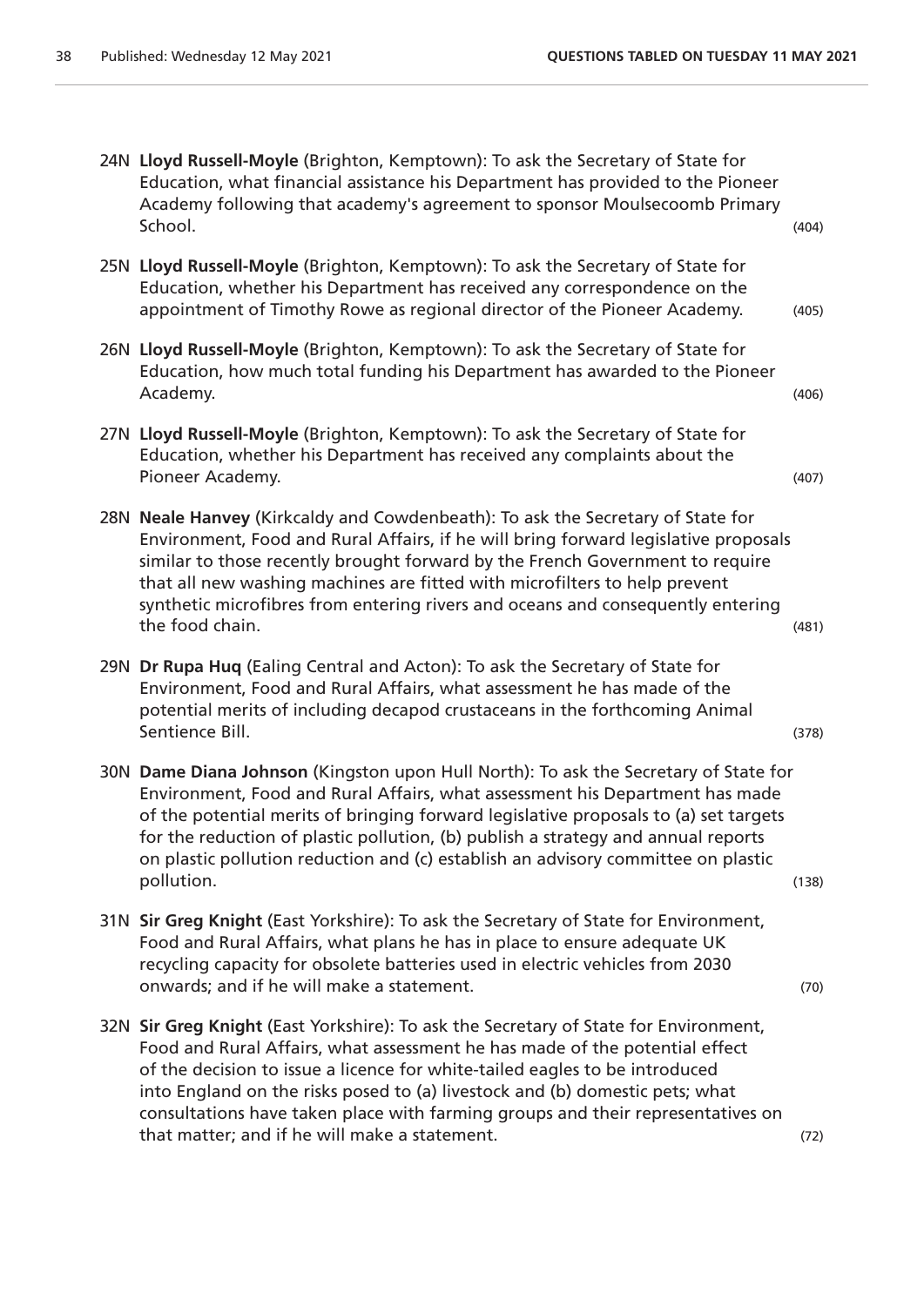24N **Lloyd Russell-Moyle** (Brighton, Kemptown): To ask the Secretary of State for Education, what financial assistance his Department has provided to the Pioneer Academy following that academy's agreement to sponsor Moulsecoomb Primary School. (404)

25N **Lloyd Russell-Moyle** (Brighton, Kemptown): To ask the Secretary of State for Education, whether his Department has received any correspondence on the appointment of Timothy Rowe as regional director of the Pioneer Academy. (405)

26N **Lloyd Russell-Moyle** (Brighton, Kemptown): To ask the Secretary of State for Education, how much total funding his Department has awarded to the Pioneer Academy. (406)

27N **Lloyd Russell-Moyle** (Brighton, Kemptown): To ask the Secretary of State for Education, whether his Department has received any complaints about the Pioneer Academy. (407)

28N **Neale Hanvey** (Kirkcaldy and Cowdenbeath): To ask the Secretary of State for Environment, Food and Rural Affairs, if he will bring forward legislative proposals similar to those recently brought forward by the French Government to require that all new washing machines are fitted with microfilters to help prevent synthetic microfibres from entering rivers and oceans and consequently entering the food chain. (481)

29N **Dr Rupa Huq** (Ealing Central and Acton): To ask the Secretary of State for Environment, Food and Rural Affairs, what assessment he has made of the potential merits of including decapod crustaceans in the forthcoming Animal Sentience Bill. (378)

30N **Dame Diana Johnson** (Kingston upon Hull North): To ask the Secretary of State for Environment, Food and Rural Affairs, what assessment his Department has made of the potential merits of bringing forward legislative proposals to (a) set targets for the reduction of plastic pollution, (b) publish a strategy and annual reports on plastic pollution reduction and (c) establish an advisory committee on plastic pollution. (138)

31N **Sir Greg Knight** (East Yorkshire): To ask the Secretary of State for Environment, Food and Rural Affairs, what plans he has in place to ensure adequate UK recycling capacity for obsolete batteries used in electric vehicles from 2030 onwards; and if he will make a statement. (70)

32N **Sir Greg Knight** (East Yorkshire): To ask the Secretary of State for Environment, Food and Rural Affairs, what assessment he has made of the potential effect of the decision to issue a licence for white-tailed eagles to be introduced into England on the risks posed to (a) livestock and (b) domestic pets; what consultations have taken place with farming groups and their representatives on that matter; and if he will make a statement. (72)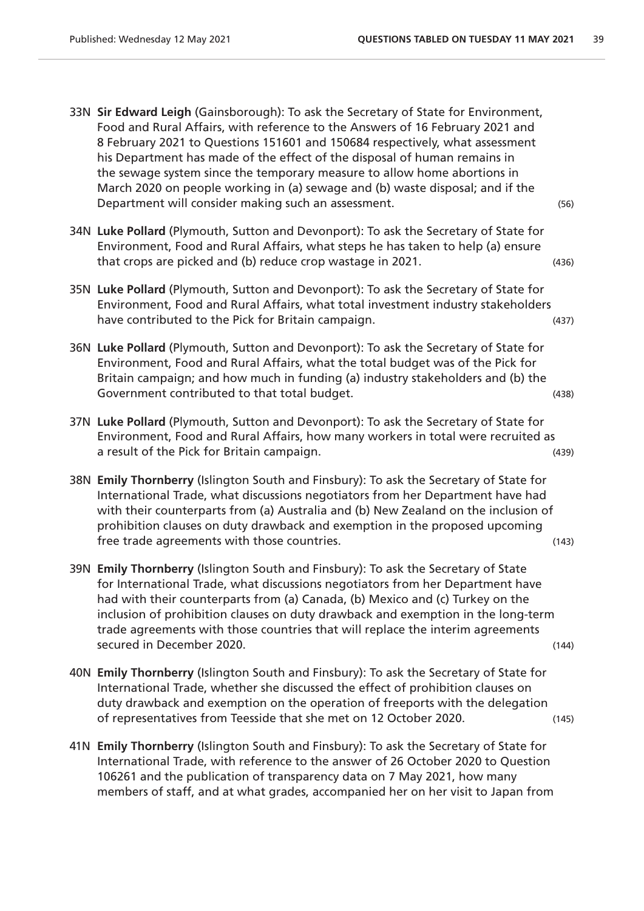33N **Sir Edward Leigh** (Gainsborough): To ask the Secretary of State for Environment, Food and Rural Affairs, with reference to the Answers of 16 February 2021 and 8 February 2021 to Questions 151601 and 150684 respectively, what assessment his Department has made of the effect of the disposal of human remains in the sewage system since the temporary measure to allow home abortions in March 2020 on people working in (a) sewage and (b) waste disposal; and if the Department will consider making such an assessment. (56)

34N **Luke Pollard** (Plymouth, Sutton and Devonport): To ask the Secretary of State for Environment, Food and Rural Affairs, what steps he has taken to help (a) ensure that crops are picked and (b) reduce crop wastage in 2021. (436)

35N **Luke Pollard** (Plymouth, Sutton and Devonport): To ask the Secretary of State for Environment, Food and Rural Affairs, what total investment industry stakeholders have contributed to the Pick for Britain campaign. (437)

36N **Luke Pollard** (Plymouth, Sutton and Devonport): To ask the Secretary of State for Environment, Food and Rural Affairs, what the total budget was of the Pick for Britain campaign; and how much in funding (a) industry stakeholders and (b) the Government contributed to that total budget. (438)

37N **Luke Pollard** (Plymouth, Sutton and Devonport): To ask the Secretary of State for Environment, Food and Rural Affairs, how many workers in total were recruited as a result of the Pick for Britain campaign. (439)

38N **Emily Thornberry** (Islington South and Finsbury): To ask the Secretary of State for International Trade, what discussions negotiators from her Department have had with their counterparts from (a) Australia and (b) New Zealand on the inclusion of prohibition clauses on duty drawback and exemption in the proposed upcoming free trade agreements with those countries. (143)

39N **Emily Thornberry** (Islington South and Finsbury): To ask the Secretary of State for International Trade, what discussions negotiators from her Department have had with their counterparts from (a) Canada, (b) Mexico and (c) Turkey on the inclusion of prohibition clauses on duty drawback and exemption in the long-term trade agreements with those countries that will replace the interim agreements secured in December 2020. (144)

40N **Emily Thornberry** (Islington South and Finsbury): To ask the Secretary of State for International Trade, whether she discussed the effect of prohibition clauses on duty drawback and exemption on the operation of freeports with the delegation of representatives from Teesside that she met on 12 October 2020. (145)

41N **Emily Thornberry** (Islington South and Finsbury): To ask the Secretary of State for International Trade, with reference to the answer of 26 October 2020 to Question 106261 and the publication of transparency data on 7 May 2021, how many members of staff, and at what grades, accompanied her on her visit to Japan from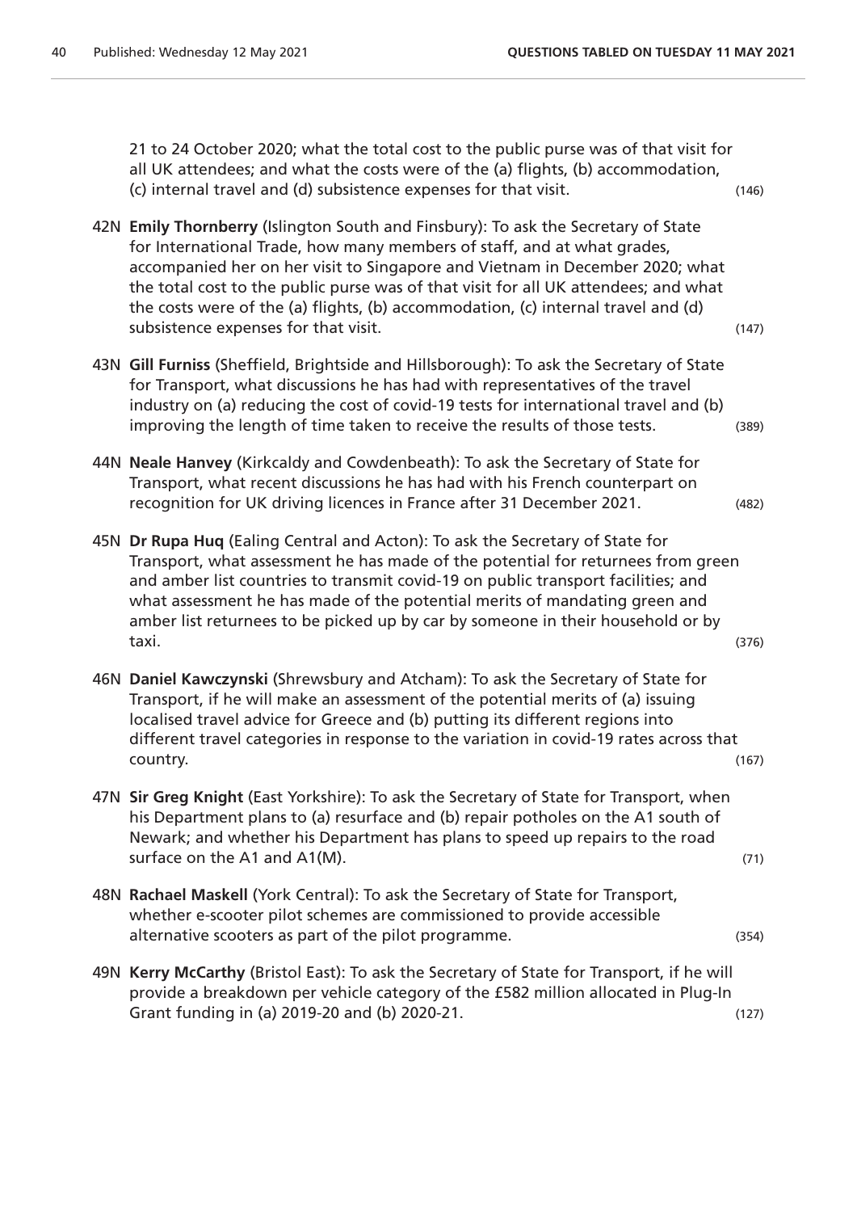21 to 24 October 2020; what the total cost to the public purse was of that visit for all UK attendees; and what the costs were of the (a) flights, (b) accommodation, (c) internal travel and (d) subsistence expenses for that visit. (146)

42N **Emily Thornberry** (Islington South and Finsbury): To ask the Secretary of State for International Trade, how many members of staff, and at what grades, accompanied her on her visit to Singapore and Vietnam in December 2020; what the total cost to the public purse was of that visit for all UK attendees; and what the costs were of the (a) flights, (b) accommodation, (c) internal travel and (d) subsistence expenses for that visit. (147)

43N **Gill Furniss** (Sheffield, Brightside and Hillsborough): To ask the Secretary of State for Transport, what discussions he has had with representatives of the travel industry on (a) reducing the cost of covid-19 tests for international travel and (b) improving the length of time taken to receive the results of those tests. (389)

44N **Neale Hanvey** (Kirkcaldy and Cowdenbeath): To ask the Secretary of State for Transport, what recent discussions he has had with his French counterpart on recognition for UK driving licences in France after 31 December 2021. (482)

45N **Dr Rupa Huq** (Ealing Central and Acton): To ask the Secretary of State for Transport, what assessment he has made of the potential for returnees from green and amber list countries to transmit covid-19 on public transport facilities; and what assessment he has made of the potential merits of mandating green and amber list returnees to be picked up by car by someone in their household or by taxi. (376)

46N **Daniel Kawczynski** (Shrewsbury and Atcham): To ask the Secretary of State for Transport, if he will make an assessment of the potential merits of (a) issuing localised travel advice for Greece and (b) putting its different regions into different travel categories in response to the variation in covid-19 rates across that country. (167)

47N **Sir Greg Knight** (East Yorkshire): To ask the Secretary of State for Transport, when his Department plans to (a) resurface and (b) repair potholes on the A1 south of Newark; and whether his Department has plans to speed up repairs to the road surface on the A1 and A1(M). (71)

48N **Rachael Maskell** (York Central): To ask the Secretary of State for Transport, whether e-scooter pilot schemes are commissioned to provide accessible alternative scooters as part of the pilot programme. (354)

49N **Kerry McCarthy** (Bristol East): To ask the Secretary of State for Transport, if he will provide a breakdown per vehicle category of the £582 million allocated in Plug-In Grant funding in (a) 2019-20 and (b) 2020-21. (127)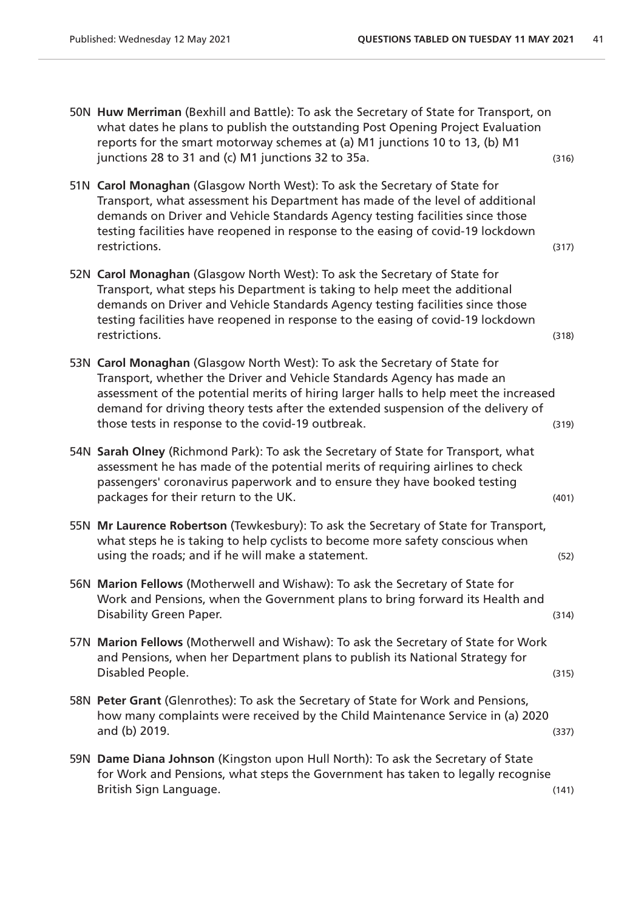50N **Huw Merriman** (Bexhill and Battle): To ask the Secretary of State for Transport, on what dates he plans to publish the outstanding Post Opening Project Evaluation reports for the smart motorway schemes at (a) M1 junctions 10 to 13, (b) M1 junctions 28 to 31 and (c) M1 junctions 32 to 35a. (316)

51N **Carol Monaghan** (Glasgow North West): To ask the Secretary of State for Transport, what assessment his Department has made of the level of additional demands on Driver and Vehicle Standards Agency testing facilities since those testing facilities have reopened in response to the easing of covid-19 lockdown restrictions. (317)

52N **Carol Monaghan** (Glasgow North West): To ask the Secretary of State for Transport, what steps his Department is taking to help meet the additional demands on Driver and Vehicle Standards Agency testing facilities since those testing facilities have reopened in response to the easing of covid-19 lockdown restrictions. (318)

53N **Carol Monaghan** (Glasgow North West): To ask the Secretary of State for Transport, whether the Driver and Vehicle Standards Agency has made an assessment of the potential merits of hiring larger halls to help meet the increased demand for driving theory tests after the extended suspension of the delivery of those tests in response to the covid-19 outbreak. (319)

54N **Sarah Olney** (Richmond Park): To ask the Secretary of State for Transport, what assessment he has made of the potential merits of requiring airlines to check passengers' coronavirus paperwork and to ensure they have booked testing packages for their return to the UK. (401)

55N **Mr Laurence Robertson** (Tewkesbury): To ask the Secretary of State for Transport, what steps he is taking to help cyclists to become more safety conscious when using the roads; and if he will make a statement. (52)

56N **Marion Fellows** (Motherwell and Wishaw): To ask the Secretary of State for Work and Pensions, when the Government plans to bring forward its Health and Disability Green Paper. (314)

57N **Marion Fellows** (Motherwell and Wishaw): To ask the Secretary of State for Work and Pensions, when her Department plans to publish its National Strategy for Disabled People. (315)

58N **Peter Grant** (Glenrothes): To ask the Secretary of State for Work and Pensions, how many complaints were received by the Child Maintenance Service in (a) 2020 and (b) 2019. (337)

59N **Dame Diana Johnson** (Kingston upon Hull North): To ask the Secretary of State for Work and Pensions, what steps the Government has taken to legally recognise British Sign Language. (141)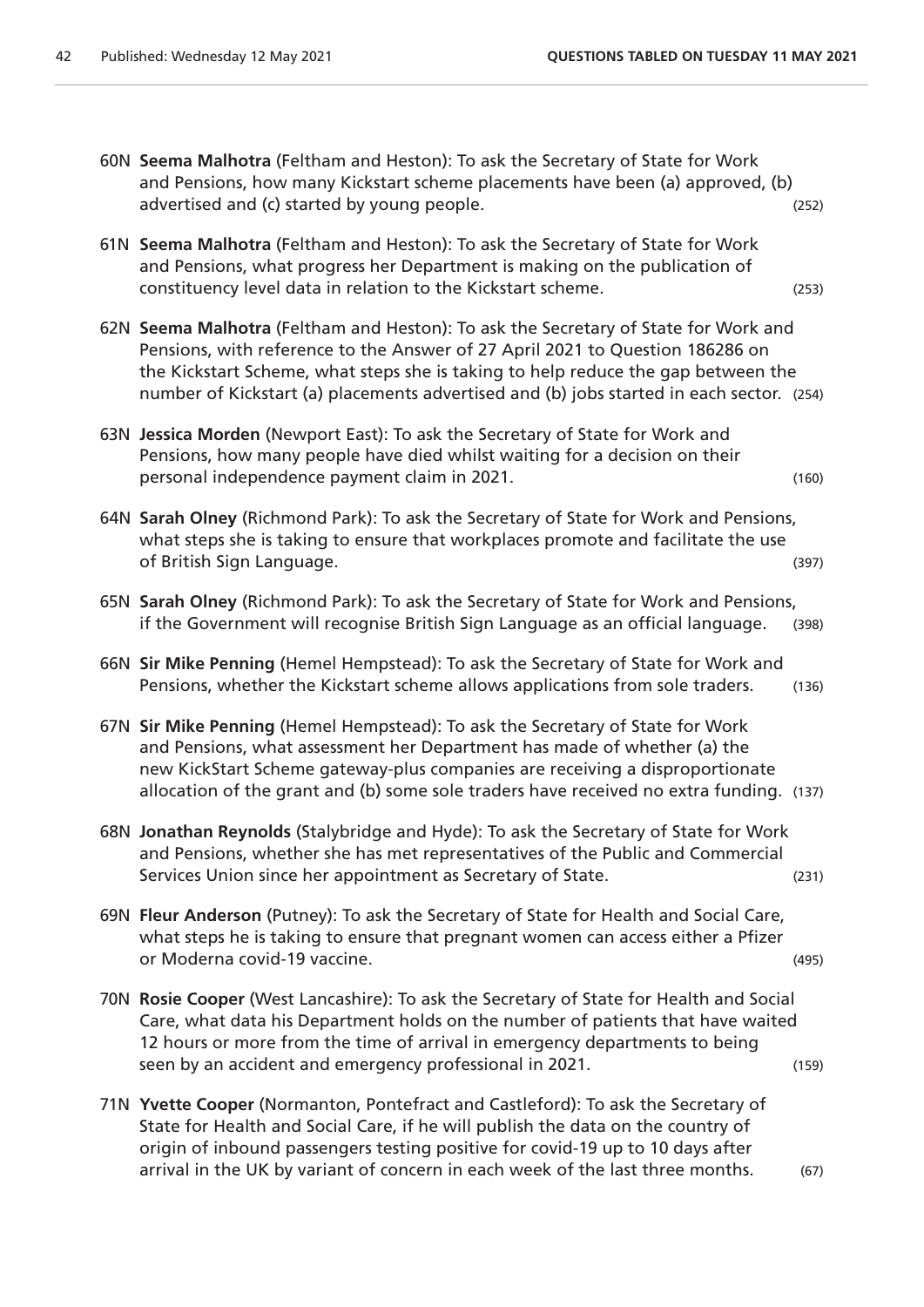60N **Seema Malhotra** (Feltham and Heston): To ask the Secretary of State for Work and Pensions, how many Kickstart scheme placements have been (a) approved, (b) advertised and (c) started by young people. (252)

61N **Seema Malhotra** (Feltham and Heston): To ask the Secretary of State for Work and Pensions, what progress her Department is making on the publication of constituency level data in relation to the Kickstart scheme. (253)

62N **Seema Malhotra** (Feltham and Heston): To ask the Secretary of State for Work and Pensions, with reference to the Answer of 27 April 2021 to Question 186286 on the Kickstart Scheme, what steps she is taking to help reduce the gap between the number of Kickstart (a) placements advertised and (b) jobs started in each sector. (254)

63N **Jessica Morden** (Newport East): To ask the Secretary of State for Work and Pensions, how many people have died whilst waiting for a decision on their personal independence payment claim in 2021. (160)

64N **Sarah Olney** (Richmond Park): To ask the Secretary of State for Work and Pensions, what steps she is taking to ensure that workplaces promote and facilitate the use of British Sign Language. (397)

65N **Sarah Olney** (Richmond Park): To ask the Secretary of State for Work and Pensions, if the Government will recognise British Sign Language as an official language. (398)

66N **Sir Mike Penning** (Hemel Hempstead): To ask the Secretary of State for Work and Pensions, whether the Kickstart scheme allows applications from sole traders. (136)

67N **Sir Mike Penning** (Hemel Hempstead): To ask the Secretary of State for Work and Pensions, what assessment her Department has made of whether (a) the new KickStart Scheme gateway-plus companies are receiving a disproportionate allocation of the grant and (b) some sole traders have received no extra funding. (137)

68N **Jonathan Reynolds** (Stalybridge and Hyde): To ask the Secretary of State for Work and Pensions, whether she has met representatives of the Public and Commercial Services Union since her appointment as Secretary of State. (231)

69N **Fleur Anderson** (Putney): To ask the Secretary of State for Health and Social Care, what steps he is taking to ensure that pregnant women can access either a Pfizer or Moderna covid-19 vaccine. (495)

70N **Rosie Cooper** (West Lancashire): To ask the Secretary of State for Health and Social Care, what data his Department holds on the number of patients that have waited 12 hours or more from the time of arrival in emergency departments to being seen by an accident and emergency professional in 2021. (159)

71N **Yvette Cooper** (Normanton, Pontefract and Castleford): To ask the Secretary of State for Health and Social Care, if he will publish the data on the country of origin of inbound passengers testing positive for covid-19 up to 10 days after arrival in the UK by variant of concern in each week of the last three months. (67)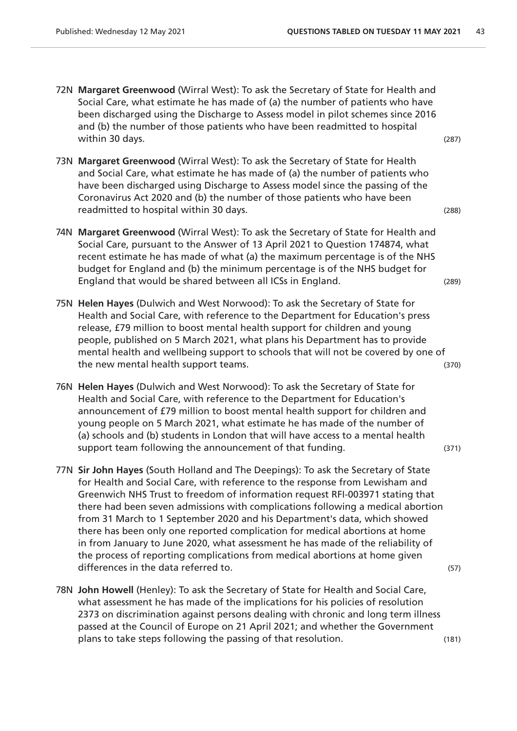72N **Margaret Greenwood** (Wirral West): To ask the Secretary of State for Health and Social Care, what estimate he has made of (a) the number of patients who have been discharged using the Discharge to Assess model in pilot schemes since 2016 and (b) the number of those patients who have been readmitted to hospital within 30 days. (287)

73N **Margaret Greenwood** (Wirral West): To ask the Secretary of State for Health and Social Care, what estimate he has made of (a) the number of patients who have been discharged using Discharge to Assess model since the passing of the Coronavirus Act 2020 and (b) the number of those patients who have been readmitted to hospital within 30 days. (288)

74N **Margaret Greenwood** (Wirral West): To ask the Secretary of State for Health and Social Care, pursuant to the Answer of 13 April 2021 to Question 174874, what recent estimate he has made of what (a) the maximum percentage is of the NHS budget for England and (b) the minimum percentage is of the NHS budget for England that would be shared between all ICSs in England. (289)

75N **Helen Hayes** (Dulwich and West Norwood): To ask the Secretary of State for Health and Social Care, with reference to the Department for Education's press release, £79 million to boost mental health support for children and young people, published on 5 March 2021, what plans his Department has to provide mental health and wellbeing support to schools that will not be covered by one of the new mental health support teams. (370)

76N **Helen Hayes** (Dulwich and West Norwood): To ask the Secretary of State for Health and Social Care, with reference to the Department for Education's announcement of £79 million to boost mental health support for children and young people on 5 March 2021, what estimate he has made of the number of (a) schools and (b) students in London that will have access to a mental health support team following the announcement of that funding. (371)

77N **Sir John Hayes** (South Holland and The Deepings): To ask the Secretary of State for Health and Social Care, with reference to the response from Lewisham and Greenwich NHS Trust to freedom of information request RFI-003971 stating that there had been seven admissions with complications following a medical abortion from 31 March to 1 September 2020 and his Department's data, which showed there has been only one reported complication for medical abortions at home in from January to June 2020, what assessment he has made of the reliability of the process of reporting complications from medical abortions at home given differences in the data referred to. (57)

78N **John Howell** (Henley): To ask the Secretary of State for Health and Social Care, what assessment he has made of the implications for his policies of resolution 2373 on discrimination against persons dealing with chronic and long term illness passed at the Council of Europe on 21 April 2021; and whether the Government plans to take steps following the passing of that resolution. (181)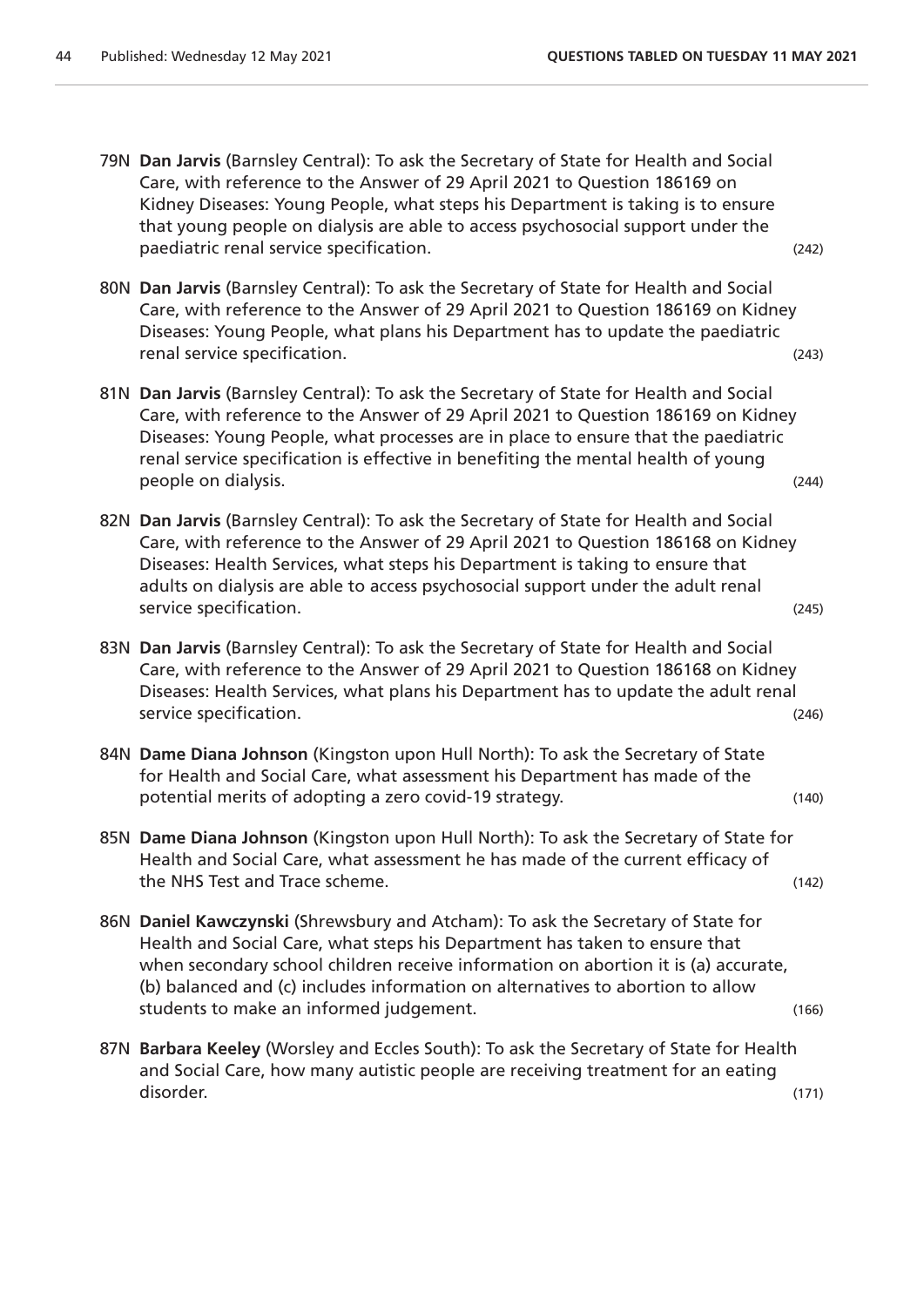79N **Dan Jarvis** (Barnsley Central): To ask the Secretary of State for Health and Social Care, with reference to the Answer of 29 April 2021 to Question 186169 on Kidney Diseases: Young People, what steps his Department is taking is to ensure that young people on dialysis are able to access psychosocial support under the paediatric renal service specification. (242)

80N **Dan Jarvis** (Barnsley Central): To ask the Secretary of State for Health and Social Care, with reference to the Answer of 29 April 2021 to Question 186169 on Kidney Diseases: Young People, what plans his Department has to update the paediatric renal service specification. (243)

81N **Dan Jarvis** (Barnsley Central): To ask the Secretary of State for Health and Social Care, with reference to the Answer of 29 April 2021 to Question 186169 on Kidney Diseases: Young People, what processes are in place to ensure that the paediatric renal service specification is effective in benefiting the mental health of young people on dialysis. (244)

82N **Dan Jarvis** (Barnsley Central): To ask the Secretary of State for Health and Social Care, with reference to the Answer of 29 April 2021 to Question 186168 on Kidney Diseases: Health Services, what steps his Department is taking to ensure that adults on dialysis are able to access psychosocial support under the adult renal service specification. (245)

83N **Dan Jarvis** (Barnsley Central): To ask the Secretary of State for Health and Social Care, with reference to the Answer of 29 April 2021 to Question 186168 on Kidney Diseases: Health Services, what plans his Department has to update the adult renal service specification. (246)

84N **Dame Diana Johnson** (Kingston upon Hull North): To ask the Secretary of State for Health and Social Care, what assessment his Department has made of the potential merits of adopting a zero covid-19 strategy. (140)

85N **Dame Diana Johnson** (Kingston upon Hull North): To ask the Secretary of State for Health and Social Care, what assessment he has made of the current efficacy of the NHS Test and Trace scheme. (142)

86N **Daniel Kawczynski** (Shrewsbury and Atcham): To ask the Secretary of State for Health and Social Care, what steps his Department has taken to ensure that when secondary school children receive information on abortion it is (a) accurate, (b) balanced and (c) includes information on alternatives to abortion to allow students to make an informed judgement. (166)

87N **Barbara Keeley** (Worsley and Eccles South): To ask the Secretary of State for Health and Social Care, how many autistic people are receiving treatment for an eating disorder. (171)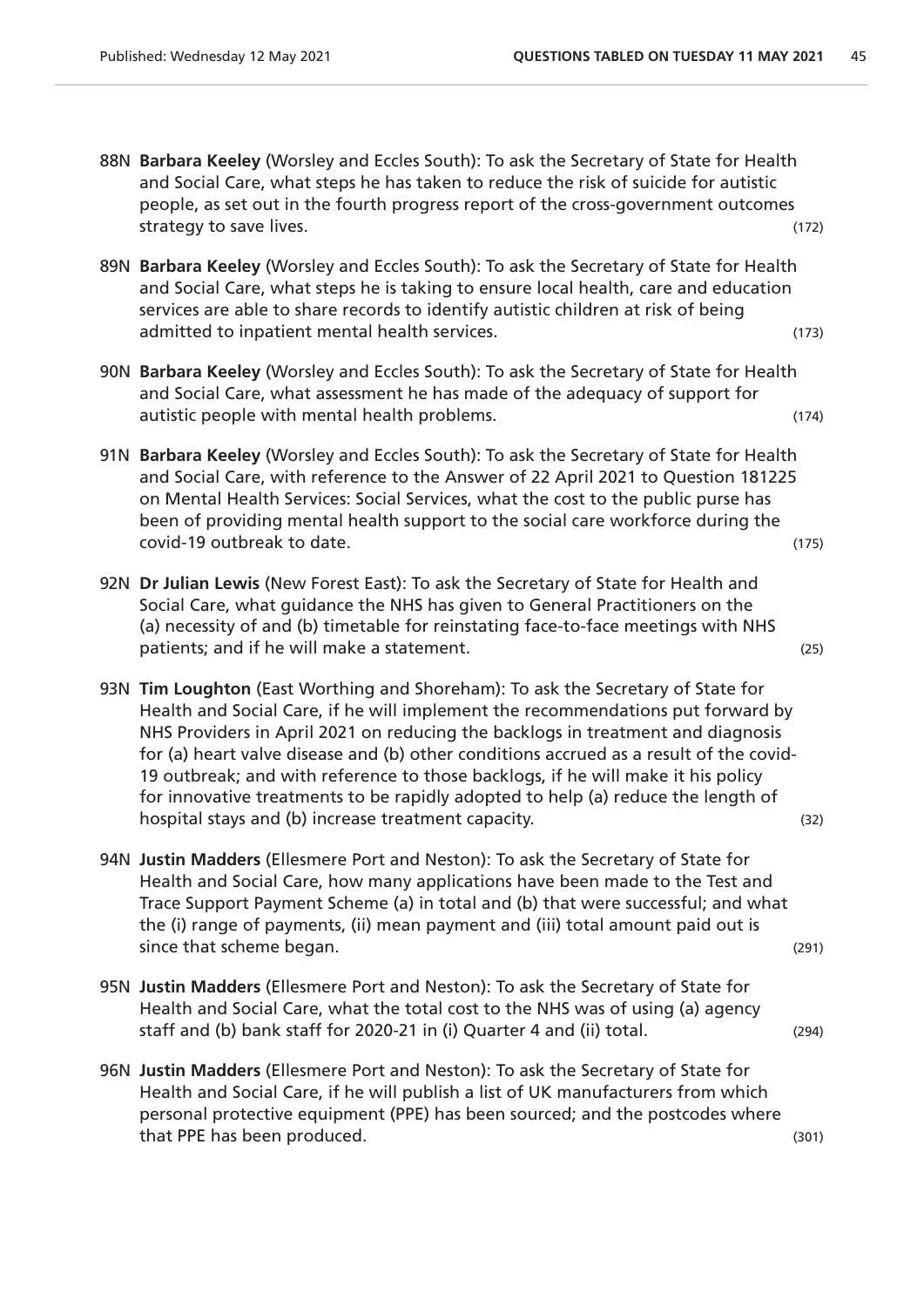88N **Barbara Keeley** (Worsley and Eccles South): To ask the Secretary of State for Health and Social Care, what steps he has taken to reduce the risk of suicide for autistic people, as set out in the fourth progress report of the cross-government outcomes strategy to save lives. (172)

89N **Barbara Keeley** (Worsley and Eccles South): To ask the Secretary of State for Health and Social Care, what steps he is taking to ensure local health, care and education services are able to share records to identify autistic children at risk of being admitted to inpatient mental health services. (173)

90N **Barbara Keeley** (Worsley and Eccles South): To ask the Secretary of State for Health and Social Care, what assessment he has made of the adequacy of support for autistic people with mental health problems. (174)

91N **Barbara Keeley** (Worsley and Eccles South): To ask the Secretary of State for Health and Social Care, with reference to the Answer of 22 April 2021 to Question 181225 on Mental Health Services: Social Services, what the cost to the public purse has been of providing mental health support to the social care workforce during the covid-19 outbreak to date. (175)

92N **Dr Julian Lewis** (New Forest East): To ask the Secretary of State for Health and Social Care, what guidance the NHS has given to General Practitioners on the (a) necessity of and (b) timetable for reinstating face-to-face meetings with NHS patients; and if he will make a statement. (25)

93N **Tim Loughton** (East Worthing and Shoreham): To ask the Secretary of State for Health and Social Care, if he will implement the recommendations put forward by NHS Providers in April 2021 on reducing the backlogs in treatment and diagnosis for (a) heart valve disease and (b) other conditions accrued as a result of the covid-19 outbreak; and with reference to those backlogs, if he will make it his policy for innovative treatments to be rapidly adopted to help (a) reduce the length of hospital stays and (b) increase treatment capacity. (32)

94N **Justin Madders** (Ellesmere Port and Neston): To ask the Secretary of State for Health and Social Care, how many applications have been made to the Test and Trace Support Payment Scheme (a) in total and (b) that were successful; and what the (i) range of payments, (ii) mean payment and (iii) total amount paid out is since that scheme began. (291)

95N **Justin Madders** (Ellesmere Port and Neston): To ask the Secretary of State for Health and Social Care, what the total cost to the NHS was of using (a) agency staff and (b) bank staff for 2020-21 in (i) Quarter 4 and (ii) total. (294)

96N **Justin Madders** (Ellesmere Port and Neston): To ask the Secretary of State for Health and Social Care, if he will publish a list of UK manufacturers from which personal protective equipment (PPE) has been sourced; and the postcodes where that PPE has been produced. (301)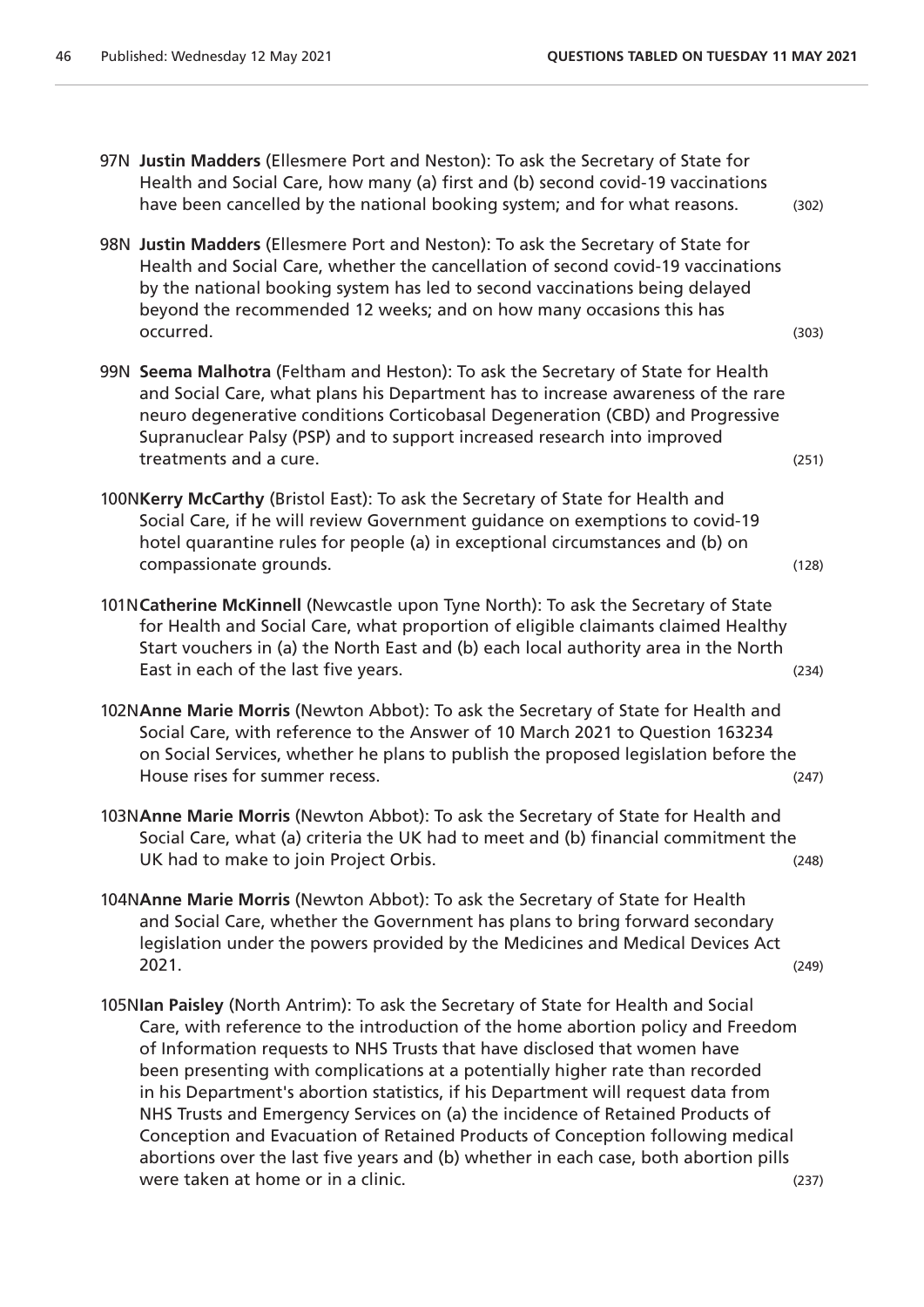97N **Justin Madders** (Ellesmere Port and Neston): To ask the Secretary of State for Health and Social Care, how many (a) first and (b) second covid-19 vaccinations have been cancelled by the national booking system; and for what reasons. (302)

98N **Justin Madders** (Ellesmere Port and Neston): To ask the Secretary of State for Health and Social Care, whether the cancellation of second covid-19 vaccinations by the national booking system has led to second vaccinations being delayed beyond the recommended 12 weeks; and on how many occasions this has occurred. (303)

99N **Seema Malhotra** (Feltham and Heston): To ask the Secretary of State for Health and Social Care, what plans his Department has to increase awareness of the rare neuro degenerative conditions Corticobasal Degeneration (CBD) and Progressive Supranuclear Palsy (PSP) and to support increased research into improved treatments and a cure. (251)

100N **Kerry McCarthy** (Bristol East): To ask the Secretary of State for Health and Social Care, if he will review Government guidance on exemptions to covid-19 hotel quarantine rules for people (a) in exceptional circumstances and (b) on compassionate grounds. (128)

101N **Catherine McKinnell** (Newcastle upon Tyne North): To ask the Secretary of State for Health and Social Care, what proportion of eligible claimants claimed Healthy Start vouchers in (a) the North East and (b) each local authority area in the North East in each of the last five years. (234)

102N **Anne Marie Morris** (Newton Abbot): To ask the Secretary of State for Health and Social Care, with reference to the Answer of 10 March 2021 to Question 163234 on Social Services, whether he plans to publish the proposed legislation before the House rises for summer recess. (247)

103N **Anne Marie Morris** (Newton Abbot): To ask the Secretary of State for Health and Social Care, what (a) criteria the UK had to meet and (b) financial commitment the UK had to make to join Project Orbis. (248)

104N **Anne Marie Morris** (Newton Abbot): To ask the Secretary of State for Health and Social Care, whether the Government has plans to bring forward secondary legislation under the powers provided by the Medicines and Medical Devices Act 2021. (249)

105N **Ian Paisley** (North Antrim): To ask the Secretary of State for Health and Social Care, with reference to the introduction of the home abortion policy and Freedom of Information requests to NHS Trusts that have disclosed that women have been presenting with complications at a potentially higher rate than recorded in his Department's abortion statistics, if his Department will request data from NHS Trusts and Emergency Services on (a) the incidence of Retained Products of Conception and Evacuation of Retained Products of Conception following medical abortions over the last five years and (b) whether in each case, both abortion pills were taken at home or in a clinic. (237)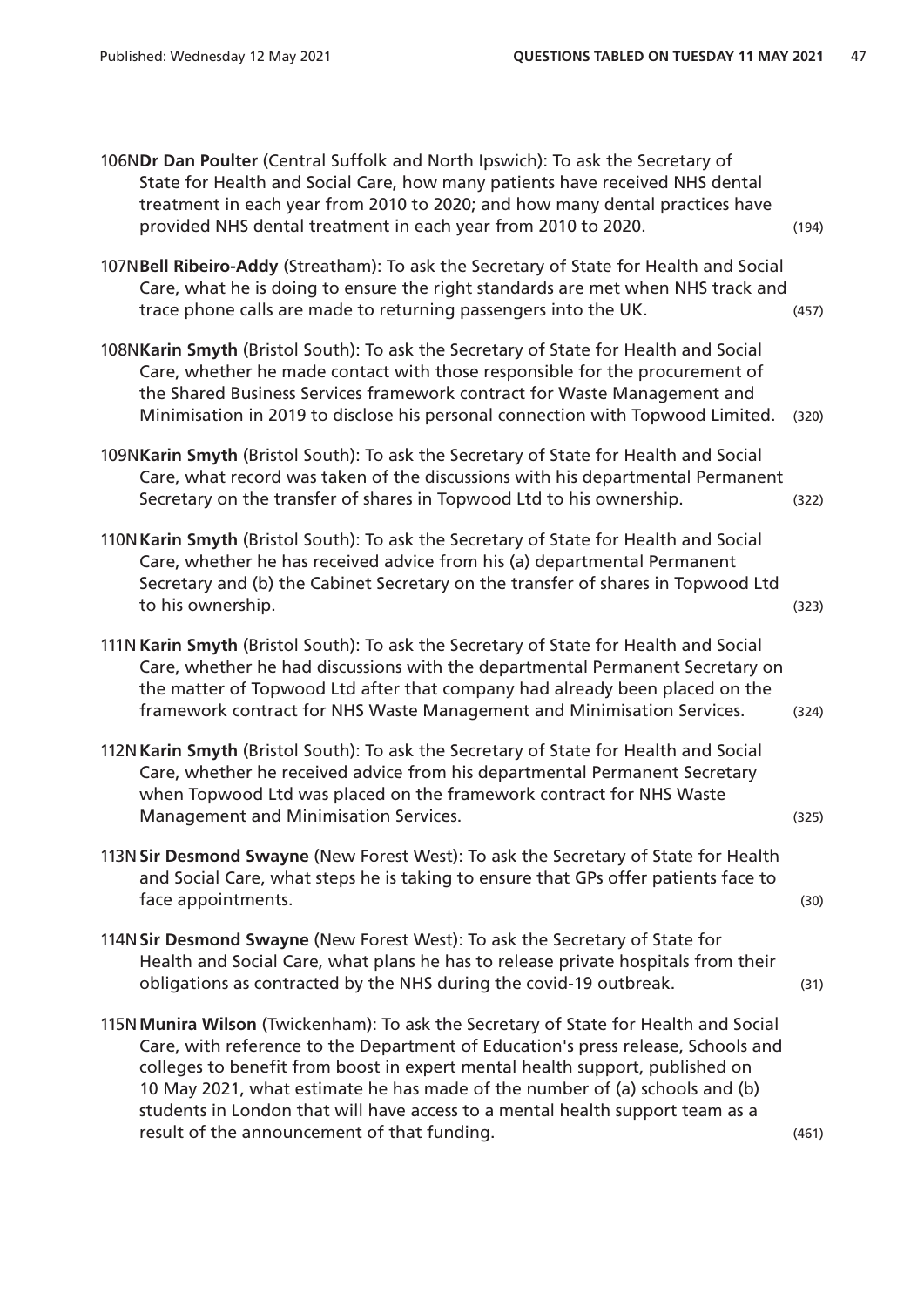106N **Dr Dan Poulter** (Central Suffolk and North Ipswich): To ask the Secretary of State for Health and Social Care, how many patients have received NHS dental treatment in each year from 2010 to 2020; and how many dental practices have provided NHS dental treatment in each year from 2010 to 2020. (194)

107N **Bell Ribeiro-Addy** (Streatham): To ask the Secretary of State for Health and Social Care, what he is doing to ensure the right standards are met when NHS track and trace phone calls are made to returning passengers into the UK. (457)

108N **Karin Smyth** (Bristol South): To ask the Secretary of State for Health and Social Care, whether he made contact with those responsible for the procurement of the Shared Business Services framework contract for Waste Management and Minimisation in 2019 to disclose his personal connection with Topwood Limited. (320)

109N **Karin Smyth** (Bristol South): To ask the Secretary of State for Health and Social Care, what record was taken of the discussions with his departmental Permanent Secretary on the transfer of shares in Topwood Ltd to his ownership. (322)

110N **Karin Smyth** (Bristol South): To ask the Secretary of State for Health and Social Care, whether he has received advice from his (a) departmental Permanent Secretary and (b) the Cabinet Secretary on the transfer of shares in Topwood Ltd to his ownership. (323)

111N **Karin Smyth** (Bristol South): To ask the Secretary of State for Health and Social Care, whether he had discussions with the departmental Permanent Secretary on the matter of Topwood Ltd after that company had already been placed on the framework contract for NHS Waste Management and Minimisation Services. (324)

112N **Karin Smyth** (Bristol South): To ask the Secretary of State for Health and Social Care, whether he received advice from his departmental Permanent Secretary when Topwood Ltd was placed on the framework contract for NHS Waste Management and Minimisation Services. (325)

113N **Sir Desmond Swayne** (New Forest West): To ask the Secretary of State for Health and Social Care, what steps he is taking to ensure that GPs offer patients face to face appointments. (30)

114N **Sir Desmond Swayne** (New Forest West): To ask the Secretary of State for Health and Social Care, what plans he has to release private hospitals from their obligations as contracted by the NHS during the covid-19 outbreak. (31)

115N **Munira Wilson** (Twickenham): To ask the Secretary of State for Health and Social Care, with reference to the Department of Education's press release, Schools and colleges to benefit from boost in expert mental health support, published on 10 May 2021, what estimate he has made of the number of (a) schools and (b) students in London that will have access to a mental health support team as a result of the announcement of that funding. (461)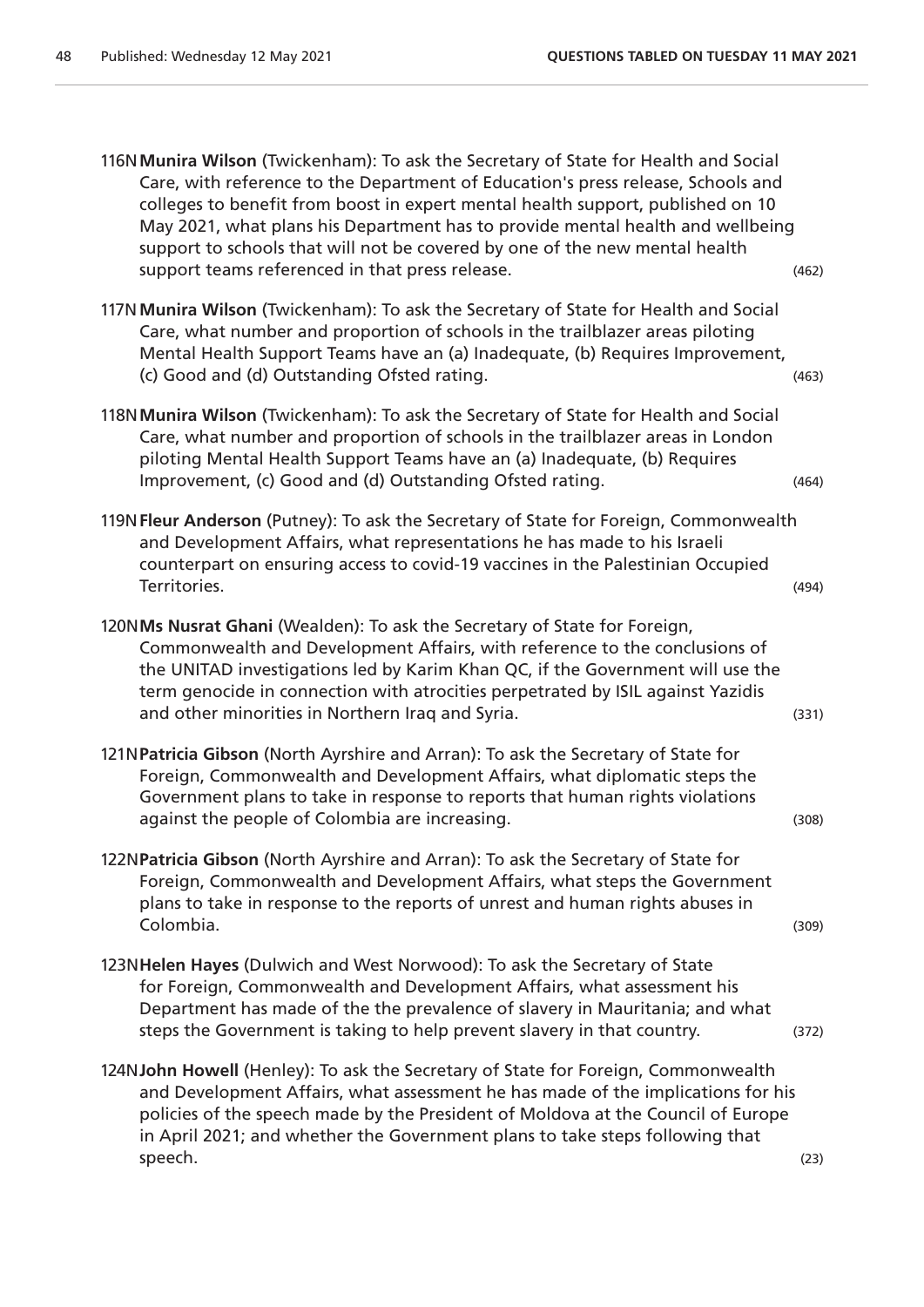116N **Munira Wilson** (Twickenham): To ask the Secretary of State for Health and Social Care, with reference to the Department of Education's press release, Schools and colleges to benefit from boost in expert mental health support, published on 10 May 2021, what plans his Department has to provide mental health and wellbeing support to schools that will not be covered by one of the new mental health support teams referenced in that press release. (462)

117N **Munira Wilson** (Twickenham): To ask the Secretary of State for Health and Social Care, what number and proportion of schools in the trailblazer areas piloting Mental Health Support Teams have an (a) Inadequate, (b) Requires Improvement, (c) Good and (d) Outstanding Ofsted rating. (463)

118N **Munira Wilson** (Twickenham): To ask the Secretary of State for Health and Social Care, what number and proportion of schools in the trailblazer areas in London piloting Mental Health Support Teams have an (a) Inadequate, (b) Requires Improvement, (c) Good and (d) Outstanding Ofsted rating. (464)

119N **Fleur Anderson** (Putney): To ask the Secretary of State for Foreign, Commonwealth and Development Affairs, what representations he has made to his Israeli counterpart on ensuring access to covid-19 vaccines in the Palestinian Occupied Territories. (494)

120N **Ms Nusrat Ghani** (Wealden): To ask the Secretary of State for Foreign, Commonwealth and Development Affairs, with reference to the conclusions of the UNITAD investigations led by Karim Khan QC, if the Government will use the term genocide in connection with atrocities perpetrated by ISIL against Yazidis and other minorities in Northern Iraq and Syria. (331)

121N **Patricia Gibson** (North Ayrshire and Arran): To ask the Secretary of State for Foreign, Commonwealth and Development Affairs, what diplomatic steps the Government plans to take in response to reports that human rights violations against the people of Colombia are increasing. (308)

122N **Patricia Gibson** (North Ayrshire and Arran): To ask the Secretary of State for Foreign, Commonwealth and Development Affairs, what steps the Government plans to take in response to the reports of unrest and human rights abuses in Colombia. (309)

123N **Helen Hayes** (Dulwich and West Norwood): To ask the Secretary of State for Foreign, Commonwealth and Development Affairs, what assessment his Department has made of the the prevalence of slavery in Mauritania; and what steps the Government is taking to help prevent slavery in that country. (372)

124N **John Howell** (Henley): To ask the Secretary of State for Foreign, Commonwealth and Development Affairs, what assessment he has made of the implications for his policies of the speech made by the President of Moldova at the Council of Europe in April 2021; and whether the Government plans to take steps following that speech. (23)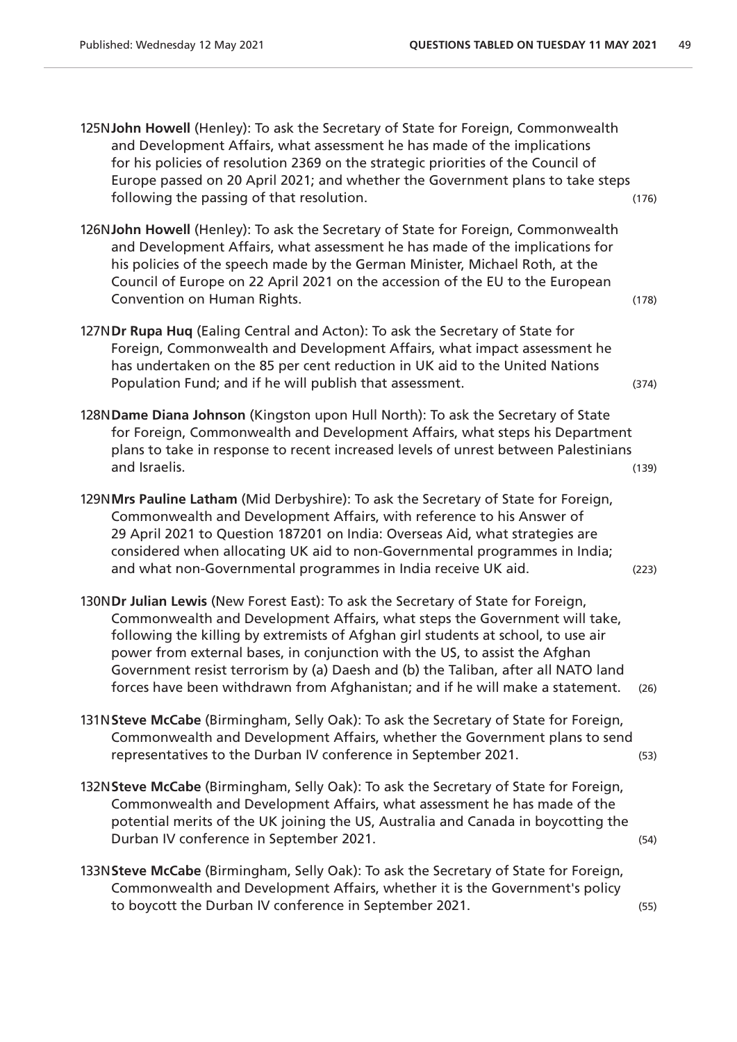125N**John Howell** (Henley): To ask the Secretary of State for Foreign, Commonwealth and Development Affairs, what assessment he has made of the implications for his policies of resolution 2369 on the strategic priorities of the Council of Europe passed on 20 April 2021; and whether the Government plans to take steps following the passing of that resolution. (176)

126N**John Howell** (Henley): To ask the Secretary of State for Foreign, Commonwealth and Development Affairs, what assessment he has made of the implications for his policies of the speech made by the German Minister, Michael Roth, at the Council of Europe on 22 April 2021 on the accession of the EU to the European Convention on Human Rights. (178)

127N**Dr Rupa Huq** (Ealing Central and Acton): To ask the Secretary of State for Foreign, Commonwealth and Development Affairs, what impact assessment he has undertaken on the 85 per cent reduction in UK aid to the United Nations Population Fund; and if he will publish that assessment. (374)

128N**Dame Diana Johnson** (Kingston upon Hull North): To ask the Secretary of State for Foreign, Commonwealth and Development Affairs, what steps his Department plans to take in response to recent increased levels of unrest between Palestinians and Israelis. (139)

129N**Mrs Pauline Latham** (Mid Derbyshire): To ask the Secretary of State for Foreign, Commonwealth and Development Affairs, with reference to his Answer of 29 April 2021 to Question 187201 on India: Overseas Aid, what strategies are considered when allocating UK aid to non-Governmental programmes in India; and what non-Governmental programmes in India receive UK aid. (223)

130N**Dr Julian Lewis** (New Forest East): To ask the Secretary of State for Foreign, Commonwealth and Development Affairs, what steps the Government will take, following the killing by extremists of Afghan girl students at school, to use air power from external bases, in conjunction with the US, to assist the Afghan Government resist terrorism by (a) Daesh and (b) the Taliban, after all NATO land forces have been withdrawn from Afghanistan; and if he will make a statement. (26)

131N**Steve McCabe** (Birmingham, Selly Oak): To ask the Secretary of State for Foreign, Commonwealth and Development Affairs, whether the Government plans to send representatives to the Durban IV conference in September 2021. (53)

132N**Steve McCabe** (Birmingham, Selly Oak): To ask the Secretary of State for Foreign, Commonwealth and Development Affairs, what assessment he has made of the potential merits of the UK joining the US, Australia and Canada in boycotting the Durban IV conference in September 2021. (54)

133N**Steve McCabe** (Birmingham, Selly Oak): To ask the Secretary of State for Foreign, Commonwealth and Development Affairs, whether it is the Government's policy to boycott the Durban IV conference in September 2021. (55)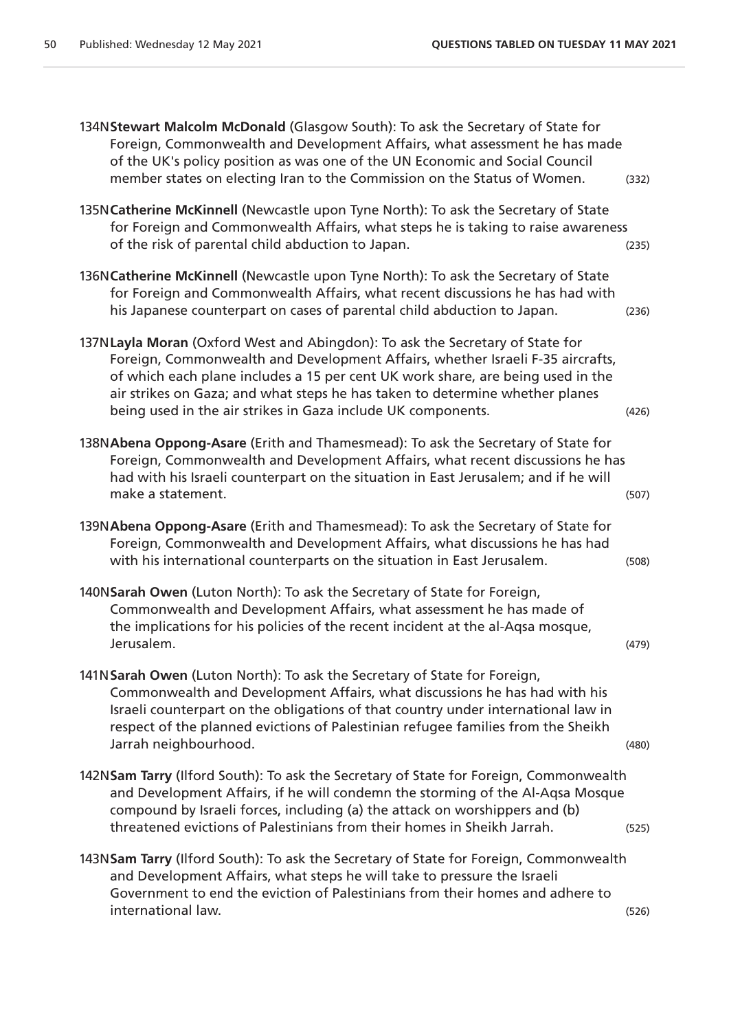134N **Stewart Malcolm McDonald** (Glasgow South): To ask the Secretary of State for Foreign, Commonwealth and Development Affairs, what assessment he has made of the UK's policy position as was one of the UN Economic and Social Council member states on electing Iran to the Commission on the Status of Women. (332)

135N **Catherine McKinnell** (Newcastle upon Tyne North): To ask the Secretary of State for Foreign and Commonwealth Affairs, what steps he is taking to raise awareness of the risk of parental child abduction to Japan. (235)

136N **Catherine McKinnell** (Newcastle upon Tyne North): To ask the Secretary of State for Foreign and Commonwealth Affairs, what recent discussions he has had with his Japanese counterpart on cases of parental child abduction to Japan. (236)

137N **Layla Moran** (Oxford West and Abingdon): To ask the Secretary of State for Foreign, Commonwealth and Development Affairs, whether Israeli F-35 aircrafts, of which each plane includes a 15 per cent UK work share, are being used in the air strikes on Gaza; and what steps he has taken to determine whether planes being used in the air strikes in Gaza include UK components. (426)

138N **Abena Oppong-Asare** (Erith and Thamesmead): To ask the Secretary of State for Foreign, Commonwealth and Development Affairs, what recent discussions he has had with his Israeli counterpart on the situation in East Jerusalem; and if he will make a statement. (507)

139N **Abena Oppong-Asare** (Erith and Thamesmead): To ask the Secretary of State for Foreign, Commonwealth and Development Affairs, what discussions he has had with his international counterparts on the situation in East Jerusalem. (508)

140N **Sarah Owen** (Luton North): To ask the Secretary of State for Foreign, Commonwealth and Development Affairs, what assessment he has made of the implications for his policies of the recent incident at the al-Aqsa mosque, Jerusalem. (479)

141N **Sarah Owen** (Luton North): To ask the Secretary of State for Foreign, Commonwealth and Development Affairs, what discussions he has had with his Israeli counterpart on the obligations of that country under international law in respect of the planned evictions of Palestinian refugee families from the Sheikh Jarrah neighbourhood. (480)

142N **Sam Tarry** (Ilford South): To ask the Secretary of State for Foreign, Commonwealth and Development Affairs, if he will condemn the storming of the Al-Aqsa Mosque compound by Israeli forces, including (a) the attack on worshippers and (b) threatened evictions of Palestinians from their homes in Sheikh Jarrah. (525)

143N **Sam Tarry** (Ilford South): To ask the Secretary of State for Foreign, Commonwealth and Development Affairs, what steps he will take to pressure the Israeli Government to end the eviction of Palestinians from their homes and adhere to international law. (526)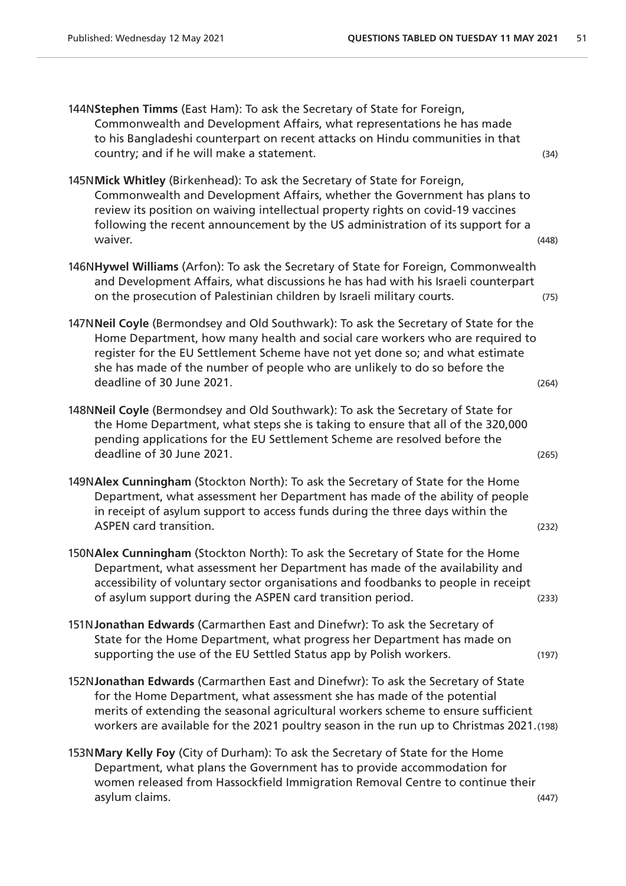144N**Stephen Timms** (East Ham): To ask the Secretary of State for Foreign, Commonwealth and Development Affairs, what representations he has made to his Bangladeshi counterpart on recent attacks on Hindu communities in that country; and if he will make a statement. (34)

145N**Mick Whitley** (Birkenhead): To ask the Secretary of State for Foreign, Commonwealth and Development Affairs, whether the Government has plans to review its position on waiving intellectual property rights on covid-19 vaccines following the recent announcement by the US administration of its support for a waiver. (448)

146N**Hywel Williams** (Arfon): To ask the Secretary of State for Foreign, Commonwealth and Development Affairs, what discussions he has had with his Israeli counterpart on the prosecution of Palestinian children by Israeli military courts. (75)

147N**Neil Coyle** (Bermondsey and Old Southwark): To ask the Secretary of State for the Home Department, how many health and social care workers who are required to register for the EU Settlement Scheme have not yet done so; and what estimate she has made of the number of people who are unlikely to do so before the deadline of 30 June 2021. (264)

148N**Neil Coyle** (Bermondsey and Old Southwark): To ask the Secretary of State for the Home Department, what steps she is taking to ensure that all of the 320,000 pending applications for the EU Settlement Scheme are resolved before the deadline of 30 June 2021. (265)

149N**Alex Cunningham** (Stockton North): To ask the Secretary of State for the Home Department, what assessment her Department has made of the ability of people in receipt of asylum support to access funds during the three days within the ASPEN card transition. (232)

150N**Alex Cunningham** (Stockton North): To ask the Secretary of State for the Home Department, what assessment her Department has made of the availability and accessibility of voluntary sector organisations and foodbanks to people in receipt of asylum support during the ASPEN card transition period. (233)

151N**Jonathan Edwards** (Carmarthen East and Dinefwr): To ask the Secretary of State for the Home Department, what progress her Department has made on supporting the use of the EU Settled Status app by Polish workers. (197)

152N**Jonathan Edwards** (Carmarthen East and Dinefwr): To ask the Secretary of State for the Home Department, what assessment she has made of the potential merits of extending the seasonal agricultural workers scheme to ensure sufficient workers are available for the 2021 poultry season in the run up to Christmas 2021. (198)

153N**Mary Kelly Foy** (City of Durham): To ask the Secretary of State for the Home Department, what plans the Government has to provide accommodation for women released from Hassockfield Immigration Removal Centre to continue their asylum claims. (447)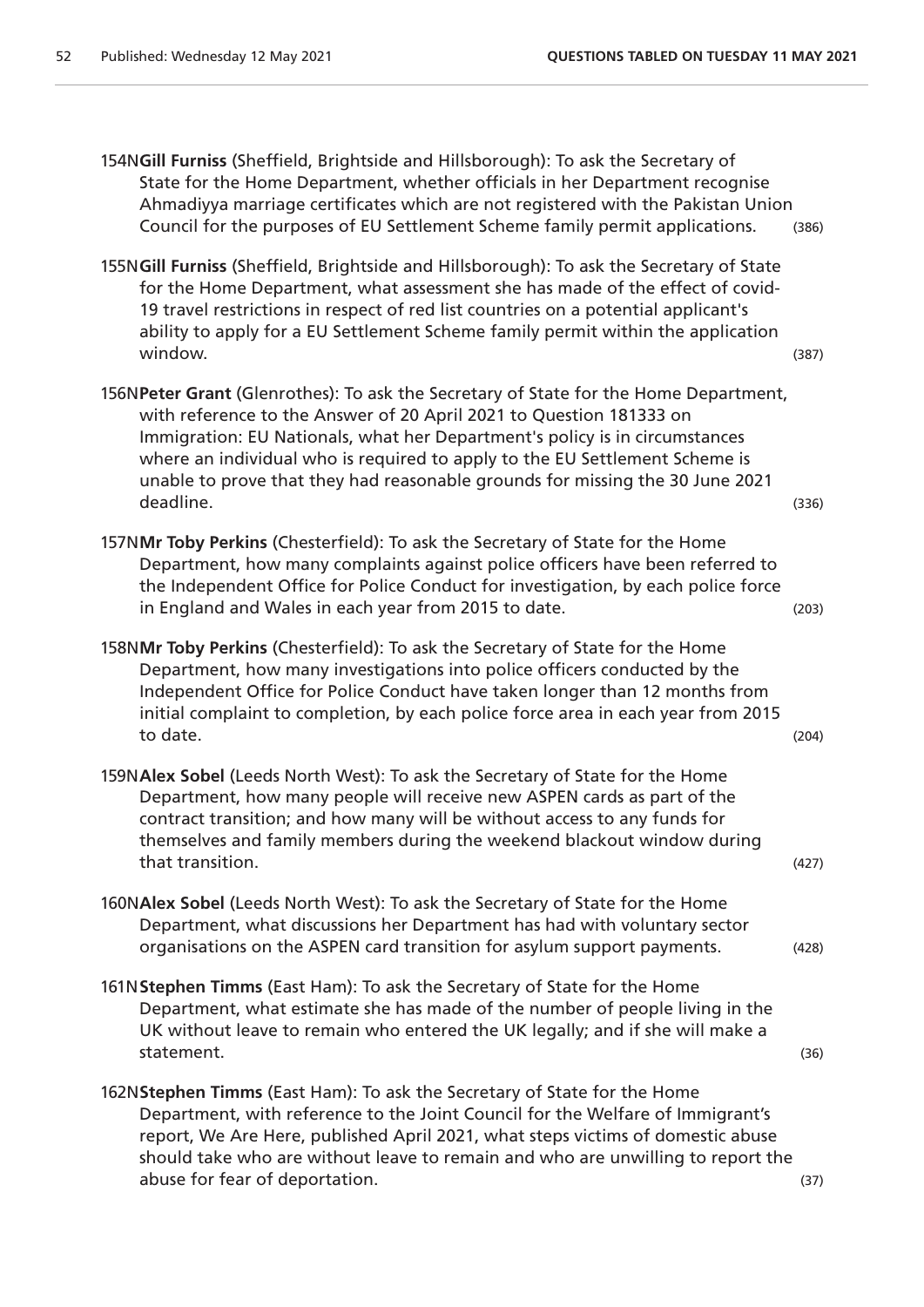154N**Gill Furniss** (Sheffield, Brightside and Hillsborough): To ask the Secretary of State for the Home Department, whether officials in her Department recognise Ahmadiyya marriage certificates which are not registered with the Pakistan Union Council for the purposes of EU Settlement Scheme family permit applications. (386)

155N**Gill Furniss** (Sheffield, Brightside and Hillsborough): To ask the Secretary of State for the Home Department, what assessment she has made of the effect of covid-19 travel restrictions in respect of red list countries on a potential applicant's ability to apply for a EU Settlement Scheme family permit within the application window. (387)

156N**Peter Grant** (Glenrothes): To ask the Secretary of State for the Home Department, with reference to the Answer of 20 April 2021 to Question 181333 on Immigration: EU Nationals, what her Department's policy is in circumstances where an individual who is required to apply to the EU Settlement Scheme is unable to prove that they had reasonable grounds for missing the 30 June 2021 deadline. (336)

157N**Mr Toby Perkins** (Chesterfield): To ask the Secretary of State for the Home Department, how many complaints against police officers have been referred to the Independent Office for Police Conduct for investigation, by each police force in England and Wales in each year from 2015 to date. (203)

158N**Mr Toby Perkins** (Chesterfield): To ask the Secretary of State for the Home Department, how many investigations into police officers conducted by the Independent Office for Police Conduct have taken longer than 12 months from initial complaint to completion, by each police force area in each year from 2015 to date. (204)

159N**Alex Sobel** (Leeds North West): To ask the Secretary of State for the Home Department, how many people will receive new ASPEN cards as part of the contract transition; and how many will be without access to any funds for themselves and family members during the weekend blackout window during that transition. (427)

160N**Alex Sobel** (Leeds North West): To ask the Secretary of State for the Home Department, what discussions her Department has had with voluntary sector organisations on the ASPEN card transition for asylum support payments. (428)

161N**Stephen Timms** (East Ham): To ask the Secretary of State for the Home Department, what estimate she has made of the number of people living in the UK without leave to remain who entered the UK legally; and if she will make a statement. (36)

162N**Stephen Timms** (East Ham): To ask the Secretary of State for the Home Department, with reference to the Joint Council for the Welfare of Immigrant's report, We Are Here, published April 2021, what steps victims of domestic abuse should take who are without leave to remain and who are unwilling to report the abuse for fear of deportation. (37)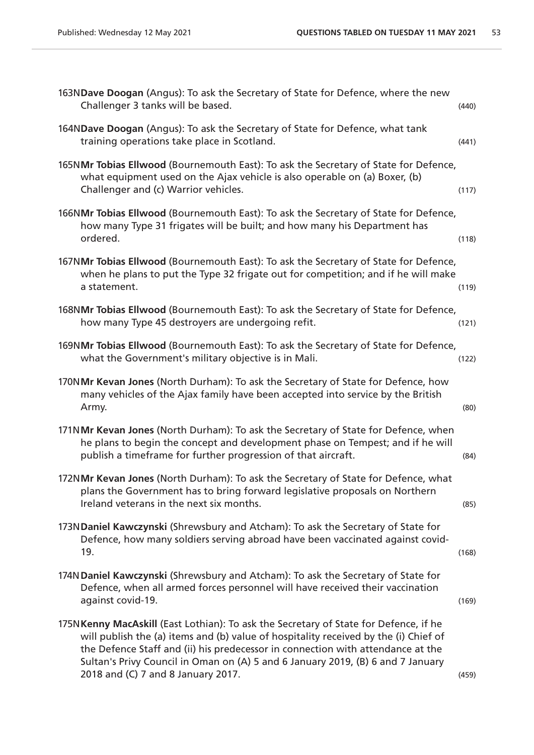163N**Dave Doogan** (Angus): To ask the Secretary of State for Defence, where the new Challenger 3 tanks will be based. (440)

164N**Dave Doogan** (Angus): To ask the Secretary of State for Defence, what tank training operations take place in Scotland. (441)

165N**Mr Tobias Ellwood** (Bournemouth East): To ask the Secretary of State for Defence, what equipment used on the Ajax vehicle is also operable on (a) Boxer, (b) Challenger and (c) Warrior vehicles. (117)

166N**Mr Tobias Ellwood** (Bournemouth East): To ask the Secretary of State for Defence, how many Type 31 frigates will be built; and how many his Department has ordered. (118)

167N**Mr Tobias Ellwood** (Bournemouth East): To ask the Secretary of State for Defence, when he plans to put the Type 32 frigate out for competition; and if he will make a statement. (119)

168N**Mr Tobias Ellwood** (Bournemouth East): To ask the Secretary of State for Defence, how many Type 45 destroyers are undergoing refit. (121)

169N**Mr Tobias Ellwood** (Bournemouth East): To ask the Secretary of State for Defence, what the Government's military objective is in Mali. (122)

170N**Mr Kevan Jones** (North Durham): To ask the Secretary of State for Defence, how many vehicles of the Ajax family have been accepted into service by the British Army. (80)

171N**Mr Kevan Jones** (North Durham): To ask the Secretary of State for Defence, when he plans to begin the concept and development phase on Tempest; and if he will publish a timeframe for further progression of that aircraft. (84)

172N**Mr Kevan Jones** (North Durham): To ask the Secretary of State for Defence, what plans the Government has to bring forward legislative proposals on Northern Ireland veterans in the next six months. (85)

173N**Daniel Kawczynski** (Shrewsbury and Atcham): To ask the Secretary of State for Defence, how many soldiers serving abroad have been vaccinated against covid-19. (168)

174N**Daniel Kawczynski** (Shrewsbury and Atcham): To ask the Secretary of State for Defence, when all armed forces personnel will have received their vaccination against covid-19. (169)

175N**Kenny MacAskill** (East Lothian): To ask the Secretary of State for Defence, if he will publish the (a) items and (b) value of hospitality received by the (i) Chief of the Defence Staff and (ii) his predecessor in connection with attendance at the Sultan's Privy Council in Oman on (A) 5 and 6 January 2019, (B) 6 and 7 January 2018 and (C) 7 and 8 January 2017. (459)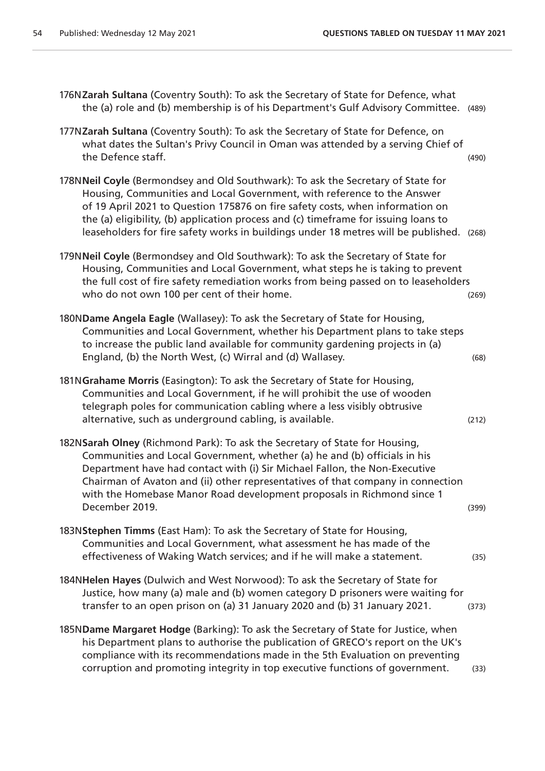176N**Zarah Sultana** (Coventry South): To ask the Secretary of State for Defence, what the (a) role and (b) membership is of his Department's Gulf Advisory Committee. (489)

177N**Zarah Sultana** (Coventry South): To ask the Secretary of State for Defence, on what dates the Sultan's Privy Council in Oman was attended by a serving Chief of the Defence staff. (490)

178N**Neil Coyle** (Bermondsey and Old Southwark): To ask the Secretary of State for Housing, Communities and Local Government, with reference to the Answer of 19 April 2021 to Question 175876 on fire safety costs, when information on the (a) eligibility, (b) application process and (c) timeframe for issuing loans to leaseholders for fire safety works in buildings under 18 metres will be published. (268)

179N**Neil Coyle** (Bermondsey and Old Southwark): To ask the Secretary of State for Housing, Communities and Local Government, what steps he is taking to prevent the full cost of fire safety remediation works from being passed on to leaseholders who do not own 100 per cent of their home. (269)

180N**Dame Angela Eagle** (Wallasey): To ask the Secretary of State for Housing, Communities and Local Government, whether his Department plans to take steps to increase the public land available for community gardening projects in (a) England, (b) the North West, (c) Wirral and (d) Wallasey. (68)

181N**Grahame Morris** (Easington): To ask the Secretary of State for Housing, Communities and Local Government, if he will prohibit the use of wooden telegraph poles for communication cabling where a less visibly obtrusive alternative, such as underground cabling, is available. (212)

182N**Sarah Olney** (Richmond Park): To ask the Secretary of State for Housing, Communities and Local Government, whether (a) he and (b) officials in his Department have had contact with (i) Sir Michael Fallon, the Non-Executive Chairman of Avaton and (ii) other representatives of that company in connection with the Homebase Manor Road development proposals in Richmond since 1 December 2019. (399)

183N**Stephen Timms** (East Ham): To ask the Secretary of State for Housing, Communities and Local Government, what assessment he has made of the effectiveness of Waking Watch services; and if he will make a statement. (35)

184N**Helen Hayes** (Dulwich and West Norwood): To ask the Secretary of State for Justice, how many (a) male and (b) women category D prisoners were waiting for transfer to an open prison on (a) 31 January 2020 and (b) 31 January 2021. (373)

185N**Dame Margaret Hodge** (Barking): To ask the Secretary of State for Justice, when his Department plans to authorise the publication of GRECO's report on the UK's compliance with its recommendations made in the 5th Evaluation on preventing corruption and promoting integrity in top executive functions of government. (33)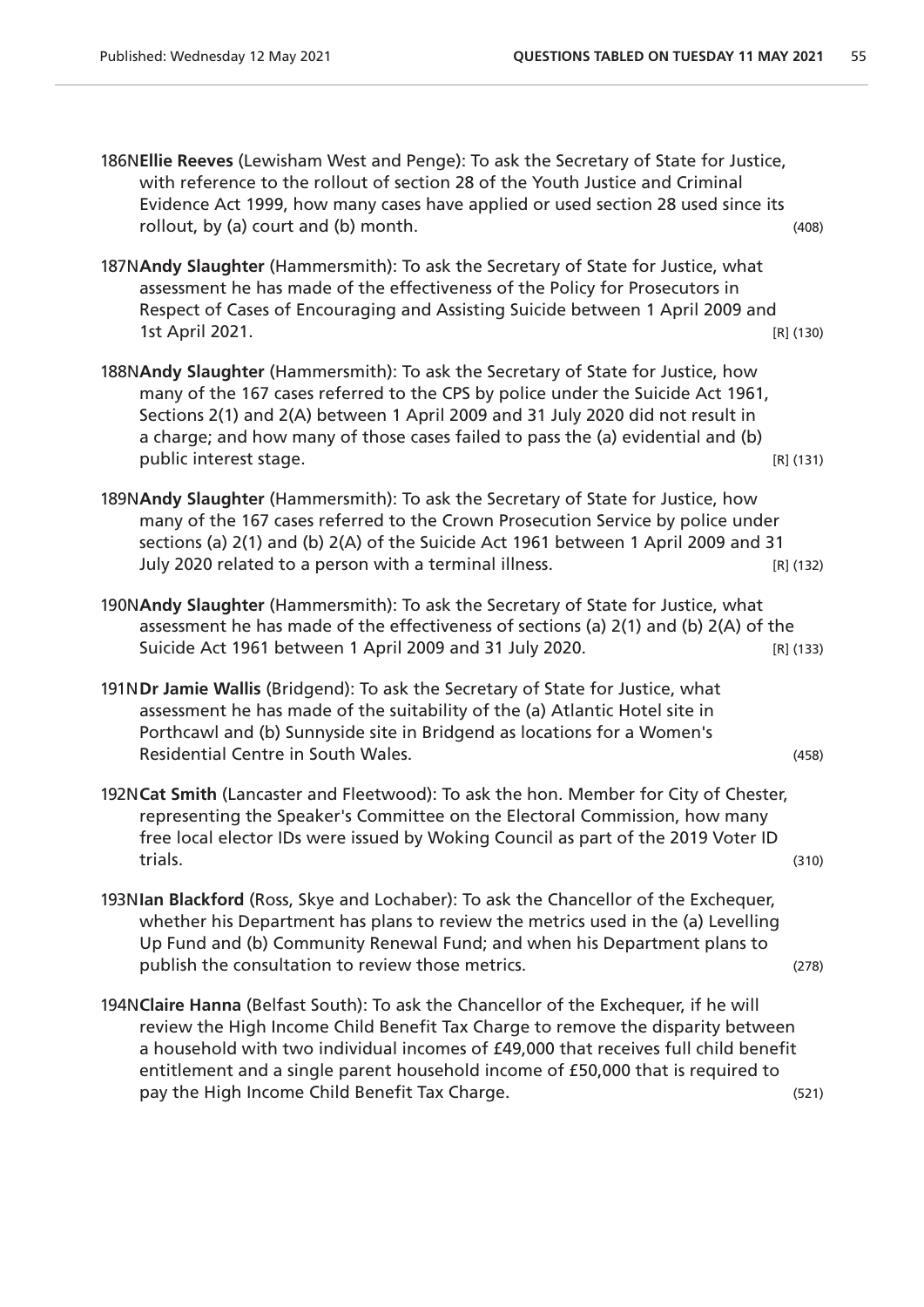186N**Ellie Reeves** (Lewisham West and Penge): To ask the Secretary of State for Justice, with reference to the rollout of section 28 of the Youth Justice and Criminal Evidence Act 1999, how many cases have applied or used section 28 used since its rollout, by (a) court and (b) month. (408)

187N**Andy Slaughter** (Hammersmith): To ask the Secretary of State for Justice, what assessment he has made of the effectiveness of the Policy for Prosecutors in Respect of Cases of Encouraging and Assisting Suicide between 1 April 2009 and 1st April 2021. [R] (130)

188N**Andy Slaughter** (Hammersmith): To ask the Secretary of State for Justice, how many of the 167 cases referred to the CPS by police under the Suicide Act 1961, Sections 2(1) and 2(A) between 1 April 2009 and 31 July 2020 did not result in a charge; and how many of those cases failed to pass the (a) evidential and (b) public interest stage. [R] (131)

189N**Andy Slaughter** (Hammersmith): To ask the Secretary of State for Justice, how many of the 167 cases referred to the Crown Prosecution Service by police under sections (a) 2(1) and (b) 2(A) of the Suicide Act 1961 between 1 April 2009 and 31 July 2020 related to a person with a terminal illness. [R] (132)

190N**Andy Slaughter** (Hammersmith): To ask the Secretary of State for Justice, what assessment he has made of the effectiveness of sections (a) 2(1) and (b) 2(A) of the Suicide Act 1961 between 1 April 2009 and 31 July 2020. [R] (133)

191N**Dr Jamie Wallis** (Bridgend): To ask the Secretary of State for Justice, what assessment he has made of the suitability of the (a) Atlantic Hotel site in Porthcawl and (b) Sunnyside site in Bridgend as locations for a Women's Residential Centre in South Wales. (458)

192N**Cat Smith** (Lancaster and Fleetwood): To ask the hon. Member for City of Chester, representing the Speaker's Committee on the Electoral Commission, how many free local elector IDs were issued by Woking Council as part of the 2019 Voter ID trials. (310)

193N**Ian Blackford** (Ross, Skye and Lochaber): To ask the Chancellor of the Exchequer, whether his Department has plans to review the metrics used in the (a) Levelling Up Fund and (b) Community Renewal Fund; and when his Department plans to publish the consultation to review those metrics. (278)

194N**Claire Hanna** (Belfast South): To ask the Chancellor of the Exchequer, if he will review the High Income Child Benefit Tax Charge to remove the disparity between a household with two individual incomes of £49,000 that receives full child benefit entitlement and a single parent household income of £50,000 that is required to pay the High Income Child Benefit Tax Charge. (521)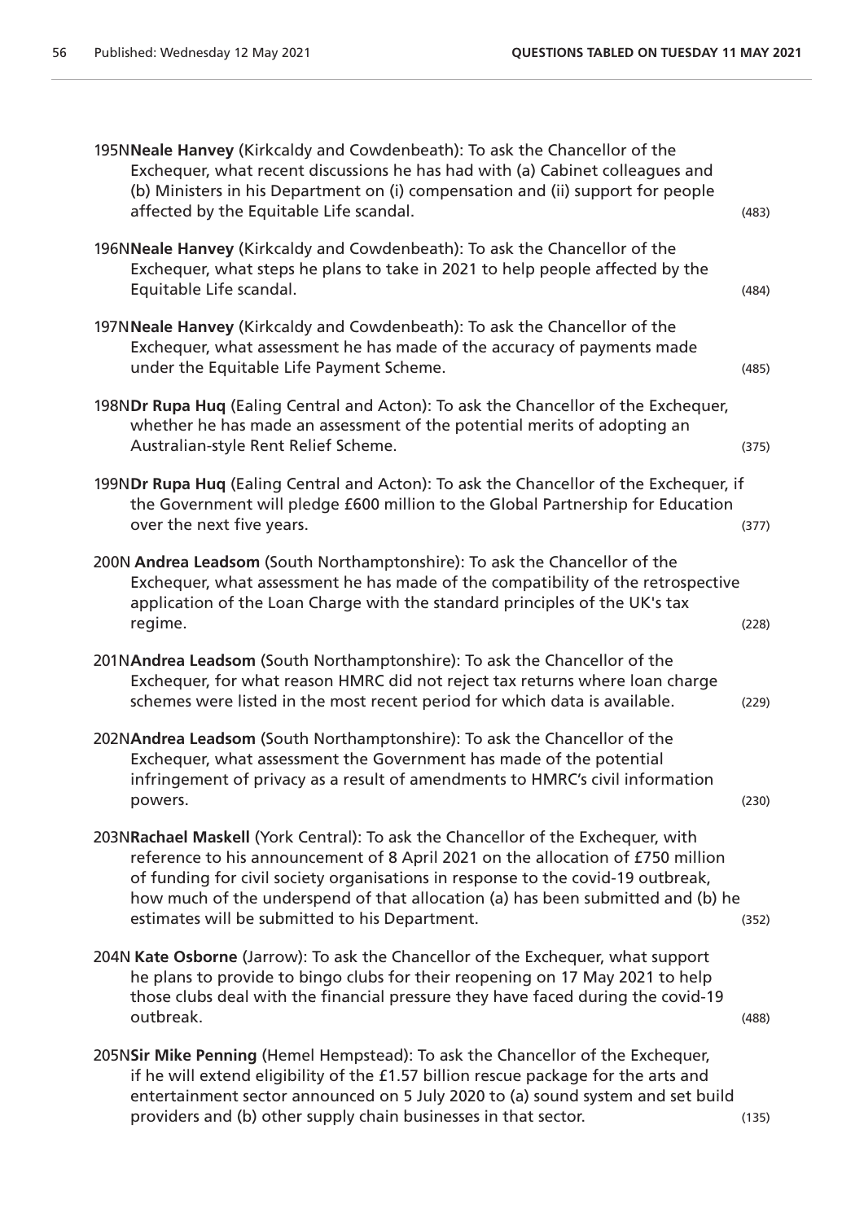195N **Neale Hanvey** (Kirkcaldy and Cowdenbeath): To ask the Chancellor of the Exchequer, what recent discussions he has had with (a) Cabinet colleagues and (b) Ministers in his Department on (i) compensation and (ii) support for people affected by the Equitable Life scandal. (483)

196N **Neale Hanvey** (Kirkcaldy and Cowdenbeath): To ask the Chancellor of the Exchequer, what steps he plans to take in 2021 to help people affected by the Equitable Life scandal. (484)

197N **Neale Hanvey** (Kirkcaldy and Cowdenbeath): To ask the Chancellor of the Exchequer, what assessment he has made of the accuracy of payments made under the Equitable Life Payment Scheme. (485)

198N **Dr Rupa Huq** (Ealing Central and Acton): To ask the Chancellor of the Exchequer, whether he has made an assessment of the potential merits of adopting an Australian-style Rent Relief Scheme. (375)

199N **Dr Rupa Huq** (Ealing Central and Acton): To ask the Chancellor of the Exchequer, if the Government will pledge £600 million to the Global Partnership for Education over the next five years. (377)

200N **Andrea Leadsom** (South Northamptonshire): To ask the Chancellor of the Exchequer, what assessment he has made of the compatibility of the retrospective application of the Loan Charge with the standard principles of the UK's tax regime. (228)

201N **Andrea Leadsom** (South Northamptonshire): To ask the Chancellor of the Exchequer, for what reason HMRC did not reject tax returns where loan charge schemes were listed in the most recent period for which data is available. (229)

202N **Andrea Leadsom** (South Northamptonshire): To ask the Chancellor of the Exchequer, what assessment the Government has made of the potential infringement of privacy as a result of amendments to HMRC's civil information powers. (230)

203N **Rachael Maskell** (York Central): To ask the Chancellor of the Exchequer, with reference to his announcement of 8 April 2021 on the allocation of £750 million of funding for civil society organisations in response to the covid-19 outbreak, how much of the underspend of that allocation (a) has been submitted and (b) he estimates will be submitted to his Department. (352)

204N **Kate Osborne** (Jarrow): To ask the Chancellor of the Exchequer, what support he plans to provide to bingo clubs for their reopening on 17 May 2021 to help those clubs deal with the financial pressure they have faced during the covid-19 outbreak. (488)

205N **Sir Mike Penning** (Hemel Hempstead): To ask the Chancellor of the Exchequer, if he will extend eligibility of the £1.57 billion rescue package for the arts and entertainment sector announced on 5 July 2020 to (a) sound system and set build providers and (b) other supply chain businesses in that sector. (135)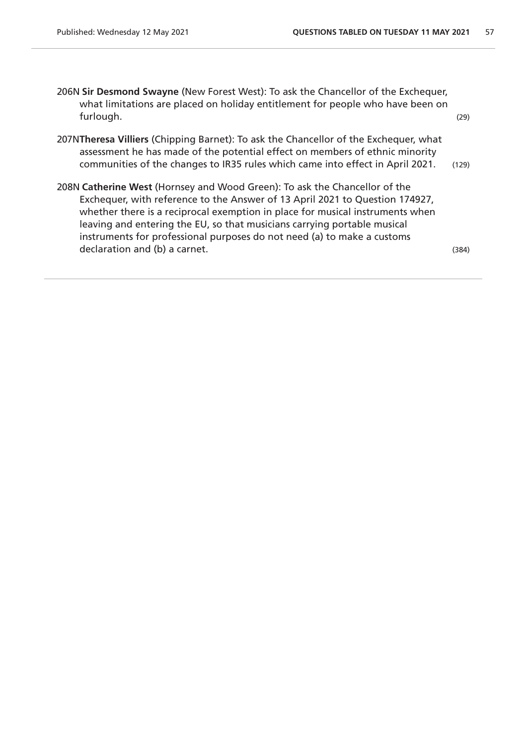206N **Sir Desmond Swayne** (New Forest West): To ask the Chancellor of the Exchequer, what limitations are placed on holiday entitlement for people who have been on furlough. (29)

207N **Theresa Villiers** (Chipping Barnet): To ask the Chancellor of the Exchequer, what assessment he has made of the potential effect on members of ethnic minority communities of the changes to IR35 rules which came into effect in April 2021. (129)

208N **Catherine West** (Hornsey and Wood Green): To ask the Chancellor of the Exchequer, with reference to the Answer of 13 April 2021 to Question 174927, whether there is a reciprocal exemption in place for musical instruments when leaving and entering the EU, so that musicians carrying portable musical instruments for professional purposes do not need (a) to make a customs declaration and (b) a carnet. (384)